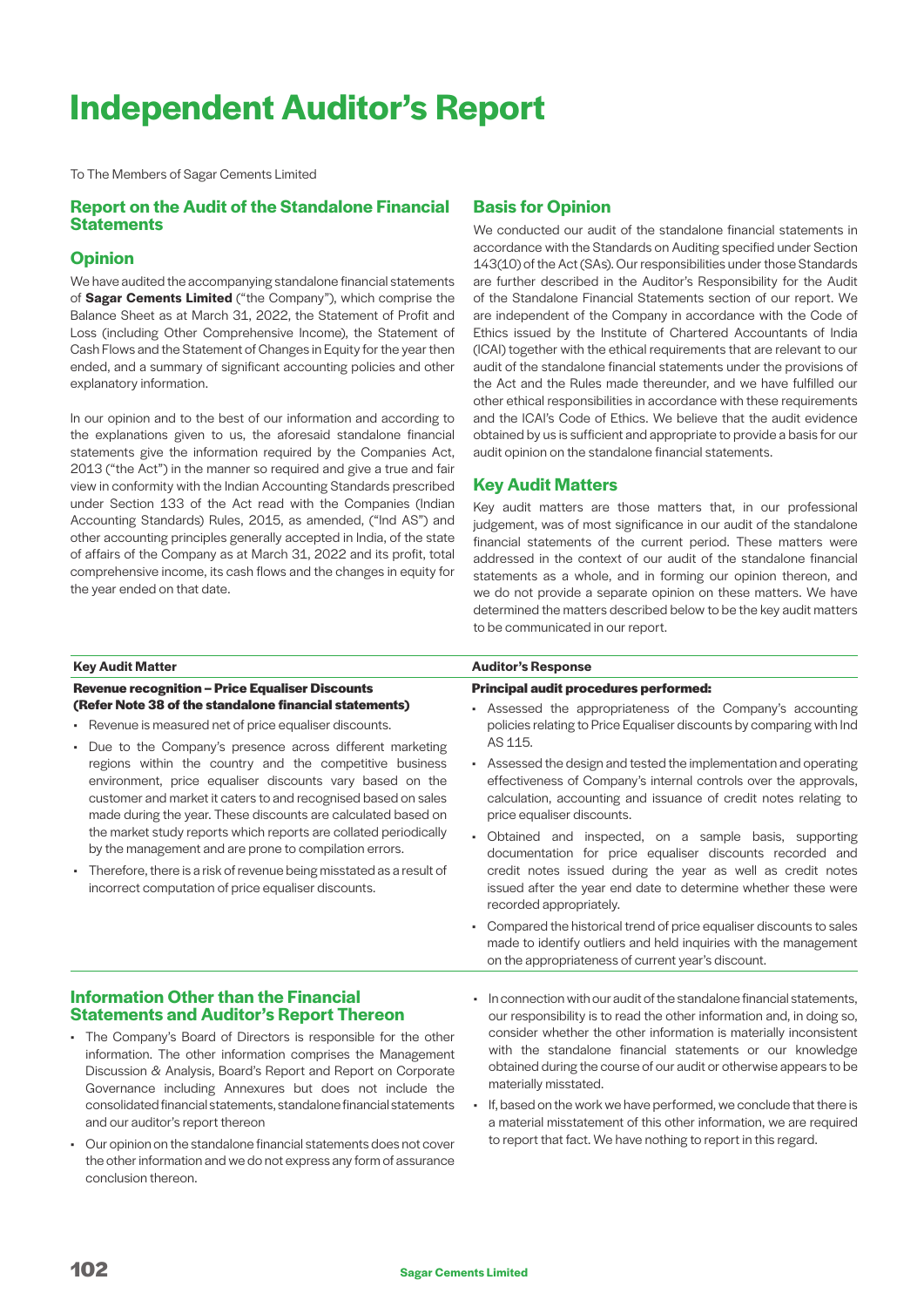# Independent Auditor's Report

To The Members of Sagar Cements Limited

## Report on the Audit of the Standalone Financial Statements

### Opinion

We have audited the accompanying standalone financial statements of **Sagar Cements Limited** ("the Company"), which comprise the Balance Sheet as at March 31, 2022, the Statement of Profit and Loss (including Other Comprehensive Income), the Statement of Cash Flows and the Statement of Changes in Equity for the year then ended, and a summary of significant accounting policies and other explanatory information.

In our opinion and to the best of our information and according to the explanations given to us, the aforesaid standalone financial statements give the information required by the Companies Act, 2013 ("the Act") in the manner so required and give a true and fair view in conformity with the Indian Accounting Standards prescribed under Section 133 of the Act read with the Companies (Indian Accounting Standards) Rules, 2015, as amended, ("Ind AS") and other accounting principles generally accepted in India, of the state of affairs of the Company as at March 31, 2022 and its profit, total comprehensive income, its cash flows and the changes in equity for the year ended on that date.

### Basis for Opinion

We conducted our audit of the standalone financial statements in accordance with the Standards on Auditing specified under Section 143(10) of the Act (SAs). Our responsibilities under those Standards are further described in the Auditor's Responsibility for the Audit of the Standalone Financial Statements section of our report. We are independent of the Company in accordance with the Code of Ethics issued by the Institute of Chartered Accountants of India (ICAI) together with the ethical requirements that are relevant to our audit of the standalone financial statements under the provisions of the Act and the Rules made thereunder, and we have fulfilled our other ethical responsibilities in accordance with these requirements and the ICAI's Code of Ethics. We believe that the audit evidence obtained by us is sufficient and appropriate to provide a basis for our audit opinion on the standalone financial statements.

### Key Audit Matters

Key audit matters are those matters that, in our professional judgement, was of most significance in our audit of the standalone financial statements of the current period. These matters were addressed in the context of our audit of the standalone financial statements as a whole, and in forming our opinion thereon, and we do not provide a separate opinion on these matters. We have determined the matters described below to be the key audit matters to be communicated in our report.

| Key Audit Matter | Auditor's Response |
|---|---|
| **Revenue recognition – Price Equaliser Discounts (Refer Note 38 of the standalone financial statements)**<br>• Revenue is measured net of price equaliser discounts.<br>• Due to the Company's presence across different marketing regions within the country and the competitive business environment, price equaliser discounts vary based on the customer and market it caters to and recognised based on sales made during the year. These discounts are calculated based on the market study reports which reports are collated periodically by the management and are prone to compilation errors.<br>• Therefore, there is a risk of revenue being misstated as a result of incorrect computation of price equaliser discounts. | **Principal audit procedures performed:**<br>• Assessed the appropriateness of the Company's accounting policies relating to Price Equaliser discounts by comparing with Ind AS 115.<br>• Assessed the design and tested the implementation and operating effectiveness of Company's internal controls over the approvals, calculation, accounting and issuance of credit notes relating to price equaliser discounts.<br>• Obtained and inspected, on a sample basis, supporting documentation for price equaliser discounts recorded and credit notes issued during the year as well as credit notes issued after the year end date to determine whether these were recorded appropriately.<br>• Compared the historical trend of price equaliser discounts to sales made to identify outliers and held inquiries with the management on the appropriateness of current year's discount. |

### Information Other than the Financial Statements and Auditor's Report Thereon

- The Company's Board of Directors is responsible for the other information. The other information comprises the Management Discussion & Analysis, Board's Report and Report on Corporate Governance including Annexures but does not include the consolidated financial statements, standalone financial statements and our auditor's report thereon
- Our opinion on the standalone financial statements does not cover the other information and we do not express any form of assurance conclusion thereon.
- In connection with our audit of the standalone financial statements, our responsibility is to read the other information and, in doing so, consider whether the other information is materially inconsistent with the standalone financial statements or our knowledge obtained during the course of our audit or otherwise appears to be materially misstated.
- If, based on the work we have performed, we conclude that there is a material misstatement of this other information, we are required to report that fact. We have nothing to report in this regard.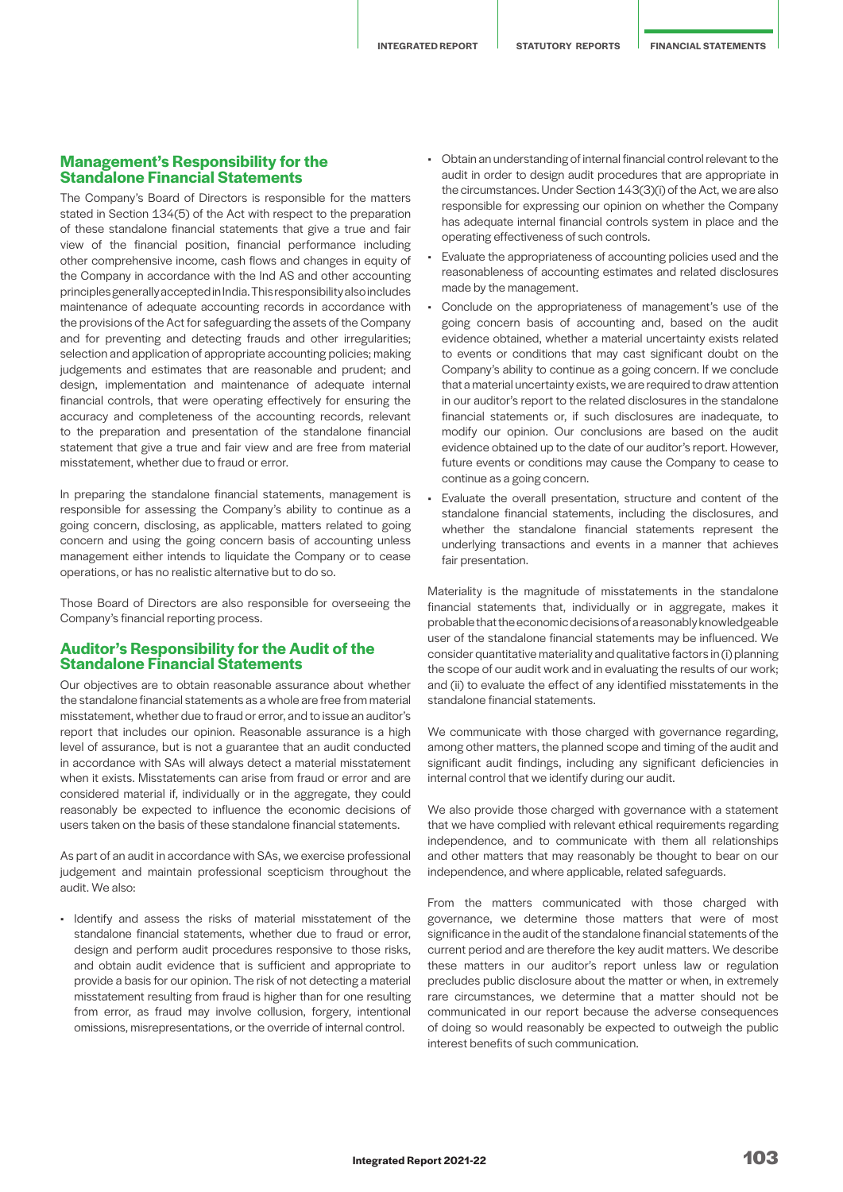## Management's Responsibility for the Standalone Financial Statements

The Company's Board of Directors is responsible for the matters stated in Section 134(5) of the Act with respect to the preparation of these standalone financial statements that give a true and fair view of the financial position, financial performance including other comprehensive income, cash flows and changes in equity of the Company in accordance with the Ind AS and other accounting principles generally accepted in India. This responsibility also includes maintenance of adequate accounting records in accordance with the provisions of the Act for safeguarding the assets of the Company and for preventing and detecting frauds and other irregularities; selection and application of appropriate accounting policies; making judgements and estimates that are reasonable and prudent; and design, implementation and maintenance of adequate internal financial controls, that were operating effectively for ensuring the accuracy and completeness of the accounting records, relevant to the preparation and presentation of the standalone financial statement that give a true and fair view and are free from material misstatement, whether due to fraud or error.

In preparing the standalone financial statements, management is responsible for assessing the Company's ability to continue as a going concern, disclosing, as applicable, matters related to going concern and using the going concern basis of accounting unless management either intends to liquidate the Company or to cease operations, or has no realistic alternative but to do so.

Those Board of Directors are also responsible for overseeing the Company's financial reporting process.

## Auditor's Responsibility for the Audit of the Standalone Financial Statements

Our objectives are to obtain reasonable assurance about whether the standalone financial statements as a whole are free from material misstatement, whether due to fraud or error, and to issue an auditor's report that includes our opinion. Reasonable assurance is a high level of assurance, but is not a guarantee that an audit conducted in accordance with SAs will always detect a material misstatement when it exists. Misstatements can arise from fraud or error and are considered material if, individually or in the aggregate, they could reasonably be expected to influence the economic decisions of users taken on the basis of these standalone financial statements.

As part of an audit in accordance with SAs, we exercise professional judgement and maintain professional scepticism throughout the audit. We also:

- Identify and assess the risks of material misstatement of the standalone financial statements, whether due to fraud or error, design and perform audit procedures responsive to those risks, and obtain audit evidence that is sufficient and appropriate to provide a basis for our opinion. The risk of not detecting a material misstatement resulting from fraud is higher than for one resulting from error, as fraud may involve collusion, forgery, intentional omissions, misrepresentations, or the override of internal control.
- Obtain an understanding of internal financial control relevant to the audit in order to design audit procedures that are appropriate in the circumstances. Under Section 143(3)(i) of the Act, we are also responsible for expressing our opinion on whether the Company has adequate internal financial controls system in place and the operating effectiveness of such controls.
- Evaluate the appropriateness of accounting policies used and the reasonableness of accounting estimates and related disclosures made by the management.
- Conclude on the appropriateness of management's use of the going concern basis of accounting and, based on the audit evidence obtained, whether a material uncertainty exists related to events or conditions that may cast significant doubt on the Company's ability to continue as a going concern. If we conclude that a material uncertainty exists, we are required to draw attention in our auditor's report to the related disclosures in the standalone financial statements or, if such disclosures are inadequate, to modify our opinion. Our conclusions are based on the audit evidence obtained up to the date of our auditor's report. However, future events or conditions may cause the Company to cease to continue as a going concern.
- Evaluate the overall presentation, structure and content of the standalone financial statements, including the disclosures, and whether the standalone financial statements represent the underlying transactions and events in a manner that achieves fair presentation.

Materiality is the magnitude of misstatements in the standalone financial statements that, individually or in aggregate, makes it probable that the economic decisions of a reasonably knowledgeable user of the standalone financial statements may be influenced. We consider quantitative materiality and qualitative factors in (i) planning the scope of our audit work and in evaluating the results of our work; and (ii) to evaluate the effect of any identified misstatements in the standalone financial statements.

We communicate with those charged with governance regarding, among other matters, the planned scope and timing of the audit and significant audit findings, including any significant deficiencies in internal control that we identify during our audit.

We also provide those charged with governance with a statement that we have complied with relevant ethical requirements regarding independence, and to communicate with them all relationships and other matters that may reasonably be thought to bear on our independence, and where applicable, related safeguards.

From the matters communicated with those charged with governance, we determine those matters that were of most significance in the audit of the standalone financial statements of the current period and are therefore the key audit matters. We describe these matters in our auditor's report unless law or regulation precludes public disclosure about the matter or when, in extremely rare circumstances, we determine that a matter should not be communicated in our report because the adverse consequences of doing so would reasonably be expected to outweigh the public interest benefits of such communication.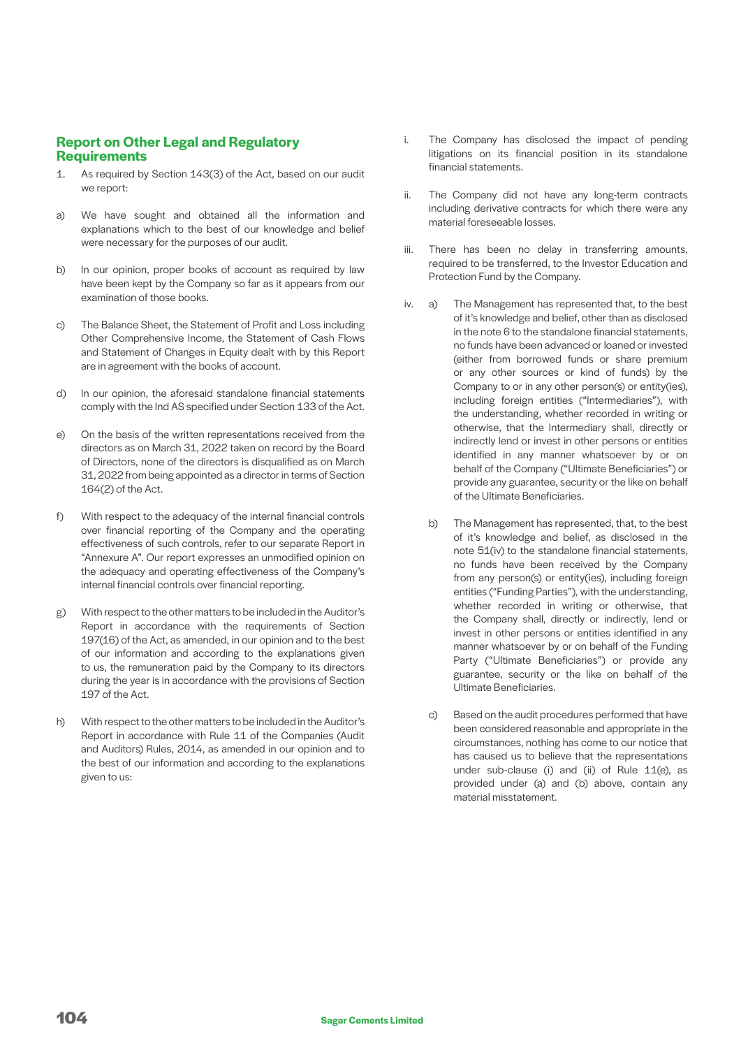## Report on Other Legal and Regulatory Requirements

1. As required by Section 143(3) of the Act, based on our audit we report:

a) We have sought and obtained all the information and explanations which to the best of our knowledge and belief were necessary for the purposes of our audit.

b) In our opinion, proper books of account as required by law have been kept by the Company so far as it appears from our examination of those books.

c) The Balance Sheet, the Statement of Profit and Loss including Other Comprehensive Income, the Statement of Cash Flows and Statement of Changes in Equity dealt with by this Report are in agreement with the books of account.

d) In our opinion, the aforesaid standalone financial statements comply with the Ind AS specified under Section 133 of the Act.

e) On the basis of the written representations received from the directors as on March 31, 2022 taken on record by the Board of Directors, none of the directors is disqualified as on March 31, 2022 from being appointed as a director in terms of Section 164(2) of the Act.

f) With respect to the adequacy of the internal financial controls over financial reporting of the Company and the operating effectiveness of such controls, refer to our separate Report in "Annexure A". Our report expresses an unmodified opinion on the adequacy and operating effectiveness of the Company's internal financial controls over financial reporting.

g) With respect to the other matters to be included in the Auditor's Report in accordance with the requirements of Section 197(16) of the Act, as amended, in our opinion and to the best of our information and according to the explanations given to us, the remuneration paid by the Company to its directors during the year is in accordance with the provisions of Section 197 of the Act.

h) With respect to the other matters to be included in the Auditor's Report in accordance with Rule 11 of the Companies (Audit and Auditors) Rules, 2014, as amended in our opinion and to the best of our information and according to the explanations given to us:

i. The Company has disclosed the impact of pending litigations on its financial position in its standalone financial statements.

ii. The Company did not have any long-term contracts including derivative contracts for which there were any material foreseeable losses.

iii. There has been no delay in transferring amounts, required to be transferred, to the Investor Education and Protection Fund by the Company.

iv. a) The Management has represented that, to the best of it's knowledge and belief, other than as disclosed in the note 6 to the standalone financial statements, no funds have been advanced or loaned or invested (either from borrowed funds or share premium or any other sources or kind of funds) by the Company to or in any other person(s) or entity(ies), including foreign entities ("Intermediaries"), with the understanding, whether recorded in writing or otherwise, that the Intermediary shall, directly or indirectly lend or invest in other persons or entities identified in any manner whatsoever by or on behalf of the Company ("Ultimate Beneficiaries") or provide any guarantee, security or the like on behalf of the Ultimate Beneficiaries.

b) The Management has represented, that, to the best of it's knowledge and belief, as disclosed in the note 51(iv) to the standalone financial statements, no funds have been received by the Company from any person(s) or entity(ies), including foreign entities ("Funding Parties"), with the understanding, whether recorded in writing or otherwise, that the Company shall, directly or indirectly, lend or invest in other persons or entities identified in any manner whatsoever by or on behalf of the Funding Party ("Ultimate Beneficiaries") or provide any guarantee, security or the like on behalf of the Ultimate Beneficiaries.

c) Based on the audit procedures performed that have been considered reasonable and appropriate in the circumstances, nothing has come to our notice that has caused us to believe that the representations under sub-clause (i) and (ii) of Rule 11(e), as provided under (a) and (b) above, contain any material misstatement.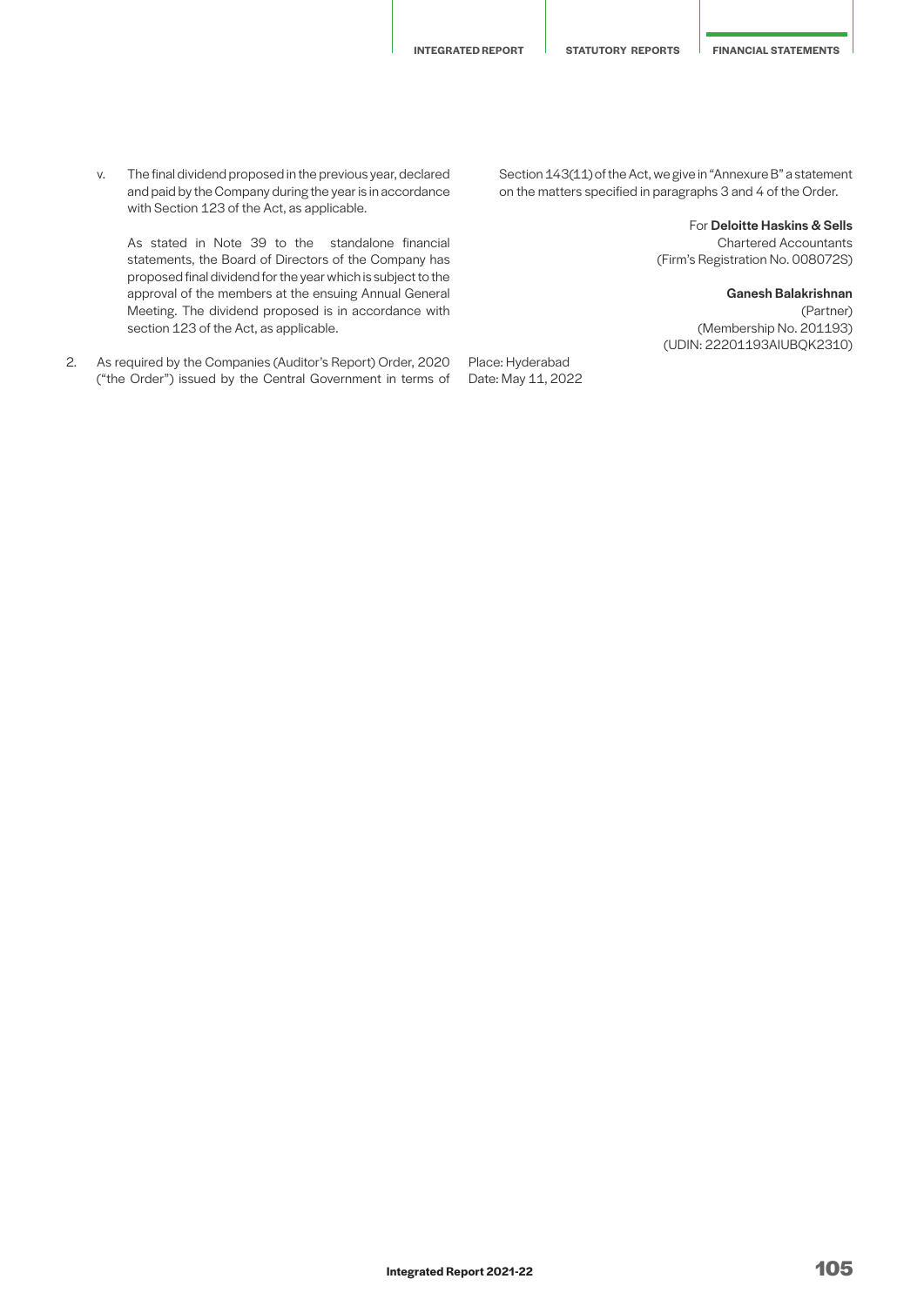v. The final dividend proposed in the previous year, declared and paid by the Company during the year is in accordance with Section 123 of the Act, as applicable.

   As stated in Note 39 to the standalone financial statements, the Board of Directors of the Company has proposed final dividend for the year which is subject to the approval of the members at the ensuing Annual General Meeting. The dividend proposed is in accordance with section 123 of the Act, as applicable.

2. As required by the Companies (Auditor's Report) Order, 2020 ("the Order") issued by the Central Government in terms of Section 143(11) of the Act, we give in "Annexure B" a statement on the matters specified in paragraphs 3 and 4 of the Order.

For **Deloitte Haskins & Sells**
Chartered Accountants
(Firm's Registration No. 008072S)

**Ganesh Balakrishnan**
(Partner)
(Membership No. 201193)
(UDIN: 22201193AIUBQK2310)

Place: Hyderabad
Date: May 11, 2022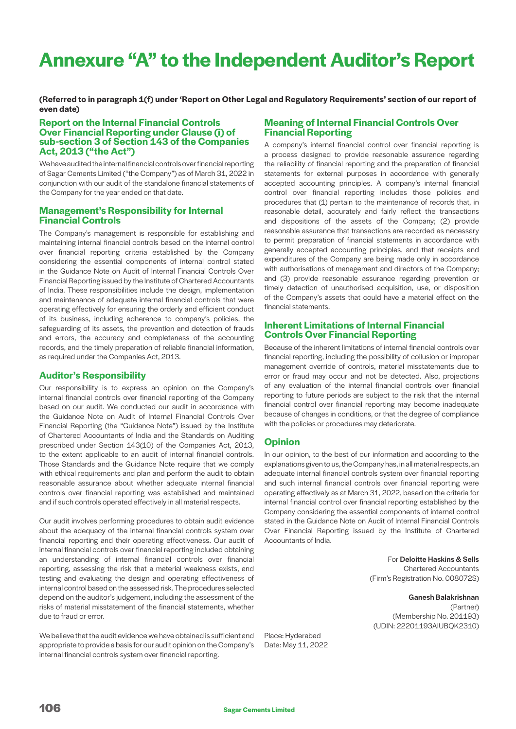# Annexure "A" to the Independent Auditor's Report

**(Referred to in paragraph 1(f) under 'Report on Other Legal and Regulatory Requirements' section of our report of even date)**

## Report on the Internal Financial Controls Over Financial Reporting under Clause (i) of sub-section 3 of Section 143 of the Companies Act, 2013 ("the Act")

We have audited the internal financial controls over financial reporting of Sagar Cements Limited ("the Company") as of March 31, 2022 in conjunction with our audit of the standalone financial statements of the Company for the year ended on that date.

## Management's Responsibility for Internal Financial Controls

The Company's management is responsible for establishing and maintaining internal financial controls based on the internal control over financial reporting criteria established by the Company considering the essential components of internal control stated in the Guidance Note on Audit of Internal Financial Controls Over Financial Reporting issued by the Institute of Chartered Accountants of India. These responsibilities include the design, implementation and maintenance of adequate internal financial controls that were operating effectively for ensuring the orderly and efficient conduct of its business, including adherence to company's policies, the safeguarding of its assets, the prevention and detection of frauds and errors, the accuracy and completeness of the accounting records, and the timely preparation of reliable financial information, as required under the Companies Act, 2013.

## Auditor's Responsibility

Our responsibility is to express an opinion on the Company's internal financial controls over financial reporting of the Company based on our audit. We conducted our audit in accordance with the Guidance Note on Audit of Internal Financial Controls Over Financial Reporting (the "Guidance Note") issued by the Institute of Chartered Accountants of India and the Standards on Auditing prescribed under Section 143(10) of the Companies Act, 2013, to the extent applicable to an audit of internal financial controls. Those Standards and the Guidance Note require that we comply with ethical requirements and plan and perform the audit to obtain reasonable assurance about whether adequate internal financial controls over financial reporting was established and maintained and if such controls operated effectively in all material respects.

Our audit involves performing procedures to obtain audit evidence about the adequacy of the internal financial controls system over financial reporting and their operating effectiveness. Our audit of internal financial controls over financial reporting included obtaining an understanding of internal financial controls over financial reporting, assessing the risk that a material weakness exists, and testing and evaluating the design and operating effectiveness of internal control based on the assessed risk. The procedures selected depend on the auditor's judgement, including the assessment of the risks of material misstatement of the financial statements, whether due to fraud or error.

We believe that the audit evidence we have obtained is sufficient and appropriate to provide a basis for our audit opinion on the Company's internal financial controls system over financial reporting.

## Meaning of Internal Financial Controls Over Financial Reporting

A company's internal financial control over financial reporting is a process designed to provide reasonable assurance regarding the reliability of financial reporting and the preparation of financial statements for external purposes in accordance with generally accepted accounting principles. A company's internal financial control over financial reporting includes those policies and procedures that (1) pertain to the maintenance of records that, in reasonable detail, accurately and fairly reflect the transactions and dispositions of the assets of the Company; (2) provide reasonable assurance that transactions are recorded as necessary to permit preparation of financial statements in accordance with generally accepted accounting principles, and that receipts and expenditures of the Company are being made only in accordance with authorisations of management and directors of the Company; and (3) provide reasonable assurance regarding prevention or timely detection of unauthorised acquisition, use, or disposition of the Company's assets that could have a material effect on the financial statements.

## Inherent Limitations of Internal Financial Controls Over Financial Reporting

Because of the inherent limitations of internal financial controls over financial reporting, including the possibility of collusion or improper management override of controls, material misstatements due to error or fraud may occur and not be detected. Also, projections of any evaluation of the internal financial controls over financial reporting to future periods are subject to the risk that the internal financial control over financial reporting may become inadequate because of changes in conditions, or that the degree of compliance with the policies or procedures may deteriorate.

## Opinion

In our opinion, to the best of our information and according to the explanations given to us, the Company has, in all material respects, an adequate internal financial controls system over financial reporting and such internal financial controls over financial reporting were operating effectively as at March 31, 2022, based on the criteria for internal financial control over financial reporting established by the Company considering the essential components of internal control stated in the Guidance Note on Audit of Internal Financial Controls Over Financial Reporting issued by the Institute of Chartered Accountants of India.

For **Deloitte Haskins & Sells**
Chartered Accountants
(Firm's Registration No. 008072S)

**Ganesh Balakrishnan**
(Partner)
(Membership No. 201193)
(UDIN: 22201193AIUBQK2310)

Place: Hyderabad
Date: May 11, 2022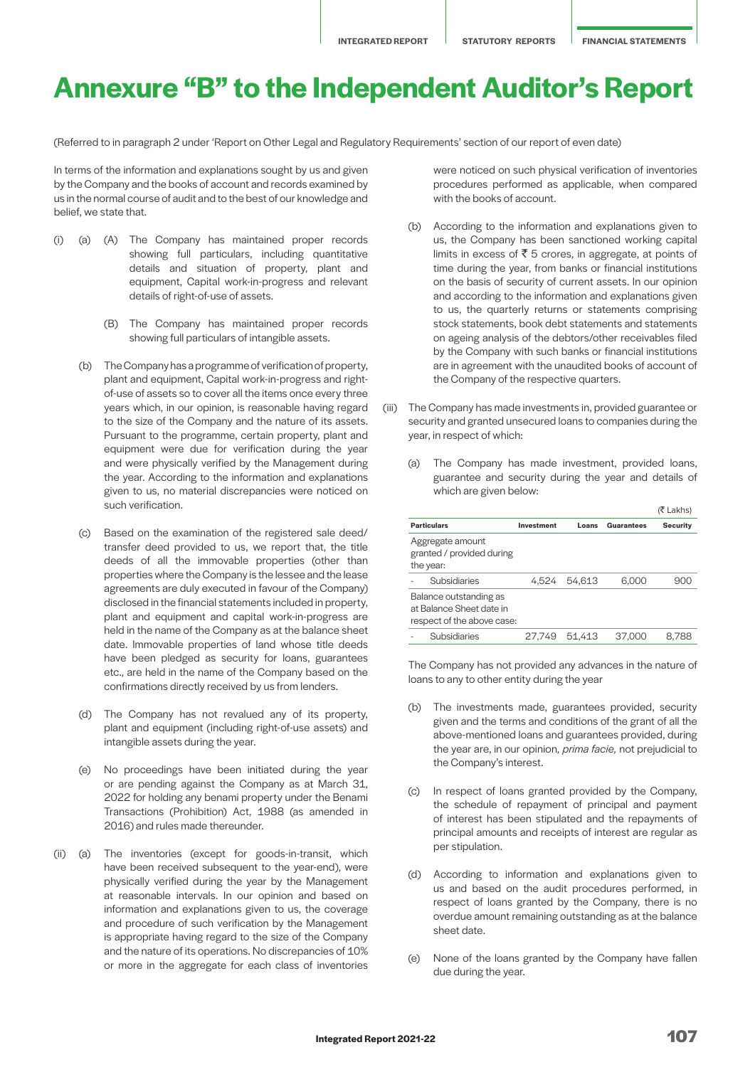# Annexure "B" to the Independent Auditor's Report

(Referred to in paragraph 2 under 'Report on Other Legal and Regulatory Requirements' section of our report of even date)

In terms of the information and explanations sought by us and given by the Company and the books of account and records examined by us in the normal course of audit and to the best of our knowledge and belief, we state that.

(i) (a) (A) The Company has maintained proper records showing full particulars, including quantitative details and situation of property, plant and equipment, Capital work-in-progress and relevant details of right-of-use of assets.

(B) The Company has maintained proper records showing full particulars of intangible assets.

(b) The Company has a programme of verification of property, plant and equipment, Capital work-in-progress and right-of-use of assets so to cover all the items once every three years which, in our opinion, is reasonable having regard to the size of the Company and the nature of its assets. Pursuant to the programme, certain property, plant and equipment were due for verification during the year and were physically verified by the Management during the year. According to the information and explanations given to us, no material discrepancies were noticed on such verification.

(c) Based on the examination of the registered sale deed/ transfer deed provided to us, we report that, the title deeds of all the immovable properties (other than properties where the Company is the lessee and the lease agreements are duly executed in favour of the Company) disclosed in the financial statements included in property, plant and equipment and capital work-in-progress are held in the name of the Company as at the balance sheet date. Immovable properties of land whose title deeds have been pledged as security for loans, guarantees etc., are held in the name of the Company based on the confirmations directly received by us from lenders.

(d) The Company has not revalued any of its property, plant and equipment (including right-of-use assets) and intangible assets during the year.

(e) No proceedings have been initiated during the year or are pending against the Company as at March 31, 2022 for holding any benami property under the Benami Transactions (Prohibition) Act, 1988 (as amended in 2016) and rules made thereunder.

(ii) (a) The inventories (except for goods-in-transit, which have been received subsequent to the year-end), were physically verified during the year by the Management at reasonable intervals. In our opinion and based on information and explanations given to us, the coverage and procedure of such verification by the Management is appropriate having regard to the size of the Company and the nature of its operations. No discrepancies of 10% or more in the aggregate for each class of inventories were noticed on such physical verification of inventories procedures performed as applicable, when compared with the books of account.

(b) According to the information and explanations given to us, the Company has been sanctioned working capital limits in excess of ₹ 5 crores, in aggregate, at points of time during the year, from banks or financial institutions on the basis of security of current assets. In our opinion and according to the information and explanations given to us, the quarterly returns or statements comprising stock statements, book debt statements and statements on ageing analysis of the debtors/other receivables filed by the Company with such banks or financial institutions are in agreement with the unaudited books of account of the Company of the respective quarters.

(iii) The Company has made investments in, provided guarantee or security and granted unsecured loans to companies during the year, in respect of which:

(a) The Company has made investment, provided loans, guarantee and security during the year and details of which are given below:

(₹ Lakhs)

| Particulars | Investment | Loans | Guarantees | Security |
|---|---|---|---|---|
| Aggregate amount granted / provided during the year: | | | | |
| - Subsidiaries | 4,524 | 54,613 | 6,000 | 900 |
| Balance outstanding as at Balance Sheet date in respect of the above case: | | | | |
| - Subsidiaries | 27,749 | 51,413 | 37,000 | 8,788 |

The Company has not provided any advances in the nature of loans to any to other entity during the year

(b) The investments made, guarantees provided, security given and the terms and conditions of the grant of all the above-mentioned loans and guarantees provided, during the year are, in our opinion, *prima facie,* not prejudicial to the Company's interest.

(c) In respect of loans granted provided by the Company, the schedule of repayment of principal and payment of interest has been stipulated and the repayments of principal amounts and receipts of interest are regular as per stipulation.

(d) According to information and explanations given to us and based on the audit procedures performed, in respect of loans granted by the Company, there is no overdue amount remaining outstanding as at the balance sheet date.

(e) None of the loans granted by the Company have fallen due during the year.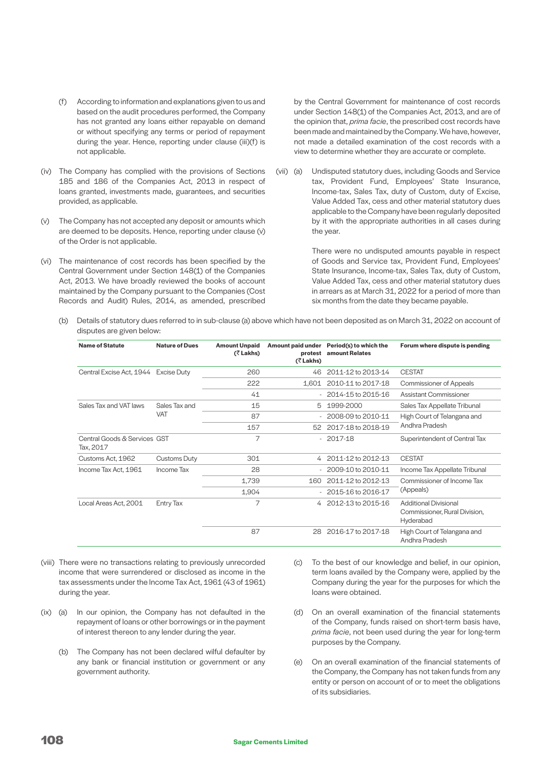(f) According to information and explanations given to us and based on the audit procedures performed, the Company has not granted any loans either repayable on demand or without specifying any terms or period of repayment during the year. Hence, reporting under clause (iii)(f) is not applicable.

(iv) The Company has complied with the provisions of Sections 185 and 186 of the Companies Act, 2013 in respect of loans granted, investments made, guarantees, and securities provided, as applicable.

(v) The Company has not accepted any deposit or amounts which are deemed to be deposits. Hence, reporting under clause (v) of the Order is not applicable.

(vi) The maintenance of cost records has been specified by the Central Government under Section 148(1) of the Companies Act, 2013. We have broadly reviewed the books of account maintained by the Company pursuant to the Companies (Cost Records and Audit) Rules, 2014, as amended, prescribed by the Central Government for maintenance of cost records under Section 148(1) of the Companies Act, 2013, and are of the opinion that, *prima facie*, the prescribed cost records have been made and maintained by the Company. We have, however, not made a detailed examination of the cost records with a view to determine whether they are accurate or complete.

(vii) (a) Undisputed statutory dues, including Goods and Service tax, Provident Fund, Employees' State Insurance, Income-tax, Sales Tax, duty of Custom, duty of Excise, Value Added Tax, cess and other material statutory dues applicable to the Company have been regularly deposited by it with the appropriate authorities in all cases during the year.

There were no undisputed amounts payable in respect of Goods and Service tax, Provident Fund, Employees' State Insurance, Income-tax, Sales Tax, duty of Custom, Value Added Tax, cess and other material statutory dues in arrears as at March 31, 2022 for a period of more than six months from the date they became payable.

(b) Details of statutory dues referred to in sub-clause (a) above which have not been deposited as on March 31, 2022 on account of disputes are given below:

| Name of Statute | Nature of Dues | Amount Unpaid (₹ Lakhs) | Amount paid under protest (₹ Lakhs) | Period(s) to which the amount Relates | Forum where dispute is pending |
|---|---|---|---|---|---|
| Central Excise Act, 1944 | Excise Duty | 260 | 46 | 2011-12 to 2013-14 | CESTAT |
| | | 222 | 1,601 | 2010-11 to 2017-18 | Commissioner of Appeals |
| | | 41 | - | 2014-15 to 2015-16 | Assistant Commissioner |
| Sales Tax and VAT laws | Sales Tax and VAT | 15 | 5 | 1999-2000 | Sales Tax Appellate Tribunal |
| | | 87 | - | 2008-09 to 2010-11 | High Court of Telangana and Andhra Pradesh |
| | | 157 | 52 | 2017-18 to 2018-19 | |
| Central Goods & Services Tax, 2017 | GST | 7 | - | 2017-18 | Superintendent of Central Tax |
| Customs Act, 1962 | Customs Duty | 301 | 4 | 2011-12 to 2012-13 | CESTAT |
| Income Tax Act, 1961 | Income Tax | 28 | - | 2009-10 to 2010-11 | Income Tax Appellate Tribunal |
| | | 1,739 | 160 | 2011-12 to 2012-13 | Commissioner of Income Tax (Appeals) |
| | | 1,904 | - | 2015-16 to 2016-17 | |
| Local Areas Act, 2001 | Entry Tax | 7 | 4 | 2012-13 to 2015-16 | Additional Divisional Commissioner, Rural Division, Hyderabad |
| | | 87 | 28 | 2016-17 to 2017-18 | High Court of Telangana and Andhra Pradesh |

(viii) There were no transactions relating to previously unrecorded income that were surrendered or disclosed as income in the tax assessments under the Income Tax Act, 1961 (43 of 1961) during the year.

(ix) (a) In our opinion, the Company has not defaulted in the repayment of loans or other borrowings or in the payment of interest thereon to any lender during the year.

(b) The Company has not been declared wilful defaulter by any bank or financial institution or government or any government authority.

(c) To the best of our knowledge and belief, in our opinion, term loans availed by the Company were, applied by the Company during the year for the purposes for which the loans were obtained.

(d) On an overall examination of the financial statements of the Company, funds raised on short-term basis have, *prima facie*, not been used during the year for long-term purposes by the Company.

(e) On an overall examination of the financial statements of the Company, the Company has not taken funds from any entity or person on account of or to meet the obligations of its subsidiaries.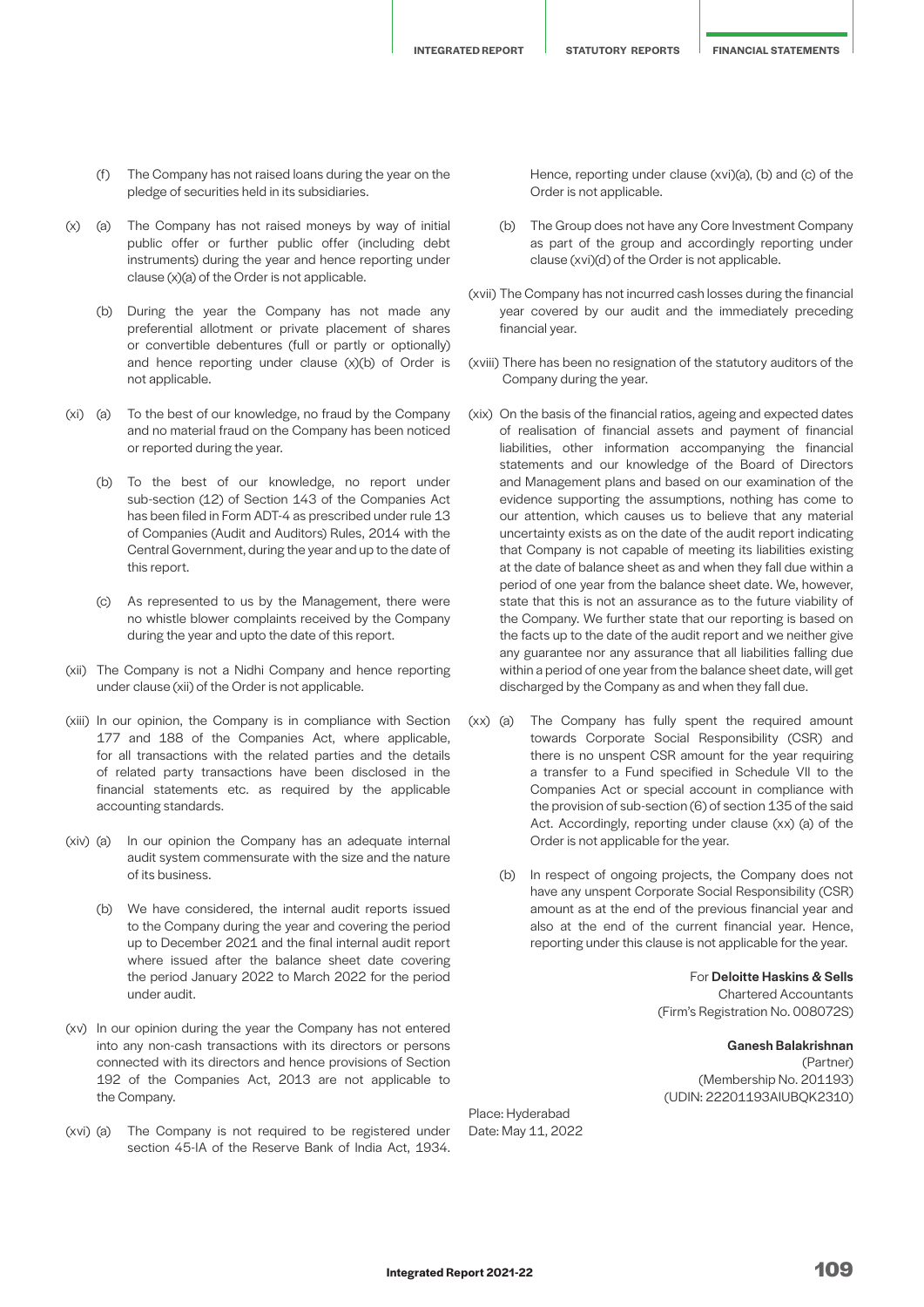(f) The Company has not raised loans during the year on the pledge of securities held in its subsidiaries.

(x) (a) The Company has not raised moneys by way of initial public offer or further public offer (including debt instruments) during the year and hence reporting under clause (x)(a) of the Order is not applicable.

(b) During the year the Company has not made any preferential allotment or private placement of shares or convertible debentures (full or partly or optionally) and hence reporting under clause (x)(b) of Order is not applicable.

(xi) (a) To the best of our knowledge, no fraud by the Company and no material fraud on the Company has been noticed or reported during the year.

(b) To the best of our knowledge, no report under sub-section (12) of Section 143 of the Companies Act has been filed in Form ADT-4 as prescribed under rule 13 of Companies (Audit and Auditors) Rules, 2014 with the Central Government, during the year and up to the date of this report.

(c) As represented to us by the Management, there were no whistle blower complaints received by the Company during the year and upto the date of this report.

(xii) The Company is not a Nidhi Company and hence reporting under clause (xii) of the Order is not applicable.

(xiii) In our opinion, the Company is in compliance with Section 177 and 188 of the Companies Act, where applicable, for all transactions with the related parties and the details of related party transactions have been disclosed in the financial statements etc. as required by the applicable accounting standards.

(xiv) (a) In our opinion the Company has an adequate internal audit system commensurate with the size and the nature of its business.

(b) We have considered, the internal audit reports issued to the Company during the year and covering the period up to December 2021 and the final internal audit report where issued after the balance sheet date covering the period January 2022 to March 2022 for the period under audit.

(xv) In our opinion during the year the Company has not entered into any non-cash transactions with its directors or persons connected with its directors and hence provisions of Section 192 of the Companies Act, 2013 are not applicable to the Company.

(xvi) (a) The Company is not required to be registered under section 45-IA of the Reserve Bank of India Act, 1934. Hence, reporting under clause (xvi)(a), (b) and (c) of the Order is not applicable.

(b) The Group does not have any Core Investment Company as part of the group and accordingly reporting under clause (xvi)(d) of the Order is not applicable.

(xvii) The Company has not incurred cash losses during the financial year covered by our audit and the immediately preceding financial year.

(xviii) There has been no resignation of the statutory auditors of the Company during the year.

(xix) On the basis of the financial ratios, ageing and expected dates of realisation of financial assets and payment of financial liabilities, other information accompanying the financial statements and our knowledge of the Board of Directors and Management plans and based on our examination of the evidence supporting the assumptions, nothing has come to our attention, which causes us to believe that any material uncertainty exists as on the date of the audit report indicating that Company is not capable of meeting its liabilities existing at the date of balance sheet as and when they fall due within a period of one year from the balance sheet date. We, however, state that this is not an assurance as to the future viability of the Company. We further state that our reporting is based on the facts up to the date of the audit report and we neither give any guarantee nor any assurance that all liabilities falling due within a period of one year from the balance sheet date, will get discharged by the Company as and when they fall due.

(xx) (a) The Company has fully spent the required amount towards Corporate Social Responsibility (CSR) and there is no unspent CSR amount for the year requiring a transfer to a Fund specified in Schedule VII to the Companies Act or special account in compliance with the provision of sub-section (6) of section 135 of the said Act. Accordingly, reporting under clause (xx) (a) of the Order is not applicable for the year.

(b) In respect of ongoing projects, the Company does not have any unspent Corporate Social Responsibility (CSR) amount as at the end of the previous financial year and also at the end of the current financial year. Hence, reporting under this clause is not applicable for the year.

For **Deloitte Haskins & Sells**
Chartered Accountants
(Firm's Registration No. 008072S)

**Ganesh Balakrishnan**
(Partner)
(Membership No. 201193)
(UDIN: 22201193AIUBQK2310)

Place: Hyderabad
Date: May 11, 2022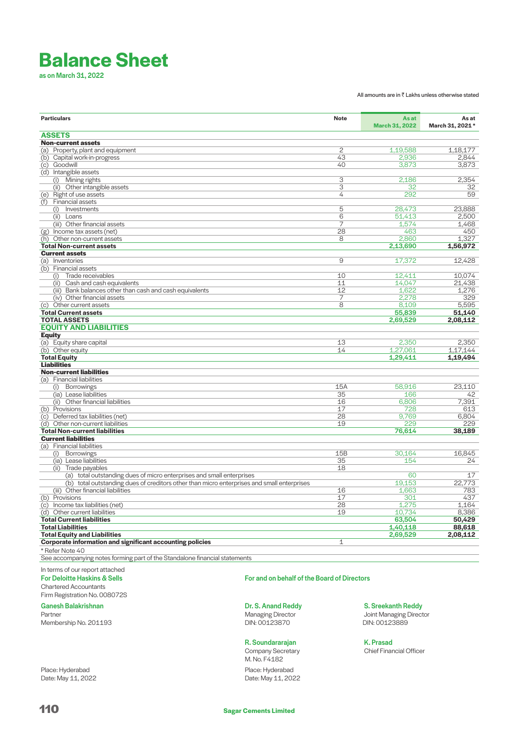# Balance Sheet

as on March 31, 2022

All amounts are in ₹ Lakhs unless otherwise stated

| Particulars | Note | As at March 31, 2022 | As at March 31, 2021 * |
|---|---|---|---|
| **ASSETS** | | | |
| **Non-current assets** | | | |
| (a) Property, plant and equipment | 2 | 1,19,588 | 1,18,177 |
| (b) Capital work-in-progress | 43 | 2,936 | 2,844 |
| (c) Goodwill | 40 | 3,873 | 3,873 |
| (d) Intangible assets | | | |
| (i) Mining rights | 3 | 2,186 | 2,354 |
| (ii) Other intangible assets | 3 | 32 | 32 |
| (e) Right of use assets | 4 | 292 | 59 |
| (f) Financial assets | | | |
| (i) Investments | 5 | 28,473 | 23,888 |
| (ii) Loans | 6 | 51,413 | 2,500 |
| (iii) Other financial assets | 7 | 1,574 | 1,468 |
| (g) Income tax assets (net) | 28 | 463 | 450 |
| (h) Other non-current assets | 8 | 2,860 | 1,327 |
| **Total Non-current assets** | | **2,13,690** | **1,56,972** |
| **Current assets** | | | |
| (a) Inventories | 9 | 17,372 | 12,428 |
| (b) Financial assets | | | |
| (i) Trade receivables | 10 | 12,411 | 10,074 |
| (ii) Cash and cash equivalents | 11 | 14,047 | 21,438 |
| (iii) Bank balances other than cash and cash equivalents | 12 | 1,622 | 1,276 |
| (iv) Other financial assets | 7 | 2,278 | 329 |
| (c) Other current assets | 8 | 8,109 | 5,595 |
| **Total Current assets** | | **55,839** | **51,140** |
| **TOTAL ASSETS** | | **2,69,529** | **2,08,112** |
| **EQUITY AND LIABILITIES** | | | |
| **Equity** | | | |
| (a) Equity share capital | 13 | 2,350 | 2,350 |
| (b) Other equity | 14 | 1,27,061 | 1,17,144 |
| **Total Equity** | | **1,29,411** | **1,19,494** |
| **Liabilities** | | | |
| **Non-current liabilities** | | | |
| (a) Financial liabilities | | | |
| (i) Borrowings | 15A | 58,916 | 23,110 |
| (ia) Lease liabilities | 35 | 166 | 42 |
| (ii) Other financial liabilities | 16 | 6,806 | 7,391 |
| (b) Provisions | 17 | 728 | 613 |
| (c) Deferred tax liabilities (net) | 28 | 9,769 | 6,804 |
| (d) Other non-current liabilities | 19 | 229 | 229 |
| **Total Non-current liabilities** | | **76,614** | **38,189** |
| **Current liabilities** | | | |
| (a) Financial liabilities | | | |
| (i) Borrowings | 15B | 30,164 | 16,845 |
| (ia) Lease liabilities | 35 | 154 | 24 |
| (ii) Trade payables | 18 | | |
| (a) total outstanding dues of micro enterprises and small enterprises | | 60 | 17 |
| (b) total outstanding dues of creditors other than micro enterprises and small enterprises | | 19,153 | 22,773 |
| (iii) Other financial liabilities | 16 | 1,663 | 783 |
| (b) Provisions | 17 | 301 | 437 |
| (c) Income tax liabilities (net) | 28 | 1,275 | 1,164 |
| (d) Other current liabilities | 19 | 10,734 | 8,386 |
| **Total Current liabilities** | | **63,504** | **50,429** |
| **Total Liabilities** | | **1,40,118** | **88,618** |
| **Total Equity and Liabilities** | | **2,69,529** | **2,08,112** |
| **Corporate information and significant accounting policies** | 1 | | |

* Refer Note 40

See accompanying notes forming part of the Standalone financial statements

In terms of our report attached

**For Deloitte Haskins & Sells**
Chartered Accountants
Firm Registration No. 008072S

**Ganesh Balakrishnan**
Partner
Membership No. 201193

Place: Hyderabad
Date: May 11, 2022

**For and on behalf of the Board of Directors**

**Dr. S. Anand Reddy**
Managing Director
DIN: 00123870

**S. Sreekanth Reddy**
Joint Managing Director
DIN: 00123889

**R. Soundararajan**
Company Secretary
M. No. F4182

**K. Prasad**
Chief Financial Officer

Place: Hyderabad
Date: May 11, 2022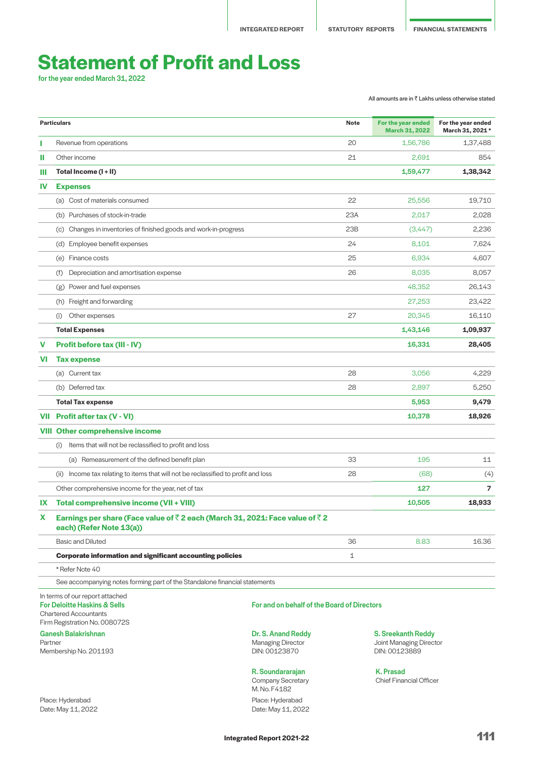# Statement of Profit and Loss

for the year ended March 31, 2022

All amounts are in ₹ Lakhs unless otherwise stated

| | Particulars | Note | For the year ended March 31, 2022 | For the year ended March 31, 2021 * |
|---|---|---|---|---|
| I | Revenue from operations | 20 | 1,56,786 | 1,37,488 |
| II | Other income | 21 | 2,691 | 854 |
| III | **Total Income (I + II)** | | **1,59,477** | **1,38,342** |
| IV | **Expenses** | | | |
| | (a) Cost of materials consumed | 22 | 25,556 | 19,710 |
| | (b) Purchases of stock-in-trade | 23A | 2,017 | 2,028 |
| | (c) Changes in inventories of finished goods and work-in-progress | 23B | (3,447) | 2,236 |
| | (d) Employee benefit expenses | 24 | 8,101 | 7,624 |
| | (e) Finance costs | 25 | 6,934 | 4,607 |
| | (f) Depreciation and amortisation expense | 26 | 8,035 | 8,057 |
| | (g) Power and fuel expenses | | 48,352 | 26,143 |
| | (h) Freight and forwarding | | 27,253 | 23,422 |
| | (i) Other expenses | 27 | 20,345 | 16,110 |
| | **Total Expenses** | | **1,43,146** | **1,09,937** |
| V | **Profit before tax (III - IV)** | | **16,331** | **28,405** |
| VI | **Tax expense** | | | |
| | (a) Current tax | 28 | 3,056 | 4,229 |
| | (b) Deferred tax | 28 | 2,897 | 5,250 |
| | **Total Tax expense** | | **5,953** | **9,479** |
| VII | **Profit after tax (V - VI)** | | **10,378** | **18,926** |
| VIII | **Other comprehensive income** | | | |
| | (i) Items that will not be reclassified to profit and loss | | | |
| | (a) Remeasurement of the defined benefit plan | 33 | 195 | 11 |
| | (ii) Income tax relating to items that will not be reclassified to profit and loss | 28 | (68) | (4) |
| | Other comprehensive income for the year, net of tax | | **127** | **7** |
| IX | **Total comprehensive income (VII + VIII)** | | **10,505** | **18,933** |
| X | **Earnings per share (Face value of ₹ 2 each (March 31, 2021: Face value of ₹ 2 each) (Refer Note 13(a))** | | | |
| | Basic and Diluted | 36 | 8.83 | 16.36 |
| | **Corporate information and significant accounting policies** | 1 | | |
| | * Refer Note 40 | | | |
| | See accompanying notes forming part of the Standalone financial statements | | | |

In terms of our report attached
**For Deloitte Haskins & Sells**
Chartered Accountants
Firm Registration No. 008072S

**Ganesh Balakrishnan**
Partner
Membership No. 201193

Place: Hyderabad
Date: May 11, 2022

**For and on behalf of the Board of Directors**

**Dr. S. Anand Reddy**
Managing Director
DIN: 00123870

**S. Sreekanth Reddy**
Joint Managing Director
DIN: 00123889

**R. Soundararajan**
Company Secretary
M. No. F4182

**K. Prasad**
Chief Financial Officer

Place: Hyderabad
Date: May 11, 2022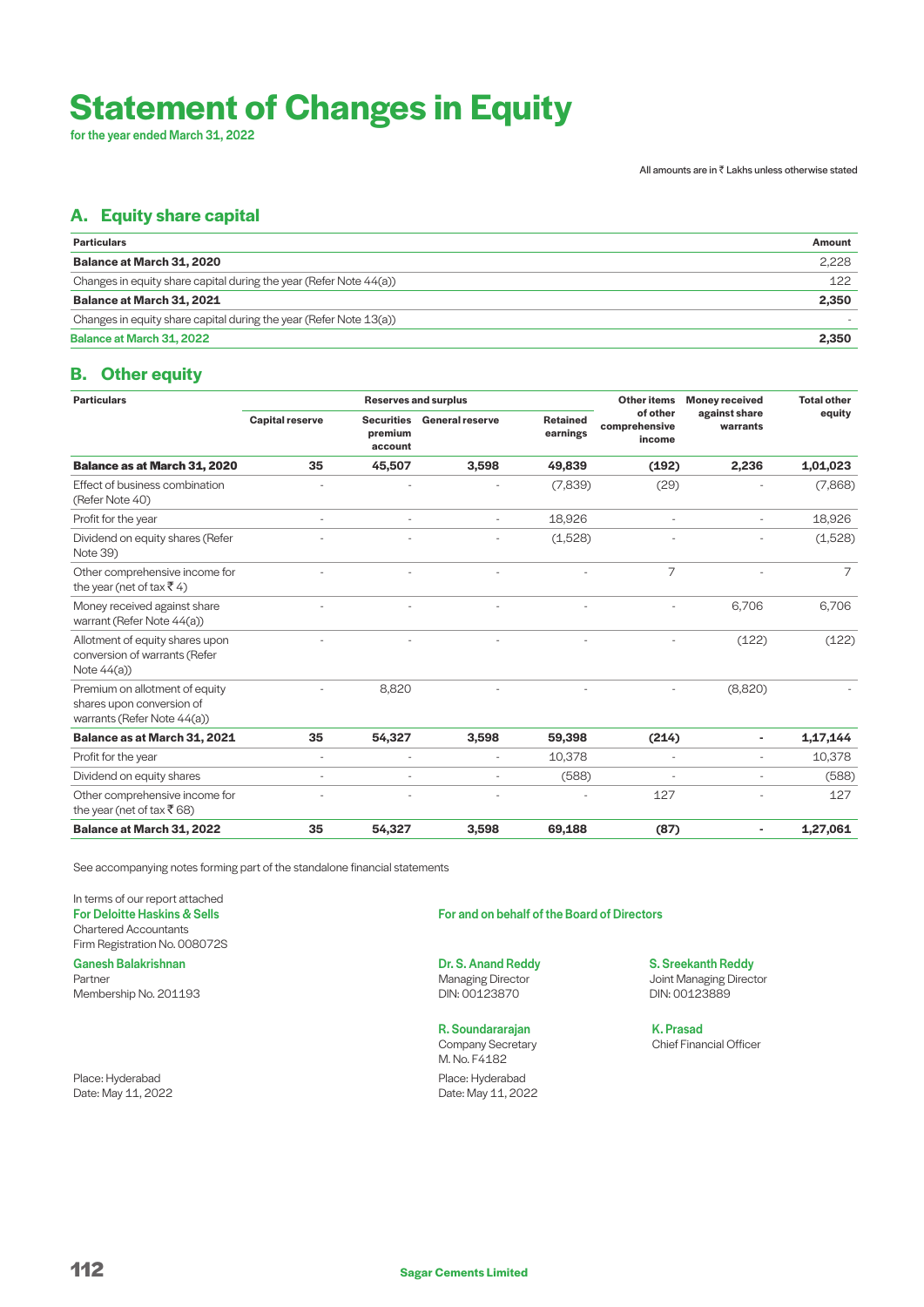# Statement of Changes in Equity

for the year ended March 31, 2022

All amounts are in ₹ Lakhs unless otherwise stated

## A. Equity share capital

| Particulars | Amount |
|---|---|
| **Balance at March 31, 2020** | 2,228 |
| Changes in equity share capital during the year (Refer Note 44(a)) | 122 |
| **Balance at March 31, 2021** | **2,350** |
| Changes in equity share capital during the year (Refer Note 13(a)) | - |
| **Balance at March 31, 2022** | **2,350** |

## B. Other equity

| Particulars | Reserves and surplus | | | | Other items of other comprehensive income | Money received against share warrants | Total other equity |
|---|---|---|---|---|---|---|---|
| | Capital reserve | Securities premium account | General reserve | Retained earnings | | | |
| **Balance as at March 31, 2020** | **35** | **45,507** | **3,598** | **49,839** | **(192)** | **2,236** | **1,01,023** |
| Effect of business combination (Refer Note 40) | - | - | - | (7,839) | (29) | - | (7,868) |
| Profit for the year | - | - | - | 18,926 | - | - | 18,926 |
| Dividend on equity shares (Refer Note 39) | - | - | - | (1,528) | - | - | (1,528) |
| Other comprehensive income for the year (net of tax ₹ 4) | - | - | - | - | 7 | - | 7 |
| Money received against share warrant (Refer Note 44(a)) | - | - | - | - | - | 6,706 | 6,706 |
| Allotment of equity shares upon conversion of warrants (Refer Note 44(a)) | - | - | - | - | - | (122) | (122) |
| Premium on allotment of equity shares upon conversion of warrants (Refer Note 44(a)) | - | 8,820 | - | - | - | (8,820) | - |
| **Balance as at March 31, 2021** | **35** | **54,327** | **3,598** | **59,398** | **(214)** | **-** | **1,17,144** |
| Profit for the year | - | - | - | 10,378 | - | - | 10,378 |
| Dividend on equity shares | - | - | - | (588) | - | - | (588) |
| Other comprehensive income for the year (net of tax ₹ 68) | - | - | - | - | 127 | - | 127 |
| **Balance at March 31, 2022** | **35** | **54,327** | **3,598** | **69,188** | **(87)** | **-** | **1,27,061** |

See accompanying notes forming part of the standalone financial statements

In terms of our report attached
**For Deloitte Haskins & Sells**
Chartered Accountants
Firm Registration No. 008072S

**Ganesh Balakrishnan**
Partner
Membership No. 201193

Place: Hyderabad
Date: May 11, 2022

**For and on behalf of the Board of Directors**

**Dr. S. Anand Reddy**
Managing Director
DIN: 00123870

**S. Sreekanth Reddy**
Joint Managing Director
DIN: 00123889

**R. Soundararajan**
Company Secretary
M. No. F4182

**K. Prasad**
Chief Financial Officer

Place: Hyderabad
Date: May 11, 2022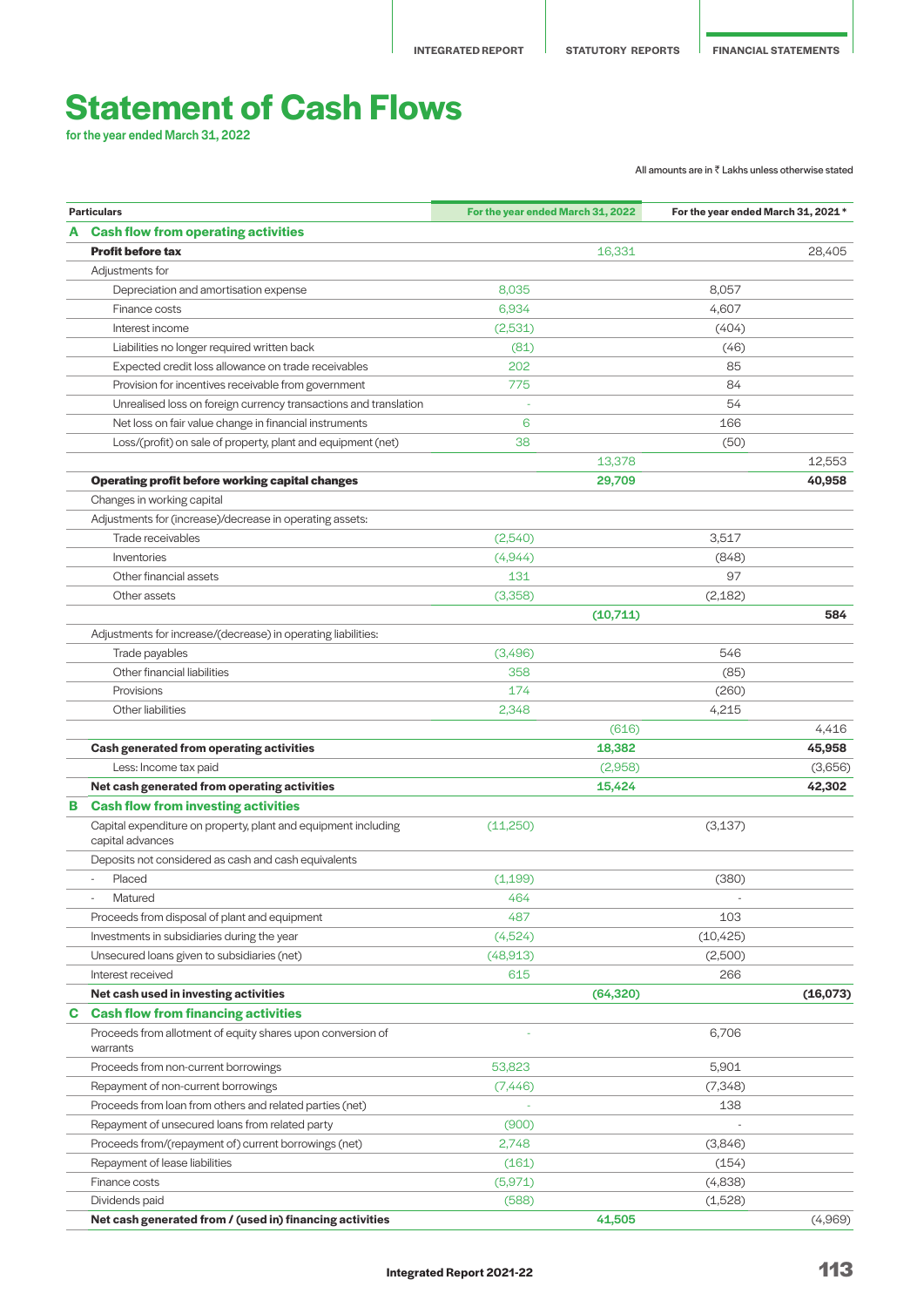# Statement of Cash Flows

for the year ended March 31, 2022

All amounts are in ₹ Lakhs unless otherwise stated

| | Particulars | For the year ended March 31, 2022 | | For the year ended March 31, 2021 * | |
|---|---|---|---|---|---|
| **A** | **Cash flow from operating activities** | | | | |
| | **Profit before tax** | | 16,331 | | 28,405 |
| | Adjustments for | | | | |
| | Depreciation and amortisation expense | 8,035 | | 8,057 | |
| | Finance costs | 6,934 | | 4,607 | |
| | Interest income | (2,531) | | (404) | |
| | Liabilities no longer required written back | (81) | | (46) | |
| | Expected credit loss allowance on trade receivables | 202 | | 85 | |
| | Provision for incentives receivable from government | 775 | | 84 | |
| | Unrealised loss on foreign currency transactions and translation | - | | 54 | |
| | Net loss on fair value change in financial instruments | 6 | | 166 | |
| | Loss/(profit) on sale of property, plant and equipment (net) | 38 | | (50) | |
| | | | 13,378 | | 12,553 |
| | **Operating profit before working capital changes** | | **29,709** | | **40,958** |
| | Changes in working capital | | | | |
| | Adjustments for (increase)/decrease in operating assets: | | | | |
| | Trade receivables | (2,540) | | 3,517 | |
| | Inventories | (4,944) | | (848) | |
| | Other financial assets | 131 | | 97 | |
| | Other assets | (3,358) | | (2,182) | |
| | | | **(10,711)** | | **584** |
| | Adjustments for increase/(decrease) in operating liabilities: | | | | |
| | Trade payables | (3,496) | | 546 | |
| | Other financial liabilities | 358 | | (85) | |
| | Provisions | 174 | | (260) | |
| | Other liabilities | 2,348 | | 4,215 | |
| | | | (616) | | 4,416 |
| | **Cash generated from operating activities** | | **18,382** | | **45,958** |
| | Less: Income tax paid | | (2,958) | | (3,656) |
| | **Net cash generated from operating activities** | | **15,424** | | **42,302** |
| **B** | **Cash flow from investing activities** | | | | |
| | Capital expenditure on property, plant and equipment including capital advances | (11,250) | | (3,137) | |
| | Deposits not considered as cash and cash equivalents | | | | |
| | - Placed | (1,199) | | (380) | |
| | - Matured | 464 | | - | |
| | Proceeds from disposal of plant and equipment | 487 | | 103 | |
| | Investments in subsidiaries during the year | (4,524) | | (10,425) | |
| | Unsecured loans given to subsidiaries (net) | (48,913) | | (2,500) | |
| | Interest received | 615 | | 266 | |
| | **Net cash used in investing activities** | | **(64,320)** | | **(16,073)** |
| **C** | **Cash flow from financing activities** | | | | |
| | Proceeds from allotment of equity shares upon conversion of warrants | - | | 6,706 | |
| | Proceeds from non-current borrowings | 53,823 | | 5,901 | |
| | Repayment of non-current borrowings | (7,446) | | (7,348) | |
| | Proceeds from loan from others and related parties (net) | - | | 138 | |
| | Repayment of unsecured loans from related party | (900) | | - | |
| | Proceeds from/(repayment of) current borrowings (net) | 2,748 | | (3,846) | |
| | Repayment of lease liabilities | (161) | | (154) | |
| | Finance costs | (5,971) | | (4,838) | |
| | Dividends paid | (588) | | (1,528) | |
| | **Net cash generated from / (used in) financing activities** | | **41,505** | | (4,969) |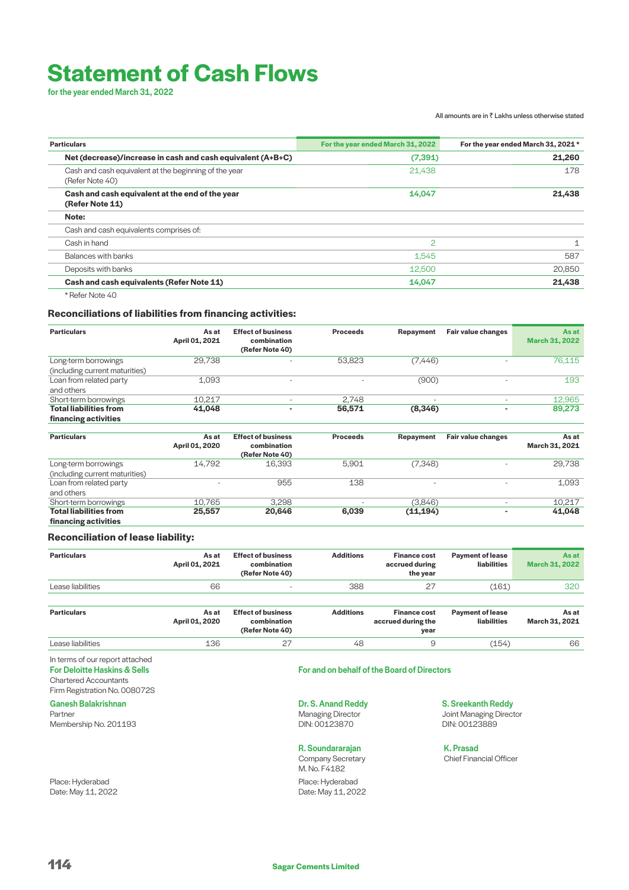# Statement of Cash Flows

for the year ended March 31, 2022

All amounts are in ₹ Lakhs unless otherwise stated

| Particulars | For the year ended March 31, 2022 | For the year ended March 31, 2021 * |
|---|---|---|
| **Net (decrease)/increase in cash and cash equivalent (A+B+C)** | **(7,391)** | **21,260** |
| Cash and cash equivalent at the beginning of the year (Refer Note 40) | 21,438 | 178 |
| **Cash and cash equivalent at the end of the year (Refer Note 11)** | **14,047** | **21,438** |
| **Note:** | | |
| Cash and cash equivalents comprises of: | | |
| Cash in hand | 2 | 1 |
| Balances with banks | 1,545 | 587 |
| Deposits with banks | 12,500 | 20,850 |
| **Cash and cash equivalents (Refer Note 11)** | **14,047** | **21,438** |

* Refer Note 40

### Reconciliations of liabilities from financing activities:

| Particulars | As at April 01, 2021 | Effect of business combination (Refer Note 40) | Proceeds | Repayment | Fair value changes | As at March 31, 2022 |
|---|---|---|---|---|---|---|
| Long-term borrowings (including current maturities) | 29,738 | - | 53,823 | (7,446) | - | 76,115 |
| Loan from related party and others | 1,093 | - | - | (900) | - | 193 |
| Short-term borrowings | 10,217 | - | 2,748 | - | - | 12,965 |
| **Total liabilities from financing activities** | **41,048** | **-** | **56,571** | **(8,346)** | **-** | **89,273** |

| Particulars | As at April 01, 2020 | Effect of business combination (Refer Note 40) | Proceeds | Repayment | Fair value changes | As at March 31, 2021 |
|---|---|---|---|---|---|---|
| Long-term borrowings (including current maturities) | 14,792 | 16,393 | 5,901 | (7,348) | - | 29,738 |
| Loan from related party and others | - | 955 | 138 | - | - | 1,093 |
| Short-term borrowings | 10,765 | 3,298 | - | (3,846) | - | 10,217 |
| **Total liabilities from financing activities** | **25,557** | **20,646** | **6,039** | **(11,194)** | **-** | **41,048** |

### Reconciliation of lease liability:

| Particulars | As at April 01, 2021 | Effect of business combination (Refer Note 40) | Additions | Finance cost accrued during the year | Payment of lease liabilities | As at March 31, 2022 |
|---|---|---|---|---|---|---|
| Lease liabilities | 66 | - | 388 | 27 | (161) | 320 |

| Particulars | As at April 01, 2020 | Effect of business combination (Refer Note 40) | Additions | Finance cost accrued during the year | Payment of lease liabilities | As at March 31, 2021 |
|---|---|---|---|---|---|---|
| Lease liabilities | 136 | 27 | 48 | 9 | (154) | 66 |

In terms of our report attached

**For Deloitte Haskins & Sells**
Chartered Accountants
Firm Registration No. 008072S

**Ganesh Balakrishnan**
Partner
Membership No. 201193

Place: Hyderabad
Date: May 11, 2022

**For and on behalf of the Board of Directors**

**Dr. S. Anand Reddy**
Managing Director
DIN: 00123870

**S. Sreekanth Reddy**
Joint Managing Director
DIN: 00123889

**R. Soundararajan**
Company Secretary
M. No. F4182

**K. Prasad**
Chief Financial Officer

Place: Hyderabad
Date: May 11, 2022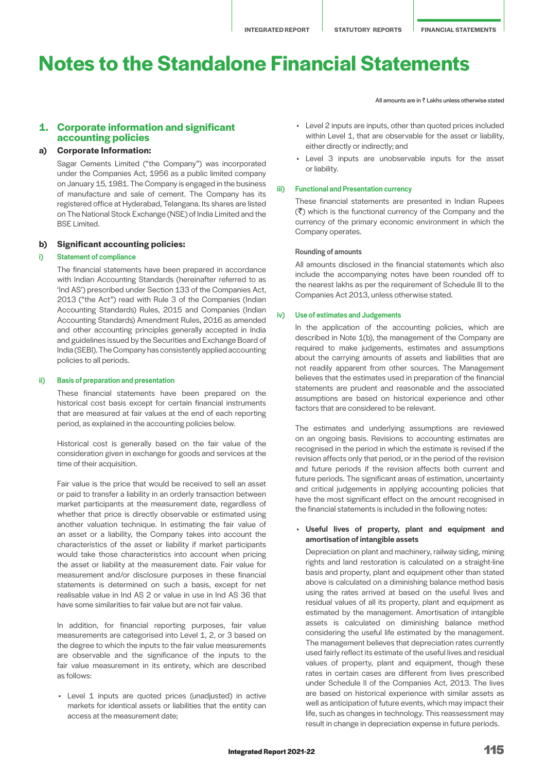# Notes to the Standalone Financial Statements

All amounts are in ₹ Lakhs unless otherwise stated

## 1. Corporate information and significant accounting policies

### a) Corporate Information:

Sagar Cements Limited ("the Company") was incorporated under the Companies Act, 1956 as a public limited company on January 15, 1981. The Company is engaged in the business of manufacture and sale of cement. The Company has its registered office at Hyderabad, Telangana. Its shares are listed on The National Stock Exchange (NSE) of India Limited and the BSE Limited.

### b) Significant accounting policies:

#### i) Statement of compliance

The financial statements have been prepared in accordance with Indian Accounting Standards (hereinafter referred to as 'Ind AS') prescribed under Section 133 of the Companies Act, 2013 ("the Act") read with Rule 3 of the Companies (Indian Accounting Standards) Rules, 2015 and Companies (Indian Accounting Standards) Amendment Rules, 2016 as amended and other accounting principles generally accepted in India and guidelines issued by the Securities and Exchange Board of India (SEBI). The Company has consistently applied accounting policies to all periods.

#### ii) Basis of preparation and presentation

These financial statements have been prepared on the historical cost basis except for certain financial instruments that are measured at fair values at the end of each reporting period, as explained in the accounting policies below.

Historical cost is generally based on the fair value of the consideration given in exchange for goods and services at the time of their acquisition.

Fair value is the price that would be received to sell an asset or paid to transfer a liability in an orderly transaction between market participants at the measurement date, regardless of whether that price is directly observable or estimated using another valuation technique. In estimating the fair value of an asset or a liability, the Company takes into account the characteristics of the asset or liability if market participants would take those characteristics into account when pricing the asset or liability at the measurement date. Fair value for measurement and/or disclosure purposes in these financial statements is determined on such a basis, except for net realisable value in Ind AS 2 or value in use in Ind AS 36 that have some similarities to fair value but are not fair value.

In addition, for financial reporting purposes, fair value measurements are categorised into Level 1, 2, or 3 based on the degree to which the inputs to the fair value measurements are observable and the significance of the inputs to the fair value measurement in its entirety, which are described as follows:

- Level 1 inputs are quoted prices (unadjusted) in active markets for identical assets or liabilities that the entity can access at the measurement date;
- Level 2 inputs are inputs, other than quoted prices included within Level 1, that are observable for the asset or liability, either directly or indirectly; and
- Level 3 inputs are unobservable inputs for the asset or liability.

#### iii) Functional and Presentation currency

These financial statements are presented in Indian Rupees (₹) which is the functional currency of the Company and the currency of the primary economic environment in which the Company operates.

**Rounding of amounts**

All amounts disclosed in the financial statements which also include the accompanying notes have been rounded off to the nearest lakhs as per the requirement of Schedule III to the Companies Act 2013, unless otherwise stated.

#### iv) Use of estimates and Judgements

In the application of the accounting policies, which are described in Note 1(b), the management of the Company are required to make judgements, estimates and assumptions about the carrying amounts of assets and liabilities that are not readily apparent from other sources. The Management believes that the estimates used in preparation of the financial statements are prudent and reasonable and the associated assumptions are based on historical experience and other factors that are considered to be relevant.

The estimates and underlying assumptions are reviewed on an ongoing basis. Revisions to accounting estimates are recognised in the period in which the estimate is revised if the revision affects only that period, or in the period of the revision and future periods if the revision affects both current and future periods. The significant areas of estimation, uncertainty and critical judgements in applying accounting policies that have the most significant effect on the amount recognised in the financial statements is included in the following notes:

- **Useful lives of property, plant and equipment and amortisation of intangible assets**

  Depreciation on plant and machinery, railway siding, mining rights and land restoration is calculated on a straight-line basis and property, plant and equipment other than stated above is calculated on a diminishing balance method basis using the rates arrived at based on the useful lives and residual values of all its property, plant and equipment as estimated by the management. Amortisation of intangible assets is calculated on diminishing balance method considering the useful life estimated by the management. The management believes that depreciation rates currently used fairly reflect its estimate of the useful lives and residual values of property, plant and equipment, though these rates in certain cases are different from lives prescribed under Schedule II of the Companies Act, 2013. The lives are based on historical experience with similar assets as well as anticipation of future events, which may impact their life, such as changes in technology. This reassessment may result in change in depreciation expense in future periods.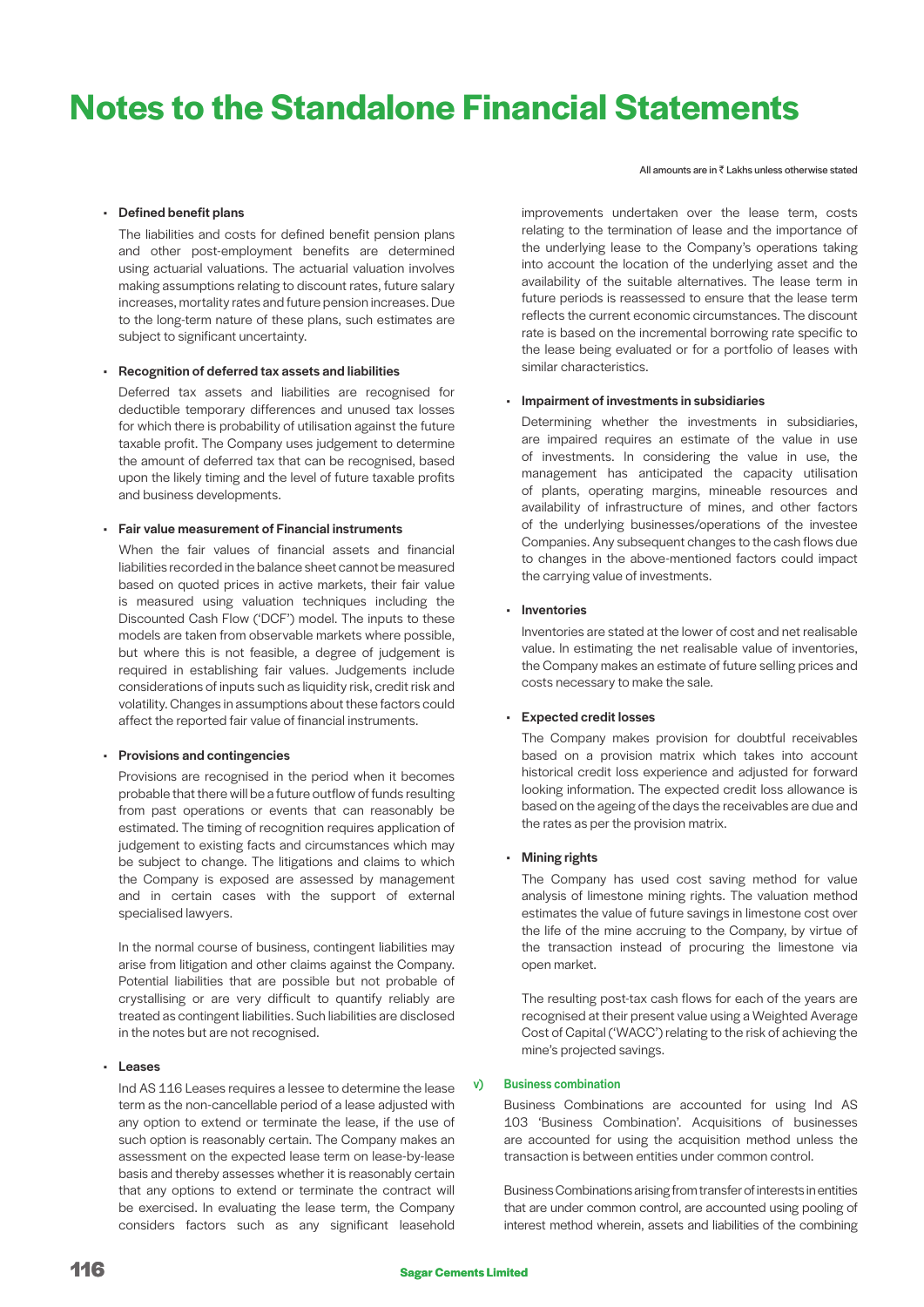# Notes to the Standalone Financial Statements

All amounts are in ₹ Lakhs unless otherwise stated

- **Defined benefit plans**

  The liabilities and costs for defined benefit pension plans and other post-employment benefits are determined using actuarial valuations. The actuarial valuation involves making assumptions relating to discount rates, future salary increases, mortality rates and future pension increases. Due to the long-term nature of these plans, such estimates are subject to significant uncertainty.

- **Recognition of deferred tax assets and liabilities**

  Deferred tax assets and liabilities are recognised for deductible temporary differences and unused tax losses for which there is probability of utilisation against the future taxable profit. The Company uses judgement to determine the amount of deferred tax that can be recognised, based upon the likely timing and the level of future taxable profits and business developments.

- **Fair value measurement of Financial instruments**

  When the fair values of financial assets and financial liabilities recorded in the balance sheet cannot be measured based on quoted prices in active markets, their fair value is measured using valuation techniques including the Discounted Cash Flow ('DCF') model. The inputs to these models are taken from observable markets where possible, but where this is not feasible, a degree of judgement is required in establishing fair values. Judgements include considerations of inputs such as liquidity risk, credit risk and volatility. Changes in assumptions about these factors could affect the reported fair value of financial instruments.

- **Provisions and contingencies**

  Provisions are recognised in the period when it becomes probable that there will be a future outflow of funds resulting from past operations or events that can reasonably be estimated. The timing of recognition requires application of judgement to existing facts and circumstances which may be subject to change. The litigations and claims to which the Company is exposed are assessed by management and in certain cases with the support of external specialised lawyers.

  In the normal course of business, contingent liabilities may arise from litigation and other claims against the Company. Potential liabilities that are possible but not probable of crystallising or are very difficult to quantify reliably are treated as contingent liabilities. Such liabilities are disclosed in the notes but are not recognised.

- **Leases**

  Ind AS 116 Leases requires a lessee to determine the lease term as the non-cancellable period of a lease adjusted with any option to extend or terminate the lease, if the use of such option is reasonably certain. The Company makes an assessment on the expected lease term on lease-by-lease basis and thereby assesses whether it is reasonably certain that any options to extend or terminate the contract will be exercised. In evaluating the lease term, the Company considers factors such as any significant leasehold improvements undertaken over the lease term, costs relating to the termination of lease and the importance of the underlying lease to the Company's operations taking into account the location of the underlying asset and the availability of the suitable alternatives. The lease term in future periods is reassessed to ensure that the lease term reflects the current economic circumstances. The discount rate is based on the incremental borrowing rate specific to the lease being evaluated or for a portfolio of leases with similar characteristics.

- **Impairment of investments in subsidiaries**

  Determining whether the investments in subsidiaries, are impaired requires an estimate of the value in use of investments. In considering the value in use, the management has anticipated the capacity utilisation of plants, operating margins, mineable resources and availability of infrastructure of mines, and other factors of the underlying businesses/operations of the investee Companies. Any subsequent changes to the cash flows due to changes in the above-mentioned factors could impact the carrying value of investments.

- **Inventories**

  Inventories are stated at the lower of cost and net realisable value. In estimating the net realisable value of inventories, the Company makes an estimate of future selling prices and costs necessary to make the sale.

- **Expected credit losses**

  The Company makes provision for doubtful receivables based on a provision matrix which takes into account historical credit loss experience and adjusted for forward looking information. The expected credit loss allowance is based on the ageing of the days the receivables are due and the rates as per the provision matrix.

- **Mining rights**

  The Company has used cost saving method for value analysis of limestone mining rights. The valuation method estimates the value of future savings in limestone cost over the life of the mine accruing to the Company, by virtue of the transaction instead of procuring the limestone via open market.

  The resulting post-tax cash flows for each of the years are recognised at their present value using a Weighted Average Cost of Capital ('WACC') relating to the risk of achieving the mine's projected savings.

### v) Business combination

Business Combinations are accounted for using Ind AS 103 'Business Combination'. Acquisitions of businesses are accounted for using the acquisition method unless the transaction is between entities under common control.

Business Combinations arising from transfer of interests in entities that are under common control, are accounted using pooling of interest method wherein, assets and liabilities of the combining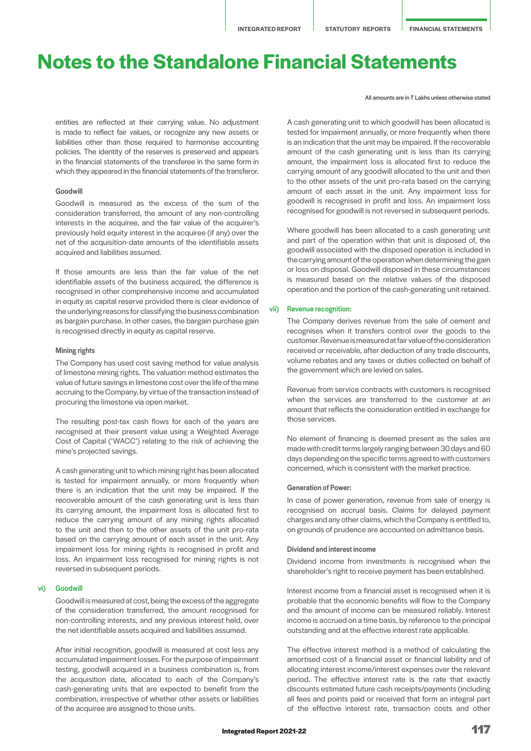# Notes to the Standalone Financial Statements

All amounts are in ₹ Lakhs unless otherwise stated

entities are reflected at their carrying value. No adjustment is made to reflect fair values, or recognize any new assets or liabilities other than those required to harmonise accounting policies. The identity of the reserves is preserved and appears in the financial statements of the transferee in the same form in which they appeared in the financial statements of the transferor.

#### Goodwill

Goodwill is measured as the excess of the sum of the consideration transferred, the amount of any non-controlling interests in the acquiree, and the fair value of the acquirer's previously held equity interest in the acquiree (if any) over the net of the acquisition-date amounts of the identifiable assets acquired and liabilities assumed.

If those amounts are less than the fair value of the net identifiable assets of the business acquired, the difference is recognised in other comprehensive income and accumulated in equity as capital reserve provided there is clear evidence of the underlying reasons for classifying the business combination as bargain purchase. In other cases, the bargain purchase gain is recognised directly in equity as capital reserve.

#### Mining rights

The Company has used cost saving method for value analysis of limestone mining rights. The valuation method estimates the value of future savings in limestone cost over the life of the mine accruing to the Company, by virtue of the transaction instead of procuring the limestone via open market.

The resulting post-tax cash flows for each of the years are recognised at their present value using a Weighted Average Cost of Capital ('WACC') relating to the risk of achieving the mine's projected savings.

A cash generating unit to which mining right has been allocated is tested for impairment annually, or more frequently when there is an indication that the unit may be impaired. If the recoverable amount of the cash generating unit is less than its carrying amount, the impairment loss is allocated first to reduce the carrying amount of any mining rights allocated to the unit and then to the other assets of the unit pro-rata based on the carrying amount of each asset in the unit. Any impairment loss for mining rights is recognised in profit and loss. An impairment loss recognised for mining rights is not reversed in subsequent periods.

### vi) Goodwill

Goodwill is measured at cost, being the excess of the aggregate of the consideration transferred, the amount recognised for non-controlling interests, and any previous interest held, over the net identifiable assets acquired and liabilities assumed.

After initial recognition, goodwill is measured at cost less any accumulated impairment losses. For the purpose of impairment testing, goodwill acquired in a business combination is, from the acquisition date, allocated to each of the Company's cash-generating units that are expected to benefit from the combination, irrespective of whether other assets or liabilities of the acquiree are assigned to those units.

A cash generating unit to which goodwill has been allocated is tested for impairment annually, or more frequently when there is an indication that the unit may be impaired. If the recoverable amount of the cash generating unit is less than its carrying amount, the impairment loss is allocated first to reduce the carrying amount of any goodwill allocated to the unit and then to the other assets of the unit pro-rata based on the carrying amount of each asset in the unit. Any impairment loss for goodwill is recognised in profit and loss. An impairment loss recognised for goodwill is not reversed in subsequent periods.

Where goodwill has been allocated to a cash generating unit and part of the operation within that unit is disposed of, the goodwill associated with the disposed operation is included in the carrying amount of the operation when determining the gain or loss on disposal. Goodwill disposed in these circumstances is measured based on the relative values of the disposed operation and the portion of the cash-generating unit retained.

### vii) Revenue recognition:

The Company derives revenue from the sale of cement and recognises when it transfers control over the goods to the customer. Revenue is measured at fair value of the consideration received or receivable, after deduction of any trade discounts, volume rebates and any taxes or duties collected on behalf of the government which are levied on sales.

Revenue from service contracts with customers is recognised when the services are transferred to the customer at an amount that reflects the consideration entitled in exchange for those services.

No element of financing is deemed present as the sales are made with credit terms largely ranging between 30 days and 60 days depending on the specific terms agreed to with customers concerned, which is consistent with the market practice.

#### Generation of Power:

In case of power generation, revenue from sale of energy is recognised on accrual basis. Claims for delayed payment charges and any other claims, which the Company is entitled to, on grounds of prudence are accounted on admittance basis.

#### Dividend and interest income

Dividend income from investments is recognised when the shareholder's right to receive payment has been established.

Interest income from a financial asset is recognised when it is probable that the economic benefits will flow to the Company and the amount of income can be measured reliably. Interest income is accrued on a time basis, by reference to the principal outstanding and at the effective interest rate applicable.

The effective interest method is a method of calculating the amortised cost of a financial asset or financial liability and of allocating interest income/interest expenses over the relevant period. The effective interest rate is the rate that exactly discounts estimated future cash receipts/payments (including all fees and points paid or received that form an integral part of the effective interest rate, transaction costs and other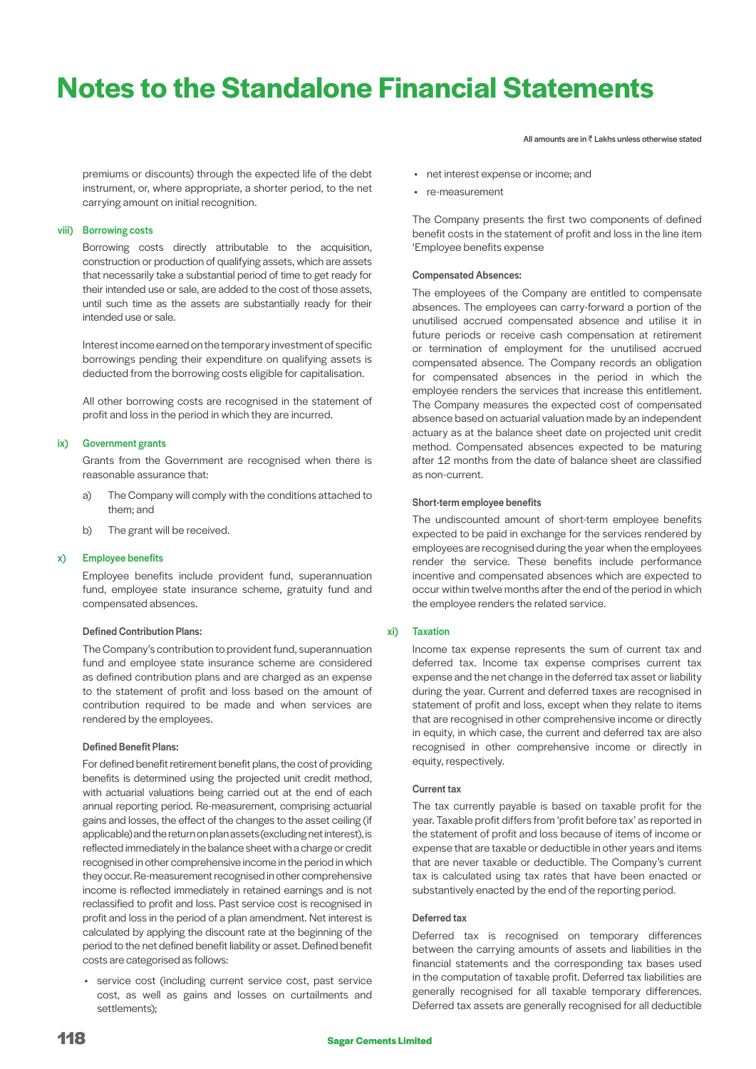premiums or discounts) through the expected life of the debt instrument, or, where appropriate, a shorter period, to the net carrying amount on initial recognition.

#### viii) Borrowing costs

Borrowing costs directly attributable to the acquisition, construction or production of qualifying assets, which are assets that necessarily take a substantial period of time to get ready for their intended use or sale, are added to the cost of those assets, until such time as the assets are substantially ready for their intended use or sale.

Interest income earned on the temporary investment of specific borrowings pending their expenditure on qualifying assets is deducted from the borrowing costs eligible for capitalisation.

All other borrowing costs are recognised in the statement of profit and loss in the period in which they are incurred.

#### ix) Government grants

Grants from the Government are recognised when there is reasonable assurance that:

a) The Company will comply with the conditions attached to them; and

b) The grant will be received.

#### x) Employee benefits

Employee benefits include provident fund, superannuation fund, employee state insurance scheme, gratuity fund and compensated absences.

**Defined Contribution Plans:**

The Company's contribution to provident fund, superannuation fund and employee state insurance scheme are considered as defined contribution plans and are charged as an expense to the statement of profit and loss based on the amount of contribution required to be made and when services are rendered by the employees.

**Defined Benefit Plans:**

For defined benefit retirement benefit plans, the cost of providing benefits is determined using the projected unit credit method, with actuarial valuations being carried out at the end of each annual reporting period. Re-measurement, comprising actuarial gains and losses, the effect of the changes to the asset ceiling (if applicable) and the return on plan assets (excluding net interest), is reflected immediately in the balance sheet with a charge or credit recognised in other comprehensive income in the period in which they occur. Re-measurement recognised in other comprehensive income is reflected immediately in retained earnings and is not reclassified to profit and loss. Past service cost is recognised in profit and loss in the period of a plan amendment. Net interest is calculated by applying the discount rate at the beginning of the period to the net defined benefit liability or asset. Defined benefit costs are categorised as follows:

- service cost (including current service cost, past service cost, as well as gains and losses on curtailments and settlements);
- net interest expense or income; and
- re-measurement

The Company presents the first two components of defined benefit costs in the statement of profit and loss in the line item 'Employee benefits expense

**Compensated Absences:**

The employees of the Company are entitled to compensate absences. The employees can carry-forward a portion of the unutilised accrued compensated absence and utilise it in future periods or receive cash compensation at retirement or termination of employment for the unutilised accrued compensated absence. The Company records an obligation for compensated absences in the period in which the employee renders the services that increase this entitlement. The Company measures the expected cost of compensated absence based on actuarial valuation made by an independent actuary as at the balance sheet date on projected unit credit method. Compensated absences expected to be maturing after 12 months from the date of balance sheet are classified as non-current.

**Short-term employee benefits**

The undiscounted amount of short-term employee benefits expected to be paid in exchange for the services rendered by employees are recognised during the year when the employees render the service. These benefits include performance incentive and compensated absences which are expected to occur within twelve months after the end of the period in which the employee renders the related service.

#### xi) Taxation

Income tax expense represents the sum of current tax and deferred tax. Income tax expense comprises current tax expense and the net change in the deferred tax asset or liability during the year. Current and deferred taxes are recognised in statement of profit and loss, except when they relate to items that are recognised in other comprehensive income or directly in equity, in which case, the current and deferred tax are also recognised in other comprehensive income or directly in equity, respectively.

**Current tax**

The tax currently payable is based on taxable profit for the year. Taxable profit differs from 'profit before tax' as reported in the statement of profit and loss because of items of income or expense that are taxable or deductible in other years and items that are never taxable or deductible. The Company's current tax is calculated using tax rates that have been enacted or substantively enacted by the end of the reporting period.

**Deferred tax**

Deferred tax is recognised on temporary differences between the carrying amounts of assets and liabilities in the financial statements and the corresponding tax bases used in the computation of taxable profit. Deferred tax liabilities are generally recognised for all taxable temporary differences. Deferred tax assets are generally recognised for all deductible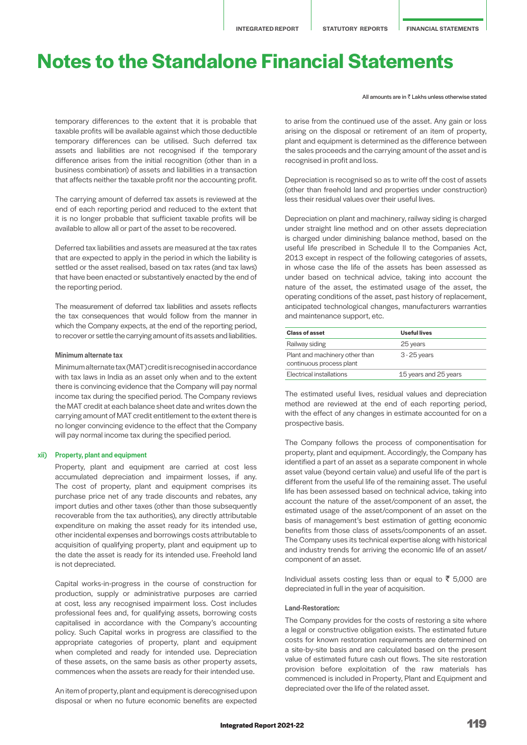# Notes to the Standalone Financial Statements

All amounts are in ₹ Lakhs unless otherwise stated

temporary differences to the extent that it is probable that taxable profits will be available against which those deductible temporary differences can be utilised. Such deferred tax assets and liabilities are not recognised if the temporary difference arises from the initial recognition (other than in a business combination) of assets and liabilities in a transaction that affects neither the taxable profit nor the accounting profit.

The carrying amount of deferred tax assets is reviewed at the end of each reporting period and reduced to the extent that it is no longer probable that sufficient taxable profits will be available to allow all or part of the asset to be recovered.

Deferred tax liabilities and assets are measured at the tax rates that are expected to apply in the period in which the liability is settled or the asset realised, based on tax rates (and tax laws) that have been enacted or substantively enacted by the end of the reporting period.

The measurement of deferred tax liabilities and assets reflects the tax consequences that would follow from the manner in which the Company expects, at the end of the reporting period, to recover or settle the carrying amount of its assets and liabilities.

#### Minimum alternate tax

Minimum alternate tax (MAT) credit is recognised in accordance with tax laws in India as an asset only when and to the extent there is convincing evidence that the Company will pay normal income tax during the specified period. The Company reviews the MAT credit at each balance sheet date and writes down the carrying amount of MAT credit entitlement to the extent there is no longer convincing evidence to the effect that the Company will pay normal income tax during the specified period.

### xii) Property, plant and equipment

Property, plant and equipment are carried at cost less accumulated depreciation and impairment losses, if any. The cost of property, plant and equipment comprises its purchase price net of any trade discounts and rebates, any import duties and other taxes (other than those subsequently recoverable from the tax authorities), any directly attributable expenditure on making the asset ready for its intended use, other incidental expenses and borrowings costs attributable to acquisition of qualifying property, plant and equipment up to the date the asset is ready for its intended use. Freehold land is not depreciated.

Capital works-in-progress in the course of construction for production, supply or administrative purposes are carried at cost, less any recognised impairment loss. Cost includes professional fees and, for qualifying assets, borrowing costs capitalised in accordance with the Company's accounting policy. Such Capital works in progress are classified to the appropriate categories of property, plant and equipment when completed and ready for intended use. Depreciation of these assets, on the same basis as other property assets, commences when the assets are ready for their intended use.

An item of property, plant and equipment is derecognised upon disposal or when no future economic benefits are expected to arise from the continued use of the asset. Any gain or loss arising on the disposal or retirement of an item of property, plant and equipment is determined as the difference between the sales proceeds and the carrying amount of the asset and is recognised in profit and loss.

Depreciation is recognised so as to write off the cost of assets (other than freehold land and properties under construction) less their residual values over their useful lives.

Depreciation on plant and machinery, railway siding is charged under straight line method and on other assets depreciation is charged under diminishing balance method, based on the useful life prescribed in Schedule II to the Companies Act, 2013 except in respect of the following categories of assets, in whose case the life of the assets has been assessed as under based on technical advice, taking into account the nature of the asset, the estimated usage of the asset, the operating conditions of the asset, past history of replacement, anticipated technological changes, manufacturers warranties and maintenance support, etc.

| Class of asset | Useful lives |
|---|---|
| Railway siding | 25 years |
| Plant and machinery other than continuous process plant | 3 - 25 years |
| Electrical installations | 15 years and 25 years |

The estimated useful lives, residual values and depreciation method are reviewed at the end of each reporting period, with the effect of any changes in estimate accounted for on a prospective basis.

The Company follows the process of componentisation for property, plant and equipment. Accordingly, the Company has identified a part of an asset as a separate component in whole asset value (beyond certain value) and useful life of the part is different from the useful life of the remaining asset. The useful life has been assessed based on technical advice, taking into account the nature of the asset/component of an asset, the estimated usage of the asset/component of an asset on the basis of management's best estimation of getting economic benefits from those class of assets/components of an asset. The Company uses its technical expertise along with historical and industry trends for arriving the economic life of an asset/ component of an asset.

Individual assets costing less than or equal to ₹ 5,000 are depreciated in full in the year of acquisition.

#### Land-Restoration:

The Company provides for the costs of restoring a site where a legal or constructive obligation exists. The estimated future costs for known restoration requirements are determined on a site-by-site basis and are calculated based on the present value of estimated future cash out flows. The site restoration provision before exploitation of the raw materials has commenced is included in Property, Plant and Equipment and depreciated over the life of the related asset.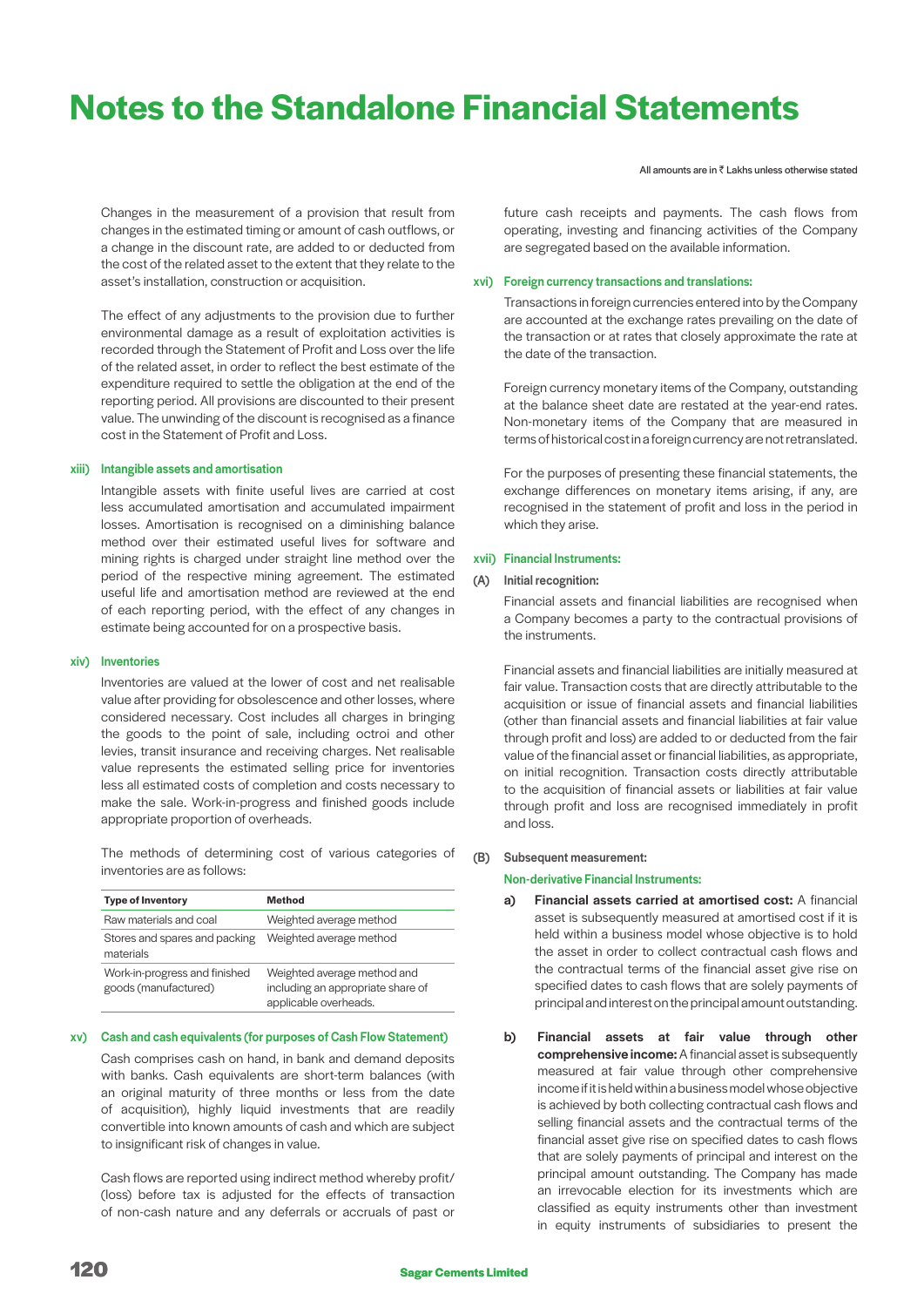# Notes to the Standalone Financial Statements

All amounts are in ₹ Lakhs unless otherwise stated

Changes in the measurement of a provision that result from changes in the estimated timing or amount of cash outflows, or a change in the discount rate, are added to or deducted from the cost of the related asset to the extent that they relate to the asset's installation, construction or acquisition.

The effect of any adjustments to the provision due to further environmental damage as a result of exploitation activities is recorded through the Statement of Profit and Loss over the life of the related asset, in order to reflect the best estimate of the expenditure required to settle the obligation at the end of the reporting period. All provisions are discounted to their present value. The unwinding of the discount is recognised as a finance cost in the Statement of Profit and Loss.

**xiii) Intangible assets and amortisation**

Intangible assets with finite useful lives are carried at cost less accumulated amortisation and accumulated impairment losses. Amortisation is recognised on a diminishing balance method over their estimated useful lives for software and mining rights is charged under straight line method over the period of the respective mining agreement. The estimated useful life and amortisation method are reviewed at the end of each reporting period, with the effect of any changes in estimate being accounted for on a prospective basis.

**xiv) Inventories**

Inventories are valued at the lower of cost and net realisable value after providing for obsolescence and other losses, where considered necessary. Cost includes all charges in bringing the goods to the point of sale, including octroi and other levies, transit insurance and receiving charges. Net realisable value represents the estimated selling price for inventories less all estimated costs of completion and costs necessary to make the sale. Work-in-progress and finished goods include appropriate proportion of overheads.

The methods of determining cost of various categories of inventories are as follows:

| Type of Inventory | Method |
|---|---|
| Raw materials and coal | Weighted average method |
| Stores and spares and packing materials | Weighted average method |
| Work-in-progress and finished goods (manufactured) | Weighted average method and including an appropriate share of applicable overheads. |

**xv) Cash and cash equivalents (for purposes of Cash Flow Statement)**

Cash comprises cash on hand, in bank and demand deposits with banks. Cash equivalents are short-term balances (with an original maturity of three months or less from the date of acquisition), highly liquid investments that are readily convertible into known amounts of cash and which are subject to insignificant risk of changes in value.

Cash flows are reported using indirect method whereby profit/(loss) before tax is adjusted for the effects of transaction of non-cash nature and any deferrals or accruals of past or future cash receipts and payments. The cash flows from operating, investing and financing activities of the Company are segregated based on the available information.

**xvi) Foreign currency transactions and translations:**

Transactions in foreign currencies entered into by the Company are accounted at the exchange rates prevailing on the date of the transaction or at rates that closely approximate the rate at the date of the transaction.

Foreign currency monetary items of the Company, outstanding at the balance sheet date are restated at the year-end rates. Non-monetary items of the Company that are measured in terms of historical cost in a foreign currency are not retranslated.

For the purposes of presenting these financial statements, the exchange differences on monetary items arising, if any, are recognised in the statement of profit and loss in the period in which they arise.

**xvii) Financial Instruments:**

**(A) Initial recognition:**

Financial assets and financial liabilities are recognised when a Company becomes a party to the contractual provisions of the instruments.

Financial assets and financial liabilities are initially measured at fair value. Transaction costs that are directly attributable to the acquisition or issue of financial assets and financial liabilities (other than financial assets and financial liabilities at fair value through profit and loss) are added to or deducted from the fair value of the financial asset or financial liabilities, as appropriate, on initial recognition. Transaction costs directly attributable to the acquisition of financial assets or liabilities at fair value through profit and loss are recognised immediately in profit and loss.

**(B) Subsequent measurement:**

**Non-derivative Financial Instruments:**

a) **Financial assets carried at amortised cost:** A financial asset is subsequently measured at amortised cost if it is held within a business model whose objective is to hold the asset in order to collect contractual cash flows and the contractual terms of the financial asset give rise on specified dates to cash flows that are solely payments of principal and interest on the principal amount outstanding.

b) **Financial assets at fair value through other comprehensive income:** A financial asset is subsequently measured at fair value through other comprehensive income if it is held within a business model whose objective is achieved by both collecting contractual cash flows and selling financial assets and the contractual terms of the financial asset give rise on specified dates to cash flows that are solely payments of principal and interest on the principal amount outstanding. The Company has made an irrevocable election for its investments which are classified as equity instruments other than investment in equity instruments of subsidiaries to present the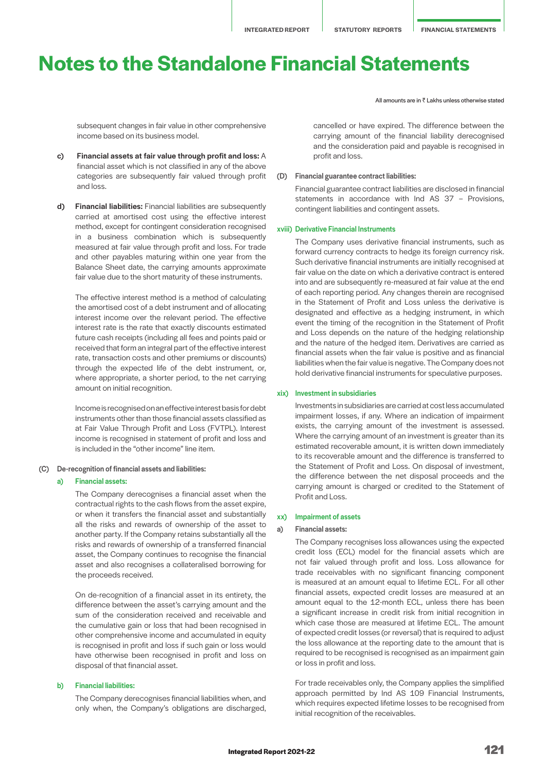# Notes to the Standalone Financial Statements

All amounts are in ₹ Lakhs unless otherwise stated

subsequent changes in fair value in other comprehensive income based on its business model.

c) **Financial assets at fair value through profit and loss:** A financial asset which is not classified in any of the above categories are subsequently fair valued through profit and loss.

d) **Financial liabilities:** Financial liabilities are subsequently carried at amortised cost using the effective interest method, except for contingent consideration recognised in a business combination which is subsequently measured at fair value through profit and loss. For trade and other payables maturing within one year from the Balance Sheet date, the carrying amounts approximate fair value due to the short maturity of these instruments.

The effective interest method is a method of calculating the amortised cost of a debt instrument and of allocating interest income over the relevant period. The effective interest rate is the rate that exactly discounts estimated future cash receipts (including all fees and points paid or received that form an integral part of the effective interest rate, transaction costs and other premiums or discounts) through the expected life of the debt instrument, or, where appropriate, a shorter period, to the net carrying amount on initial recognition.

Income is recognised on an effective interest basis for debt instruments other than those financial assets classified as at Fair Value Through Profit and Loss (FVTPL). Interest income is recognised in statement of profit and loss and is included in the "other income" line item.

**(C) De-recognition of financial assets and liabilities:**

**a) Financial assets:**

The Company derecognises a financial asset when the contractual rights to the cash flows from the asset expire, or when it transfers the financial asset and substantially all the risks and rewards of ownership of the asset to another party. If the Company retains substantially all the risks and rewards of ownership of a transferred financial asset, the Company continues to recognise the financial asset and also recognises a collateralised borrowing for the proceeds received.

On de-recognition of a financial asset in its entirety, the difference between the asset's carrying amount and the sum of the consideration received and receivable and the cumulative gain or loss that had been recognised in other comprehensive income and accumulated in equity is recognised in profit and loss if such gain or loss would have otherwise been recognised in profit and loss on disposal of that financial asset.

**b) Financial liabilities:**

The Company derecognises financial liabilities when, and only when, the Company's obligations are discharged, cancelled or have expired. The difference between the carrying amount of the financial liability derecognised and the consideration paid and payable is recognised in profit and loss.

**(D) Financial guarantee contract liabilities:**

Financial guarantee contract liabilities are disclosed in financial statements in accordance with Ind AS 37 – Provisions, contingent liabilities and contingent assets.

### xviii) Derivative Financial Instruments

The Company uses derivative financial instruments, such as forward currency contracts to hedge its foreign currency risk. Such derivative financial instruments are initially recognised at fair value on the date on which a derivative contract is entered into and are subsequently re-measured at fair value at the end of each reporting period. Any changes therein are recognised in the Statement of Profit and Loss unless the derivative is designated and effective as a hedging instrument, in which event the timing of the recognition in the Statement of Profit and Loss depends on the nature of the hedging relationship and the nature of the hedged item. Derivatives are carried as financial assets when the fair value is positive and as financial liabilities when the fair value is negative. The Company does not hold derivative financial instruments for speculative purposes.

### xix) Investment in subsidiaries

Investments in subsidiaries are carried at cost less accumulated impairment losses, if any. Where an indication of impairment exists, the carrying amount of the investment is assessed. Where the carrying amount of an investment is greater than its estimated recoverable amount, it is written down immediately to its recoverable amount and the difference is transferred to the Statement of Profit and Loss. On disposal of investment, the difference between the net disposal proceeds and the carrying amount is charged or credited to the Statement of Profit and Loss.

### xx) Impairment of assets

**a) Financial assets:**

The Company recognises loss allowances using the expected credit loss (ECL) model for the financial assets which are not fair valued through profit and loss. Loss allowance for trade receivables with no significant financing component is measured at an amount equal to lifetime ECL. For all other financial assets, expected credit losses are measured at an amount equal to the 12-month ECL, unless there has been a significant increase in credit risk from initial recognition in which case those are measured at lifetime ECL. The amount of expected credit losses (or reversal) that is required to adjust the loss allowance at the reporting date to the amount that is required to be recognised is recognised as an impairment gain or loss in profit and loss.

For trade receivables only, the Company applies the simplified approach permitted by Ind AS 109 Financial Instruments, which requires expected lifetime losses to be recognised from initial recognition of the receivables.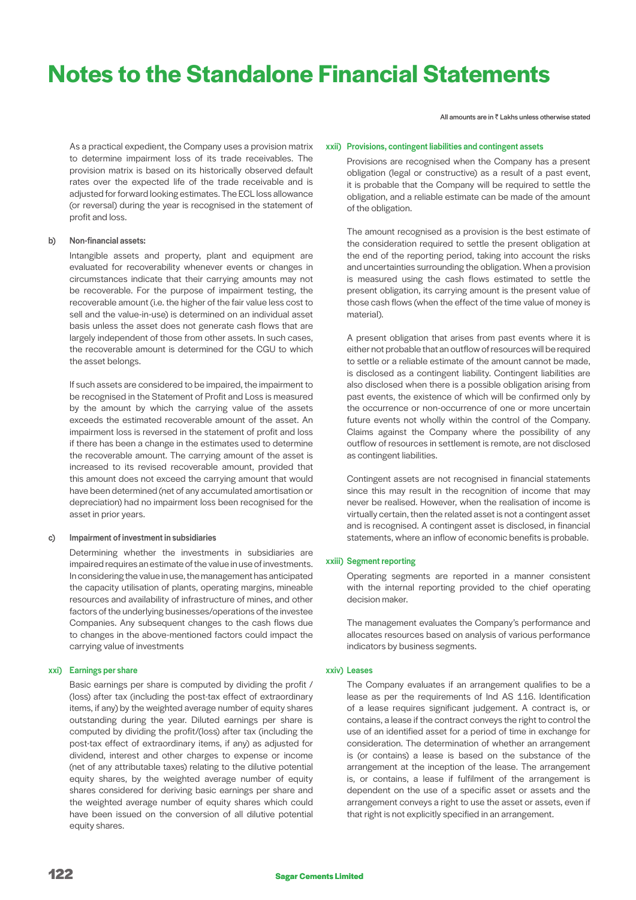As a practical expedient, the Company uses a provision matrix to determine impairment loss of its trade receivables. The provision matrix is based on its historically observed default rates over the expected life of the trade receivable and is adjusted for forward looking estimates. The ECL loss allowance (or reversal) during the year is recognised in the statement of profit and loss.

**b) Non-financial assets:**

Intangible assets and property, plant and equipment are evaluated for recoverability whenever events or changes in circumstances indicate that their carrying amounts may not be recoverable. For the purpose of impairment testing, the recoverable amount (i.e. the higher of the fair value less cost to sell and the value-in-use) is determined on an individual asset basis unless the asset does not generate cash flows that are largely independent of those from other assets. In such cases, the recoverable amount is determined for the CGU to which the asset belongs.

If such assets are considered to be impaired, the impairment to be recognised in the Statement of Profit and Loss is measured by the amount by which the carrying value of the assets exceeds the estimated recoverable amount of the asset. An impairment loss is reversed in the statement of profit and loss if there has been a change in the estimates used to determine the recoverable amount. The carrying amount of the asset is increased to its revised recoverable amount, provided that this amount does not exceed the carrying amount that would have been determined (net of any accumulated amortisation or depreciation) had no impairment loss been recognised for the asset in prior years.

**c) Impairment of investment in subsidiaries**

Determining whether the investments in subsidiaries are impaired requires an estimate of the value in use of investments. In considering the value in use, the management has anticipated the capacity utilisation of plants, operating margins, mineable resources and availability of infrastructure of mines, and other factors of the underlying businesses/operations of the investee Companies. Any subsequent changes to the cash flows due to changes in the above-mentioned factors could impact the carrying value of investments

## xxi) Earnings per share

Basic earnings per share is computed by dividing the profit / (loss) after tax (including the post-tax effect of extraordinary items, if any) by the weighted average number of equity shares outstanding during the year. Diluted earnings per share is computed by dividing the profit/(loss) after tax (including the post-tax effect of extraordinary items, if any) as adjusted for dividend, interest and other charges to expense or income (net of any attributable taxes) relating to the dilutive potential equity shares, by the weighted average number of equity shares considered for deriving basic earnings per share and the weighted average number of equity shares which could have been issued on the conversion of all dilutive potential equity shares.

## xxii) Provisions, contingent liabilities and contingent assets

Provisions are recognised when the Company has a present obligation (legal or constructive) as a result of a past event, it is probable that the Company will be required to settle the obligation, and a reliable estimate can be made of the amount of the obligation.

The amount recognised as a provision is the best estimate of the consideration required to settle the present obligation at the end of the reporting period, taking into account the risks and uncertainties surrounding the obligation. When a provision is measured using the cash flows estimated to settle the present obligation, its carrying amount is the present value of those cash flows (when the effect of the time value of money is material).

A present obligation that arises from past events where it is either not probable that an outflow of resources will be required to settle or a reliable estimate of the amount cannot be made, is disclosed as a contingent liability. Contingent liabilities are also disclosed when there is a possible obligation arising from past events, the existence of which will be confirmed only by the occurrence or non-occurrence of one or more uncertain future events not wholly within the control of the Company. Claims against the Company where the possibility of any outflow of resources in settlement is remote, are not disclosed as contingent liabilities.

Contingent assets are not recognised in financial statements since this may result in the recognition of income that may never be realised. However, when the realisation of income is virtually certain, then the related asset is not a contingent asset and is recognised. A contingent asset is disclosed, in financial statements, where an inflow of economic benefits is probable.

## xxiii) Segment reporting

Operating segments are reported in a manner consistent with the internal reporting provided to the chief operating decision maker.

The management evaluates the Company's performance and allocates resources based on analysis of various performance indicators by business segments.

## xxiv) Leases

The Company evaluates if an arrangement qualifies to be a lease as per the requirements of Ind AS 116. Identification of a lease requires significant judgement. A contract is, or contains, a lease if the contract conveys the right to control the use of an identified asset for a period of time in exchange for consideration. The determination of whether an arrangement is (or contains) a lease is based on the substance of the arrangement at the inception of the lease. The arrangement is, or contains, a lease if fulfilment of the arrangement is dependent on the use of a specific asset or assets and the arrangement conveys a right to use the asset or assets, even if that right is not explicitly specified in an arrangement.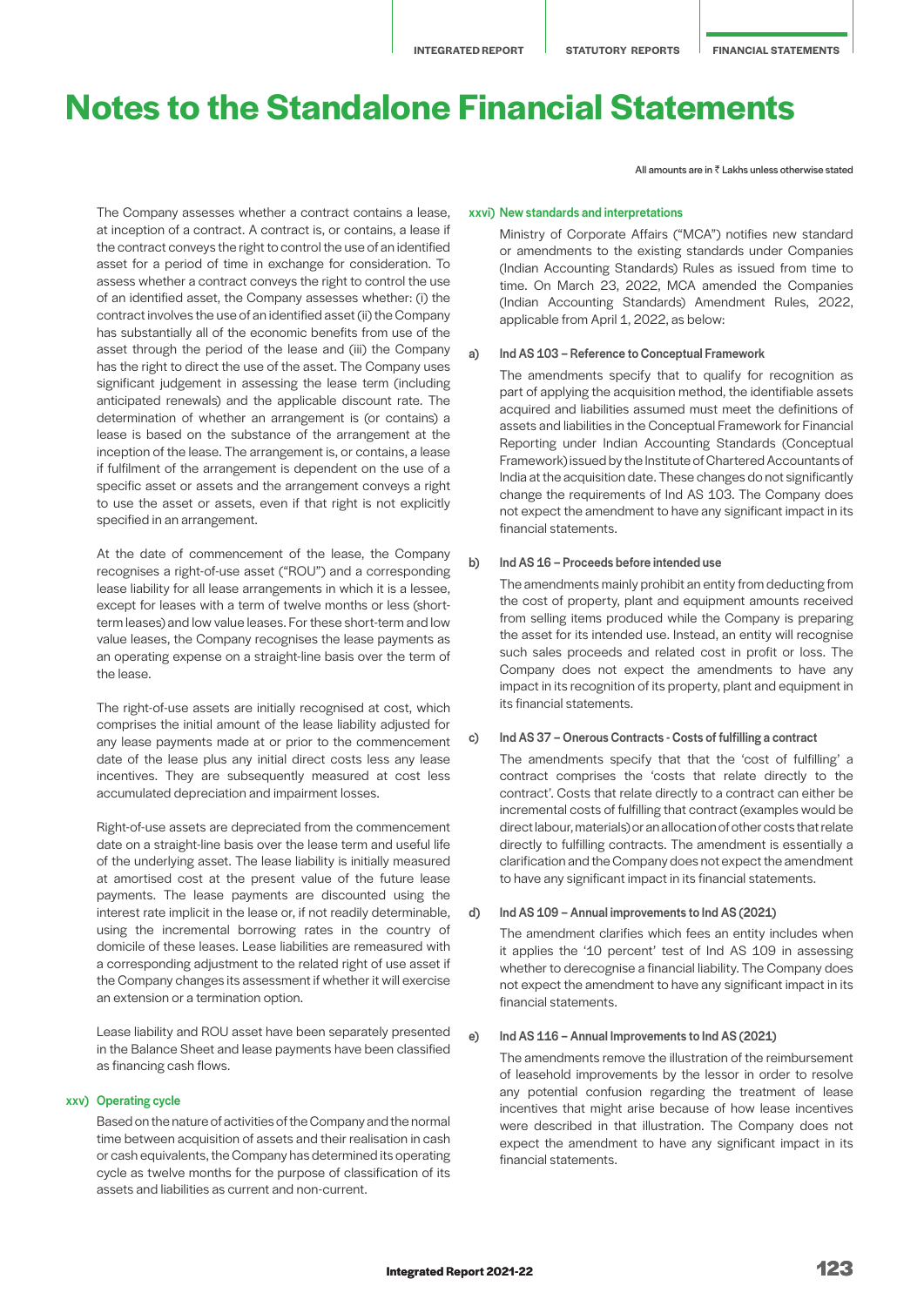# Notes to the Standalone Financial Statements

All amounts are in ₹ Lakhs unless otherwise stated

The Company assesses whether a contract contains a lease, at inception of a contract. A contract is, or contains, a lease if the contract conveys the right to control the use of an identified asset for a period of time in exchange for consideration. To assess whether a contract conveys the right to control the use of an identified asset, the Company assesses whether: (i) the contract involves the use of an identified asset (ii) the Company has substantially all of the economic benefits from use of the asset through the period of the lease and (iii) the Company has the right to direct the use of the asset. The Company uses significant judgement in assessing the lease term (including anticipated renewals) and the applicable discount rate. The determination of whether an arrangement is (or contains) a lease is based on the substance of the arrangement at the inception of the lease. The arrangement is, or contains, a lease if fulfilment of the arrangement is dependent on the use of a specific asset or assets and the arrangement conveys a right to use the asset or assets, even if that right is not explicitly specified in an arrangement.

At the date of commencement of the lease, the Company recognises a right-of-use asset ("ROU") and a corresponding lease liability for all lease arrangements in which it is a lessee, except for leases with a term of twelve months or less (short-term leases) and low value leases. For these short-term and low value leases, the Company recognises the lease payments as an operating expense on a straight-line basis over the term of the lease.

The right-of-use assets are initially recognised at cost, which comprises the initial amount of the lease liability adjusted for any lease payments made at or prior to the commencement date of the lease plus any initial direct costs less any lease incentives. They are subsequently measured at cost less accumulated depreciation and impairment losses.

Right-of-use assets are depreciated from the commencement date on a straight-line basis over the lease term and useful life of the underlying asset. The lease liability is initially measured at amortised cost at the present value of the future lease payments. The lease payments are discounted using the interest rate implicit in the lease or, if not readily determinable, using the incremental borrowing rates in the country of domicile of these leases. Lease liabilities are remeasured with a corresponding adjustment to the related right of use asset if the Company changes its assessment if whether it will exercise an extension or a termination option.

Lease liability and ROU asset have been separately presented in the Balance Sheet and lease payments have been classified as financing cash flows.

### xxv) Operating cycle

Based on the nature of activities of the Company and the normal time between acquisition of assets and their realisation in cash or cash equivalents, the Company has determined its operating cycle as twelve months for the purpose of classification of its assets and liabilities as current and non-current.

### xxvi) New standards and interpretations

Ministry of Corporate Affairs ("MCA") notifies new standard or amendments to the existing standards under Companies (Indian Accounting Standards) Rules as issued from time to time. On March 23, 2022, MCA amended the Companies (Indian Accounting Standards) Amendment Rules, 2022, applicable from April 1, 2022, as below:

**a) Ind AS 103 – Reference to Conceptual Framework**

The amendments specify that to qualify for recognition as part of applying the acquisition method, the identifiable assets acquired and liabilities assumed must meet the definitions of assets and liabilities in the Conceptual Framework for Financial Reporting under Indian Accounting Standards (Conceptual Framework) issued by the Institute of Chartered Accountants of India at the acquisition date. These changes do not significantly change the requirements of Ind AS 103. The Company does not expect the amendment to have any significant impact in its financial statements.

**b) Ind AS 16 – Proceeds before intended use**

The amendments mainly prohibit an entity from deducting from the cost of property, plant and equipment amounts received from selling items produced while the Company is preparing the asset for its intended use. Instead, an entity will recognise such sales proceeds and related cost in profit or loss. The Company does not expect the amendments to have any impact in its recognition of its property, plant and equipment in its financial statements.

**c) Ind AS 37 – Onerous Contracts - Costs of fulfilling a contract**

The amendments specify that that the 'cost of fulfilling' a contract comprises the 'costs that relate directly to the contract'. Costs that relate directly to a contract can either be incremental costs of fulfilling that contract (examples would be direct labour, materials) or an allocation of other costs that relate directly to fulfilling contracts. The amendment is essentially a clarification and the Company does not expect the amendment to have any significant impact in its financial statements.

**d) Ind AS 109 – Annual improvements to Ind AS (2021)**

The amendment clarifies which fees an entity includes when it applies the '10 percent' test of Ind AS 109 in assessing whether to derecognise a financial liability. The Company does not expect the amendment to have any significant impact in its financial statements.

**e) Ind AS 116 – Annual Improvements to Ind AS (2021)**

The amendments remove the illustration of the reimbursement of leasehold improvements by the lessor in order to resolve any potential confusion regarding the treatment of lease incentives that might arise because of how lease incentives were described in that illustration. The Company does not expect the amendment to have any significant impact in its financial statements.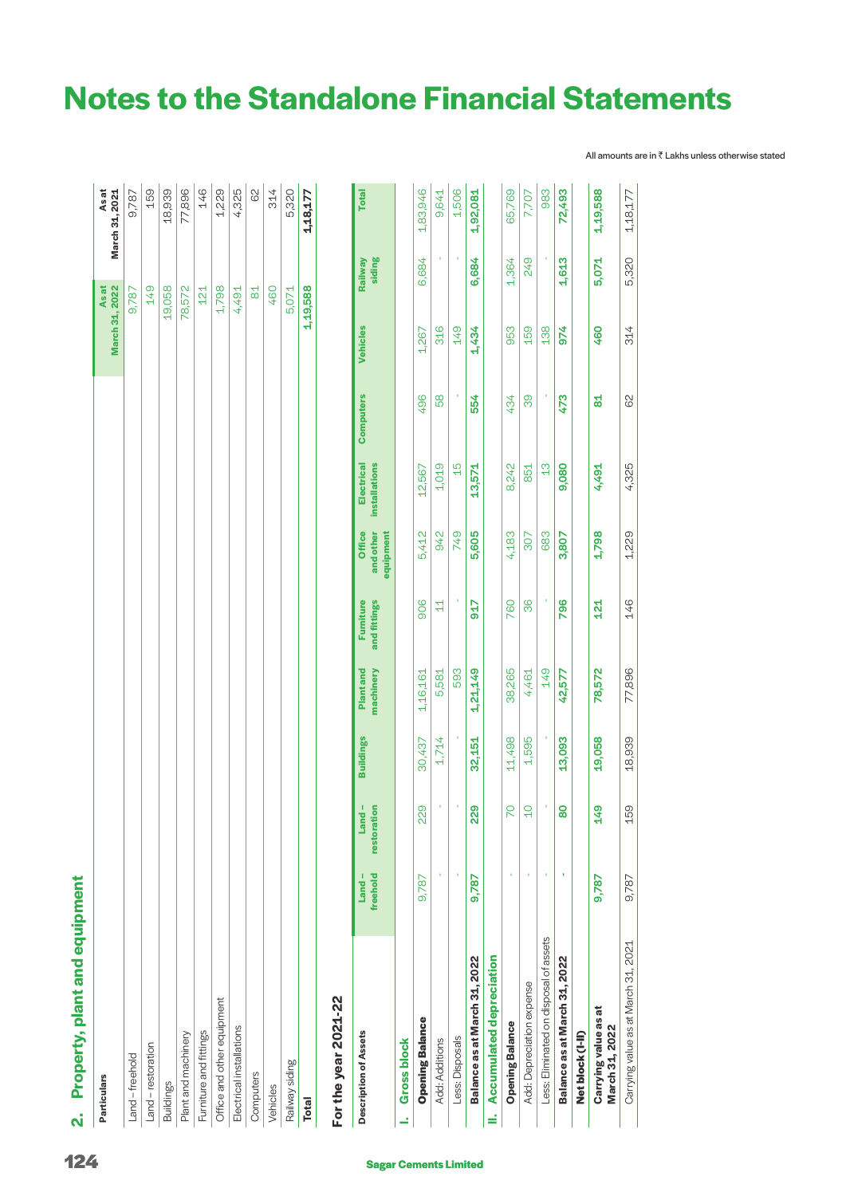# Notes to the Standalone Financial Statements

All amounts are in ₹ Lakhs unless otherwise stated

## 2. Property, plant and equipment

| Particulars | As at March 31, 2022 | As at March 31, 2021 |
|---|---|---|
| Land - freehold | 9,787 | 9,787 |
| Land - restoration | 149 | 159 |
| Buildings | 19,058 | 18,939 |
| Plant and machinery | 78,572 | 77,896 |
| Furniture and fittings | 121 | 146 |
| Office and other equipment | 1,798 | 1,229 |
| Electrical installations | 4,491 | 4,325 |
| Computers | 81 | 62 |
| Vehicles | 460 | 314 |
| Railway siding | 5,071 | 5,320 |
| **Total** | **1,19,588** | **1,18,177** |

### For the year 2021-22

| Description of Assets | Land - freehold | Land - restoration | Buildings | Plant and machinery | Furniture and fittings | Office and other equipment | Electrical installations | Computers | Vehicles | Railway siding | Total |
|---|---|---|---|---|---|---|---|---|---|---|---|
| **I. Gross block** | | | | | | | | | | | |
| **Opening Balance** | 9,787 | 229 | 30,437 | 1,16,161 | 906 | 5,412 | 12,567 | 496 | 1,267 | 6,684 | 1,83,946 |
| Add: Additions | - | - | 1,714 | 5,581 | 11 | 942 | 1,019 | 58 | 316 | - | 9,641 |
| Less: Disposals | - | - | - | 593 | - | 749 | 15 | - | 149 | - | 1,506 |
| **Balance as at March 31, 2022** | **9,787** | **229** | **32,151** | **1,21,149** | **917** | **5,605** | **13,571** | **554** | **1,434** | **6,684** | **1,92,081** |
| **II. Accumulated depreciation** | | | | | | | | | | | |
| **Opening Balance** | - | 70 | 11,498 | 38,265 | 760 | 4,183 | 8,242 | 434 | 953 | 1,364 | 65,769 |
| Add: Depreciation expense | - | 10 | 1,595 | 4,461 | 36 | 307 | 851 | 39 | 159 | 249 | 7,707 |
| Less: Eliminated on disposal of assets | - | - | - | 149 | - | 683 | 13 | - | 138 | - | 983 |
| **Balance as at March 31, 2022** | **-** | **80** | **13,093** | **42,577** | **796** | **3,807** | **9,080** | **473** | **974** | **1,613** | **72,493** |
| **Net block (I-II)** | | | | | | | | | | | |
| **Carrying value as at March 31, 2022** | **9,787** | **149** | **19,058** | **78,572** | **121** | **1,798** | **4,491** | **81** | **460** | **5,071** | **1,19,588** |
| Carrying value as at March 31, 2021 | 9,787 | 159 | 18,939 | 77,896 | 146 | 1,229 | 4,325 | 62 | 314 | 5,320 | 1,18,177 |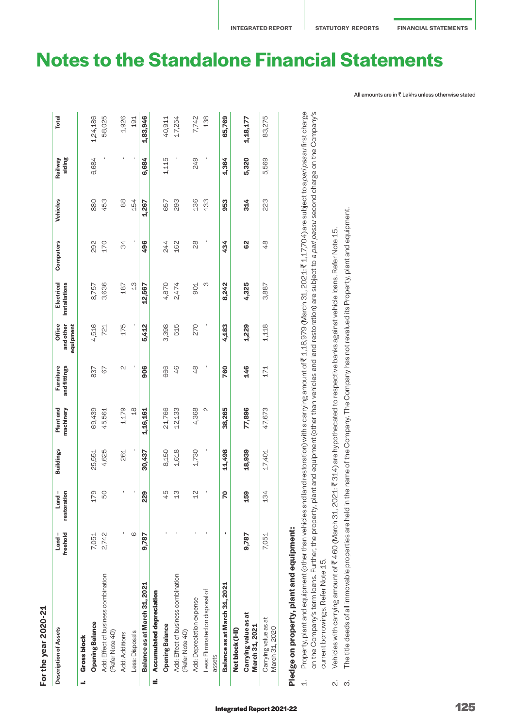# Notes to the Standalone Financial Statements

All amounts are in ₹ Lakhs unless otherwise stated

**For the year 2020-21**

| Description of Assets | Land – freehold | Land – restoration | Buildings | Plant and machinery | Furniture and fittings | Office and other equipment | Electrical installations | Computers | Vehicles | Railway siding | Total |
|---|---|---|---|---|---|---|---|---|---|---|---|
| **I. Gross block** | | | | | | | | | | | |
| **Opening Balance** | 7,051 | 179 | 25,551 | 69,439 | 837 | 4,516 | 8,757 | 292 | 880 | 6,684 | 1,24,186 |
| Add: Effect of business combination (Refer Note 40) | 2,742 | 50 | 4,625 | 45,561 | 67 | 721 | 3,636 | 170 | 453 | - | 58,025 |
| Add: Additions | - | - | 261 | 1,179 | 2 | 175 | 187 | 34 | 88 | - | 1,926 |
| Less: Disposals | 6 | - | - | 18 | - | - | 13 | - | 154 | - | 191 |
| **Balance as at March 31, 2021** | **9,787** | **229** | **30,437** | **1,16,161** | **906** | **5,412** | **12,567** | **496** | **1,267** | **6,684** | **1,83,946** |
| **II. Accumulated depreciation** | | | | | | | | | | | |
| **Opening Balance** | - | 45 | 8,150 | 21,766 | 666 | 3,398 | 4,870 | 244 | 657 | 1,115 | 40,911 |
| Add: Effect of business combination (Refer Note 40) | - | 13 | 1,618 | 12,133 | 46 | 515 | 2,474 | 162 | 293 | - | 17,254 |
| Add: Depreciation expense | - | 12 | 1,730 | 4,368 | 48 | 270 | 901 | 28 | 136 | 249 | 7,742 |
| Less: Eliminated on disposal of assets | - | - | - | 2 | - | - | 3 | - | 133 | - | 138 |
| **Balance as at March 31, 2021** | **-** | **70** | **11,498** | **38,265** | **760** | **4,183** | **8,242** | **434** | **953** | **1,364** | **65,769** |
| **Net block (I-II)** | | | | | | | | | | | |
| **Carrying value as at March 31, 2021** | **9,787** | **159** | **18,939** | **77,896** | **146** | **1,229** | **4,325** | **62** | **314** | **5,320** | **1,18,177** |
| Carrying value as at March 31, 2020 | 7,051 | 134 | 17,401 | 47,673 | 171 | 1,118 | 3,887 | 48 | 223 | 5,569 | 83,275 |

## Pledge on property, plant and equipment:

1. Property, plant and equipment (other than vehicles and land restoration) with a carrying amount of ₹ 1,18,979 (March 31, 2021: ₹ 1,17,704) are subject to a *pari passu* first charge on the Company's term loans. Further, the property, plant and equipment (other than vehicles and land restoration) are subject to a *pari passu* second charge on the Company's current borrowings. Refer Note 15.
2. Vehicles with carrying amount of ₹ 460 (March 31, 2021: ₹ 314) are hypothecated to respective banks against vehicle loans. Refer Note 15.
3. The title deeds of all immovable properties are held in the name of the Company. The Company has not revalued its Property, plant and equipment.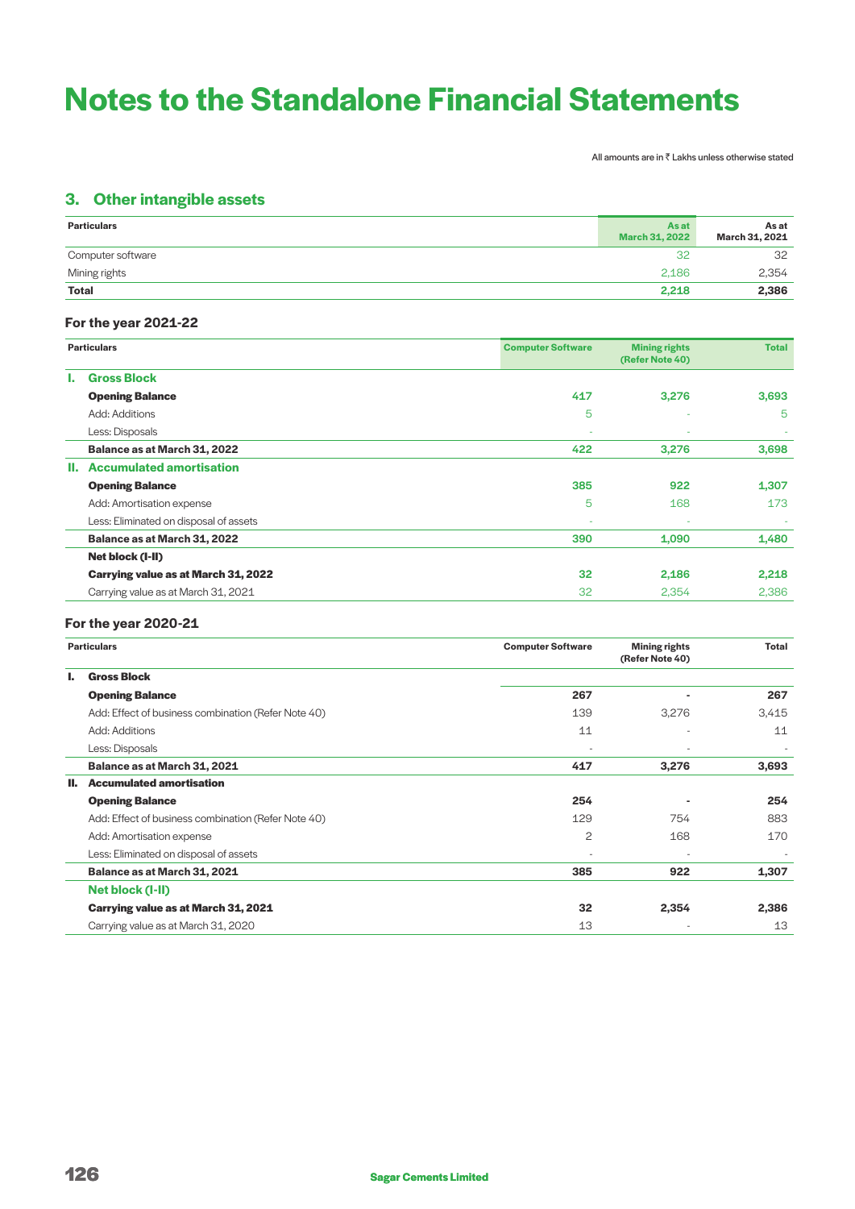# Notes to the Standalone Financial Statements

All amounts are in ₹ Lakhs unless otherwise stated

## 3. Other intangible assets

| Particulars | As at March 31, 2022 | As at March 31, 2021 |
|---|---|---|
| Computer software | 32 | 32 |
| Mining rights | 2,186 | 2,354 |
| **Total** | **2,218** | **2,386** |

### For the year 2021-22

| Particulars | Computer Software | Mining rights (Refer Note 40) | Total |
|---|---|---|---|
| **I. Gross Block** | | | |
| **Opening Balance** | **417** | **3,276** | **3,693** |
| Add: Additions | 5 | - | 5 |
| Less: Disposals | - | - | - |
| **Balance as at March 31, 2022** | **422** | **3,276** | **3,698** |
| **II. Accumulated amortisation** | | | |
| **Opening Balance** | **385** | **922** | **1,307** |
| Add: Amortisation expense | 5 | 168 | 173 |
| Less: Eliminated on disposal of assets | - | - | - |
| **Balance as at March 31, 2022** | **390** | **1,090** | **1,480** |
| **Net block (I-II)** | | | |
| **Carrying value as at March 31, 2022** | **32** | **2,186** | **2,218** |
| Carrying value as at March 31, 2021 | 32 | 2,354 | 2,386 |

### For the year 2020-21

| Particulars | Computer Software | Mining rights (Refer Note 40) | Total |
|---|---|---|---|
| **I. Gross Block** | | | |
| **Opening Balance** | **267** | **-** | **267** |
| Add: Effect of business combination (Refer Note 40) | 139 | 3,276 | 3,415 |
| Add: Additions | 11 | - | 11 |
| Less: Disposals | - | - | - |
| **Balance as at March 31, 2021** | **417** | **3,276** | **3,693** |
| **II. Accumulated amortisation** | | | |
| **Opening Balance** | **254** | **-** | **254** |
| Add: Effect of business combination (Refer Note 40) | 129 | 754 | 883 |
| Add: Amortisation expense | 2 | 168 | 170 |
| Less: Eliminated on disposal of assets | - | - | - |
| **Balance as at March 31, 2021** | **385** | **922** | **1,307** |
| **Net block (I-II)** | | | |
| **Carrying value as at March 31, 2021** | **32** | **2,354** | **2,386** |
| Carrying value as at March 31, 2020 | 13 | - | 13 |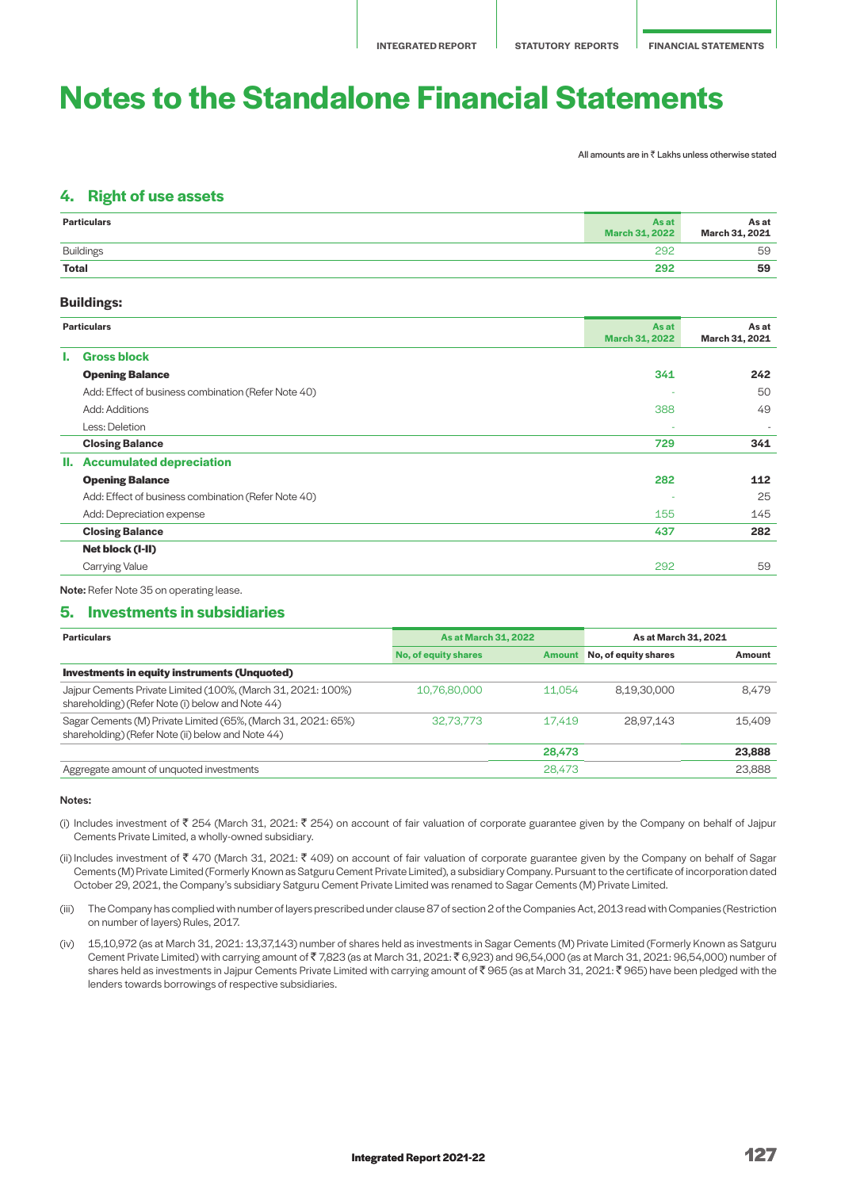# Notes to the Standalone Financial Statements

All amounts are in ₹ Lakhs unless otherwise stated

## 4. Right of use assets

| Particulars | As at March 31, 2022 | As at March 31, 2021 |
|---|---|---|
| Buildings | 292 | 59 |
| **Total** | **292** | **59** |

### Buildings:

| | Particulars | As at March 31, 2022 | As at March 31, 2021 |
|---|---|---|---|
| **I.** | **Gross block** | | |
| | **Opening Balance** | **341** | **242** |
| | Add: Effect of business combination (Refer Note 40) | - | 50 |
| | Add: Additions | 388 | 49 |
| | Less: Deletion | - | - |
| | **Closing Balance** | **729** | **341** |
| **II.** | **Accumulated depreciation** | | |
| | **Opening Balance** | **282** | **112** |
| | Add: Effect of business combination (Refer Note 40) | - | 25 |
| | Add: Depreciation expense | 155 | 145 |
| | **Closing Balance** | **437** | **282** |
| | **Net block (I-II)** | | |
| | Carrying Value | 292 | 59 |

**Note:** Refer Note 35 on operating lease.

## 5. Investments in subsidiaries

| Particulars | As at March 31, 2022 | | As at March 31, 2021 | |
|---|---|---|---|---|
| | No, of equity shares | Amount | No, of equity shares | Amount |
| **Investments in equity instruments (Unquoted)** | | | | |
| Jajpur Cements Private Limited (100%, (March 31, 2021: 100%) shareholding) (Refer Note (i) below and Note 44) | 10,76,80,000 | 11,054 | 8,19,30,000 | 8,479 |
| Sagar Cements (M) Private Limited (65%, (March 31, 2021: 65%) shareholding) (Refer Note (ii) below and Note 44) | 32,73,773 | 17,419 | 28,97,143 | 15,409 |
| | | **28,473** | | **23,888** |
| Aggregate amount of unquoted investments | | 28,473 | | 23,888 |

**Notes:**

(i) Includes investment of ₹ 254 (March 31, 2021: ₹ 254) on account of fair valuation of corporate guarantee given by the Company on behalf of Jajpur Cements Private Limited, a wholly-owned subsidiary.

(ii) Includes investment of ₹ 470 (March 31, 2021: ₹ 409) on account of fair valuation of corporate guarantee given by the Company on behalf of Sagar Cements (M) Private Limited (Formerly Known as Satguru Cement Private Limited), a subsidiary Company. Pursuant to the certificate of incorporation dated October 29, 2021, the Company's subsidiary Satguru Cement Private Limited was renamed to Sagar Cements (M) Private Limited.

(iii) The Company has complied with number of layers prescribed under clause 87 of section 2 of the Companies Act, 2013 read with Companies (Restriction on number of layers) Rules, 2017.

(iv) 15,10,972 (as at March 31, 2021: 13,37,143) number of shares held as investments in Sagar Cements (M) Private Limited (Formerly Known as Satguru Cement Private Limited) with carrying amount of ₹ 7,823 (as at March 31, 2021: ₹ 6,923) and 96,54,000 (as at March 31, 2021: 96,54,000) number of shares held as investments in Jajpur Cements Private Limited with carrying amount of ₹ 965 (as at March 31, 2021: ₹ 965) have been pledged with the lenders towards borrowings of respective subsidiaries.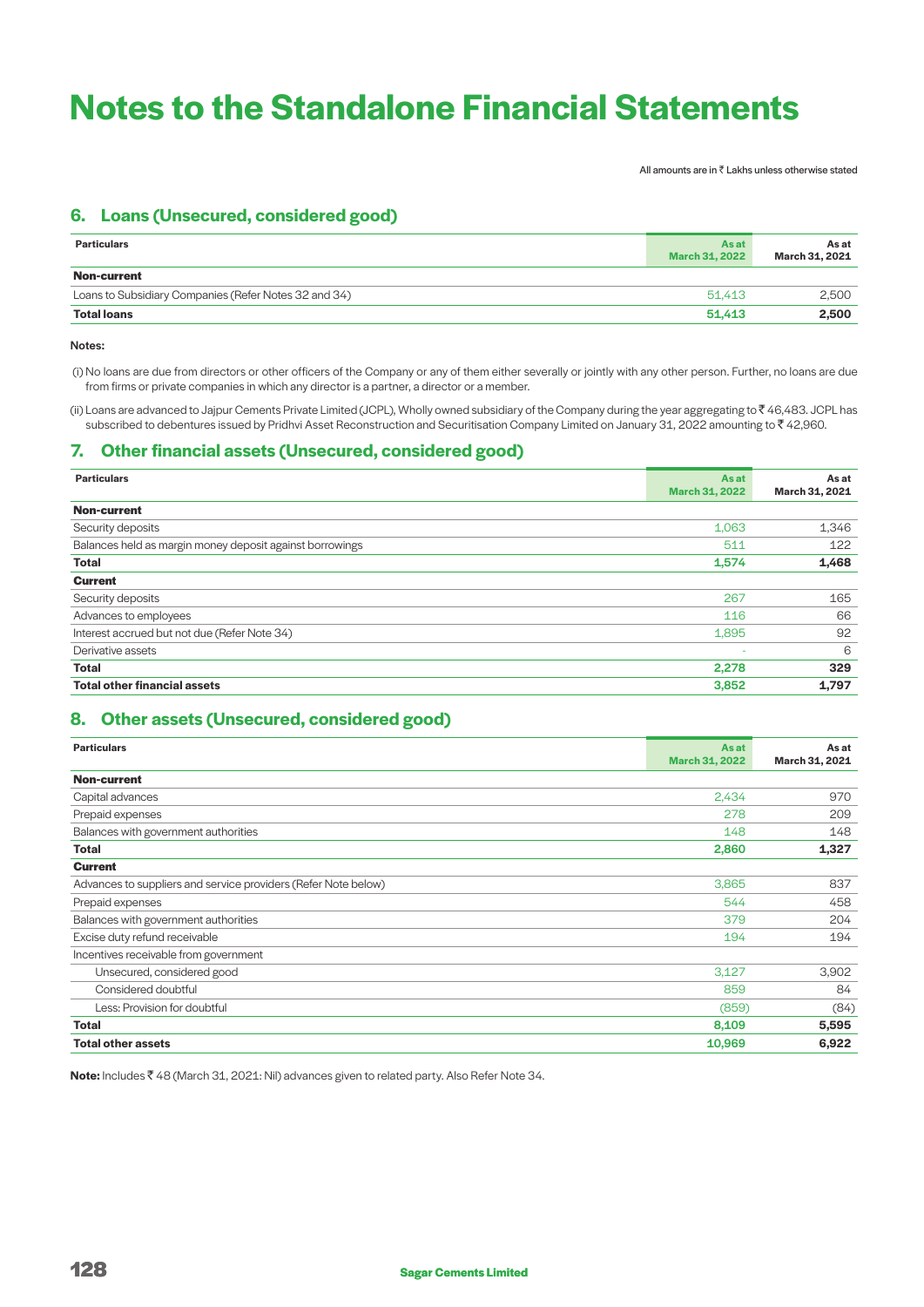# Notes to the Standalone Financial Statements

All amounts are in ₹ Lakhs unless otherwise stated

## 6. Loans (Unsecured, considered good)

| Particulars | As at March 31, 2022 | As at March 31, 2021 |
|---|---|---|
| **Non-current** | | |
| Loans to Subsidiary Companies (Refer Notes 32 and 34) | 51,413 | 2,500 |
| **Total loans** | **51,413** | **2,500** |

**Notes:**

(i) No loans are due from directors or other officers of the Company or any of them either severally or jointly with any other person. Further, no loans are due from firms or private companies in which any director is a partner, a director or a member.

(ii) Loans are advanced to Jajpur Cements Private Limited (JCPL), Wholly owned subsidiary of the Company during the year aggregating to ₹ 46,483. JCPL has subscribed to debentures issued by Pridhvi Asset Reconstruction and Securitisation Company Limited on January 31, 2022 amounting to ₹ 42,960.

## 7. Other financial assets (Unsecured, considered good)

| Particulars | As at March 31, 2022 | As at March 31, 2021 |
|---|---|---|
| **Non-current** | | |
| Security deposits | 1,063 | 1,346 |
| Balances held as margin money deposit against borrowings | 511 | 122 |
| **Total** | **1,574** | **1,468** |
| **Current** | | |
| Security deposits | 267 | 165 |
| Advances to employees | 116 | 66 |
| Interest accrued but not due (Refer Note 34) | 1,895 | 92 |
| Derivative assets | - | 6 |
| **Total** | **2,278** | **329** |
| **Total other financial assets** | **3,852** | **1,797** |

## 8. Other assets (Unsecured, considered good)

| Particulars | As at March 31, 2022 | As at March 31, 2021 |
|---|---|---|
| **Non-current** | | |
| Capital advances | 2,434 | 970 |
| Prepaid expenses | 278 | 209 |
| Balances with government authorities | 148 | 148 |
| **Total** | **2,860** | **1,327** |
| **Current** | | |
| Advances to suppliers and service providers (Refer Note below) | 3,865 | 837 |
| Prepaid expenses | 544 | 458 |
| Balances with government authorities | 379 | 204 |
| Excise duty refund receivable | 194 | 194 |
| Incentives receivable from government | | |
| Unsecured, considered good | 3,127 | 3,902 |
| Considered doubtful | 859 | 84 |
| Less: Provision for doubtful | (859) | (84) |
| **Total** | **8,109** | **5,595** |
| **Total other assets** | **10,969** | **6,922** |

**Note:** Includes ₹ 48 (March 31, 2021: Nil) advances given to related party. Also Refer Note 34.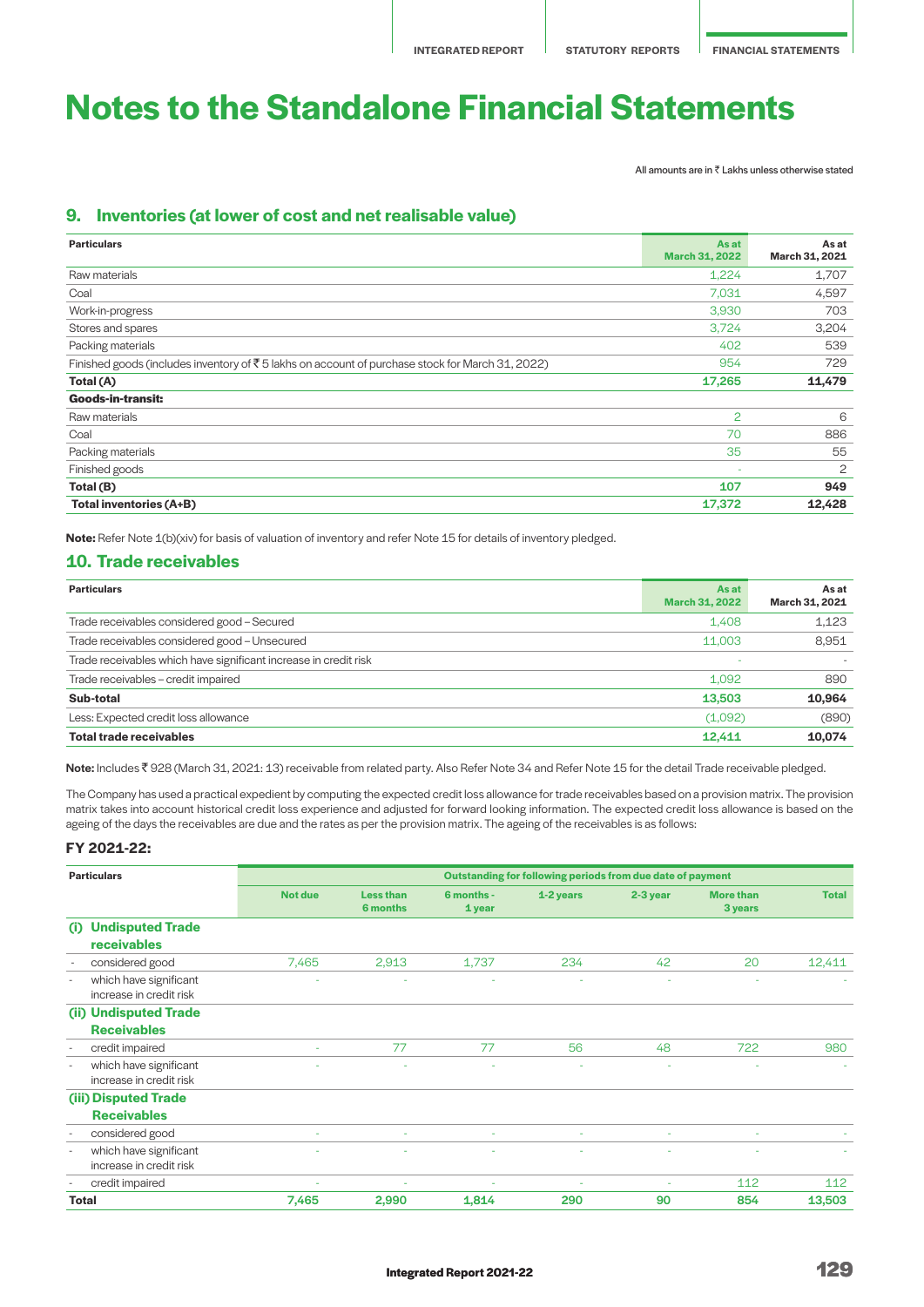# Notes to the Standalone Financial Statements

All amounts are in ₹ Lakhs unless otherwise stated

## 9. Inventories (at lower of cost and net realisable value)

| Particulars | As at March 31, 2022 | As at March 31, 2021 |
|---|---|---|
| Raw materials | 1,224 | 1,707 |
| Coal | 7,031 | 4,597 |
| Work-in-progress | 3,930 | 703 |
| Stores and spares | 3,724 | 3,204 |
| Packing materials | 402 | 539 |
| Finished goods (includes inventory of ₹ 5 lakhs on account of purchase stock for March 31, 2022) | 954 | 729 |
| **Total (A)** | **17,265** | **11,479** |
| **Goods-in-transit:** | | |
| Raw materials | 2 | 6 |
| Coal | 70 | 886 |
| Packing materials | 35 | 55 |
| Finished goods | - | 2 |
| **Total (B)** | **107** | **949** |
| **Total inventories (A+B)** | **17,372** | **12,428** |

**Note:** Refer Note 1(b)(xiv) for basis of valuation of inventory and refer Note 15 for details of inventory pledged.

## 10. Trade receivables

| Particulars | As at March 31, 2022 | As at March 31, 2021 |
|---|---|---|
| Trade receivables considered good – Secured | 1,408 | 1,123 |
| Trade receivables considered good – Unsecured | 11,003 | 8,951 |
| Trade receivables which have significant increase in credit risk | - | - |
| Trade receivables – credit impaired | 1,092 | 890 |
| **Sub-total** | **13,503** | **10,964** |
| Less: Expected credit loss allowance | (1,092) | (890) |
| **Total trade receivables** | **12,411** | **10,074** |

**Note:** Includes ₹ 928 (March 31, 2021: 13) receivable from related party. Also Refer Note 34 and Refer Note 15 for the detail Trade receivable pledged.

The Company has used a practical expedient by computing the expected credit loss allowance for trade receivables based on a provision matrix. The provision matrix takes into account historical credit loss experience and adjusted for forward looking information. The expected credit loss allowance is based on the ageing of the days the receivables are due and the rates as per the provision matrix. The ageing of the receivables is as follows:

### FY 2021-22:

| Particulars | Outstanding for following periods from due date of payment | | | | | | |
|---|---|---|---|---|---|---|---|
| | Not due | Less than 6 months | 6 months - 1 year | 1-2 years | 2-3 year | More than 3 years | Total |
| **(i) Undisputed Trade receivables** | | | | | | | |
| - considered good | 7,465 | 2,913 | 1,737 | 234 | 42 | 20 | 12,411 |
| - which have significant increase in credit risk | - | - | - | - | - | - | - |
| **(ii) Undisputed Trade Receivables** | | | | | | | |
| - credit impaired | - | 77 | 77 | 56 | 48 | 722 | 980 |
| - which have significant increase in credit risk | - | - | - | - | - | - | - |
| **(iii) Disputed Trade Receivables** | | | | | | | |
| - considered good | - | - | - | - | - | - | - |
| - which have significant increase in credit risk | - | - | - | - | - | - | - |
| - credit impaired | - | - | - | - | - | 112 | 112 |
| **Total** | **7,465** | **2,990** | **1,814** | **290** | **90** | **854** | **13,503** |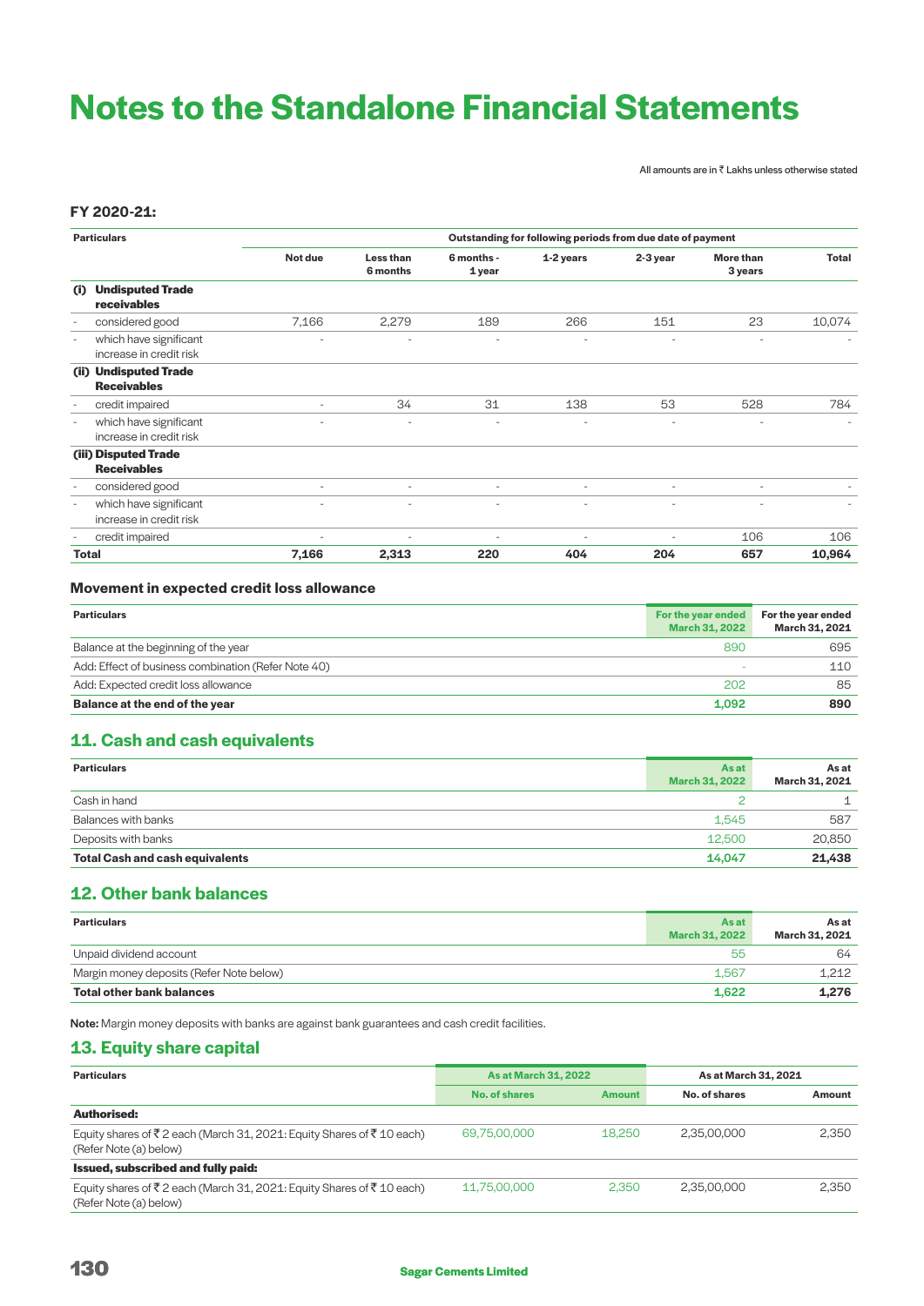# Notes to the Standalone Financial Statements

All amounts are in ₹ Lakhs unless otherwise stated

### FY 2020-21:

| Particulars | Outstanding for following periods from due date of payment | | | | | | |
|---|---|---|---|---|---|---|---|
| | Not due | Less than 6 months | 6 months - 1 year | 1-2 years | 2-3 year | More than 3 years | Total |
| **(i) Undisputed Trade receivables** | | | | | | | |
| - considered good | 7,166 | 2,279 | 189 | 266 | 151 | 23 | 10,074 |
| - which have significant increase in credit risk | - | - | - | - | - | - | - |
| **(ii) Undisputed Trade Receivables** | | | | | | | |
| - credit impaired | - | 34 | 31 | 138 | 53 | 528 | 784 |
| - which have significant increase in credit risk | - | - | - | - | - | - | - |
| **(iii) Disputed Trade Receivables** | | | | | | | |
| - considered good | - | - | - | - | - | - | - |
| - which have significant increase in credit risk | - | - | - | - | - | - | - |
| - credit impaired | - | - | - | - | - | 106 | 106 |
| **Total** | **7,166** | **2,313** | **220** | **404** | **204** | **657** | **10,964** |

### Movement in expected credit loss allowance

| Particulars | For the year ended March 31, 2022 | For the year ended March 31, 2021 |
|---|---|---|
| Balance at the beginning of the year | 890 | 695 |
| Add: Effect of business combination (Refer Note 40) | - | 110 |
| Add: Expected credit loss allowance | 202 | 85 |
| **Balance at the end of the year** | **1,092** | **890** |

## 11. Cash and cash equivalents

| Particulars | As at March 31, 2022 | As at March 31, 2021 |
|---|---|---|
| Cash in hand | 2 | 1 |
| Balances with banks | 1,545 | 587 |
| Deposits with banks | 12,500 | 20,850 |
| **Total Cash and cash equivalents** | **14,047** | **21,438** |

## 12. Other bank balances

| Particulars | As at March 31, 2022 | As at March 31, 2021 |
|---|---|---|
| Unpaid dividend account | 55 | 64 |
| Margin money deposits (Refer Note below) | 1,567 | 1,212 |
| **Total other bank balances** | **1,622** | **1,276** |

**Note:** Margin money deposits with banks are against bank guarantees and cash credit facilities.

## 13. Equity share capital

| Particulars | As at March 31, 2022 | | As at March 31, 2021 | |
|---|---|---|---|---|
| | No. of shares | Amount | No. of shares | Amount |
| **Authorised:** | | | | |
| Equity shares of ₹ 2 each (March 31, 2021: Equity Shares of ₹ 10 each) (Refer Note (a) below) | 69,75,00,000 | 18,250 | 2,35,00,000 | 2,350 |
| **Issued, subscribed and fully paid:** | | | | |
| Equity shares of ₹ 2 each (March 31, 2021: Equity Shares of ₹ 10 each) (Refer Note (a) below) | 11,75,00,000 | 2,350 | 2,35,00,000 | 2,350 |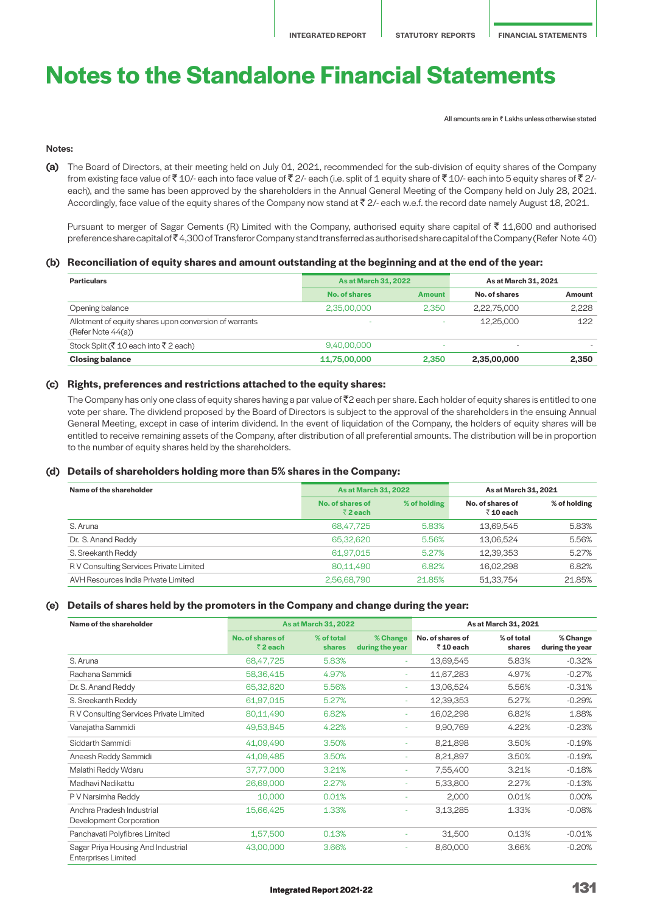# Notes to the Standalone Financial Statements

All amounts are in ₹ Lakhs unless otherwise stated

**Notes:**

**(a)** The Board of Directors, at their meeting held on July 01, 2021, recommended for the sub-division of equity shares of the Company from existing face value of ₹ 10/- each into face value of ₹ 2/- each (i.e. split of 1 equity share of ₹ 10/- each into 5 equity shares of ₹ 2/- each), and the same has been approved by the shareholders in the Annual General Meeting of the Company held on July 28, 2021. Accordingly, face value of the equity shares of the Company now stand at ₹ 2/- each w.e.f. the record date namely August 18, 2021.

Pursuant to merger of Sagar Cements (R) Limited with the Company, authorised equity share capital of ₹ 11,600 and authorised preference share capital of ₹ 4,300 of Transferor Company stand transferred as authorised share capital of the Company (Refer Note 40)

### (b) Reconciliation of equity shares and amount outstanding at the beginning and at the end of the year:

| Particulars | As at March 31, 2022 | | As at March 31, 2021 | |
|---|---|---|---|---|
| | No. of shares | Amount | No. of shares | Amount |
| Opening balance | 2,35,00,000 | 2,350 | 2,22,75,000 | 2,228 |
| Allotment of equity shares upon conversion of warrants (Refer Note 44(a)) | - | - | 12,25,000 | 122 |
| Stock Split (₹ 10 each into ₹ 2 each) | 9,40,00,000 | - | - | - |
| **Closing balance** | **11,75,00,000** | **2,350** | **2,35,00,000** | **2,350** |

### (c) Rights, preferences and restrictions attached to the equity shares:

The Company has only one class of equity shares having a par value of ₹2 each per share. Each holder of equity shares is entitled to one vote per share. The dividend proposed by the Board of Directors is subject to the approval of the shareholders in the ensuing Annual General Meeting, except in case of interim dividend. In the event of liquidation of the Company, the holders of equity shares will be entitled to receive remaining assets of the Company, after distribution of all preferential amounts. The distribution will be in proportion to the number of equity shares held by the shareholders.

### (d) Details of shareholders holding more than 5% shares in the Company:

| Name of the shareholder | As at March 31, 2022 | | As at March 31, 2021 | |
|---|---|---|---|---|
| | No. of shares of ₹ 2 each | % of holding | No. of shares of ₹ 10 each | % of holding |
| S. Aruna | 68,47,725 | 5.83% | 13,69,545 | 5.83% |
| Dr. S. Anand Reddy | 65,32,620 | 5.56% | 13,06,524 | 5.56% |
| S. Sreekanth Reddy | 61,97,015 | 5.27% | 12,39,353 | 5.27% |
| R V Consulting Services Private Limited | 80,11,490 | 6.82% | 16,02,298 | 6.82% |
| AVH Resources India Private Limited | 2,56,68,790 | 21.85% | 51,33,754 | 21.85% |

### (e) Details of shares held by the promoters in the Company and change during the year:

| Name of the shareholder | As at March 31, 2022 | | | As at March 31, 2021 | | |
|---|---|---|---|---|---|---|
| | No. of shares of ₹ 2 each | % of total shares | % Change during the year | No. of shares of ₹ 10 each | % of total shares | % Change during the year |
| S. Aruna | 68,47,725 | 5.83% | - | 13,69,545 | 5.83% | -0.32% |
| Rachana Sammidi | 58,36,415 | 4.97% | - | 11,67,283 | 4.97% | -0.27% |
| Dr. S. Anand Reddy | 65,32,620 | 5.56% | - | 13,06,524 | 5.56% | -0.31% |
| S. Sreekanth Reddy | 61,97,015 | 5.27% | - | 12,39,353 | 5.27% | -0.29% |
| R V Consulting Services Private Limited | 80,11,490 | 6.82% | - | 16,02,298 | 6.82% | 1.88% |
| Vanajatha Sammidi | 49,53,845 | 4.22% | - | 9,90,769 | 4.22% | -0.23% |
| Siddarth Sammidi | 41,09,490 | 3.50% | - | 8,21,898 | 3.50% | -0.19% |
| Aneesh Reddy Sammidi | 41,09,485 | 3.50% | - | 8,21,897 | 3.50% | -0.19% |
| Malathi Reddy Wdaru | 37,77,000 | 3.21% | - | 7,55,400 | 3.21% | -0.18% |
| Madhavi Nadikattu | 26,69,000 | 2.27% | - | 5,33,800 | 2.27% | -0.13% |
| P V Narsimha Reddy | 10,000 | 0.01% | - | 2,000 | 0.01% | 0.00% |
| Andhra Pradesh Industrial Development Corporation | 15,66,425 | 1.33% | - | 3,13,285 | 1.33% | -0.08% |
| Panchavati Polyfibres Limited | 1,57,500 | 0.13% | - | 31,500 | 0.13% | -0.01% |
| Sagar Priya Housing And Industrial Enterprises Limited | 43,00,000 | 3.66% | - | 8,60,000 | 3.66% | -0.20% |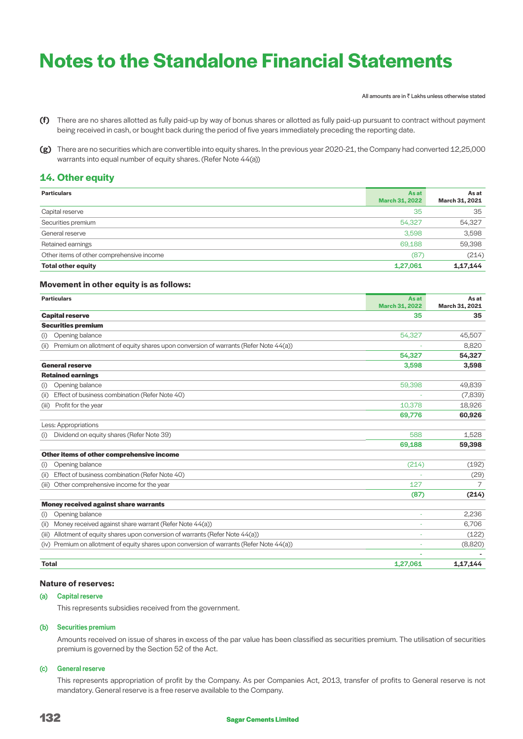# Notes to the Standalone Financial Statements

All amounts are in ₹ Lakhs unless otherwise stated

**(f)** There are no shares allotted as fully paid-up by way of bonus shares or allotted as fully paid-up pursuant to contract without payment being received in cash, or bought back during the period of five years immediately preceding the reporting date.

**(g)** There are no securities which are convertible into equity shares. In the previous year 2020-21, the Company had converted 12,25,000 warrants into equal number of equity shares. (Refer Note 44(a))

## 14. Other equity

| Particulars | As at March 31, 2022 | As at March 31, 2021 |
|---|---|---|
| Capital reserve | 35 | 35 |
| Securities premium | 54,327 | 54,327 |
| General reserve | 3,598 | 3,598 |
| Retained earnings | 69,188 | 59,398 |
| Other items of other comprehensive income | (87) | (214) |
| **Total other equity** | **1,27,061** | **1,17,144** |

### Movement in other equity is as follows:

| Particulars | As at March 31, 2022 | As at March 31, 2021 |
|---|---|---|
| **Capital reserve** | **35** | **35** |
| **Securities premium** | | |
| (i) Opening balance | 54,327 | 45,507 |
| (ii) Premium on allotment of equity shares upon conversion of warrants (Refer Note 44(a)) | - | 8,820 |
| | **54,327** | **54,327** |
| **General reserve** | **3,598** | **3,598** |
| **Retained earnings** | | |
| (i) Opening balance | 59,398 | 49,839 |
| (ii) Effect of business combination (Refer Note 40) | - | (7,839) |
| (iii) Profit for the year | 10,378 | 18,926 |
| | **69,776** | **60,926** |
| Less: Appropriations | | |
| (i) Dividend on equity shares (Refer Note 39) | 588 | 1,528 |
| | **69,188** | **59,398** |
| **Other items of other comprehensive income** | | |
| (i) Opening balance | (214) | (192) |
| (ii) Effect of business combination (Refer Note 40) | - | (29) |
| (iii) Other comprehensive income for the year | 127 | 7 |
| | **(87)** | **(214)** |
| **Money received against share warrants** | | |
| (i) Opening balance | - | 2,236 |
| (ii) Money received against share warrant (Refer Note 44(a)) | - | 6,706 |
| (iii) Allotment of equity shares upon conversion of warrants (Refer Note 44(a)) | - | (122) |
| (iv) Premium on allotment of equity shares upon conversion of warrants (Refer Note 44(a)) | - | (8,820) |
| | - | - |
| **Total** | **1,27,061** | **1,17,144** |

### Nature of reserves:

**(a) Capital reserve**

This represents subsidies received from the government.

**(b) Securities premium**

Amounts received on issue of shares in excess of the par value has been classified as securities premium. The utilisation of securities premium is governed by the Section 52 of the Act.

**(c) General reserve**

This represents appropriation of profit by the Company. As per Companies Act, 2013, transfer of profits to General reserve is not mandatory. General reserve is a free reserve available to the Company.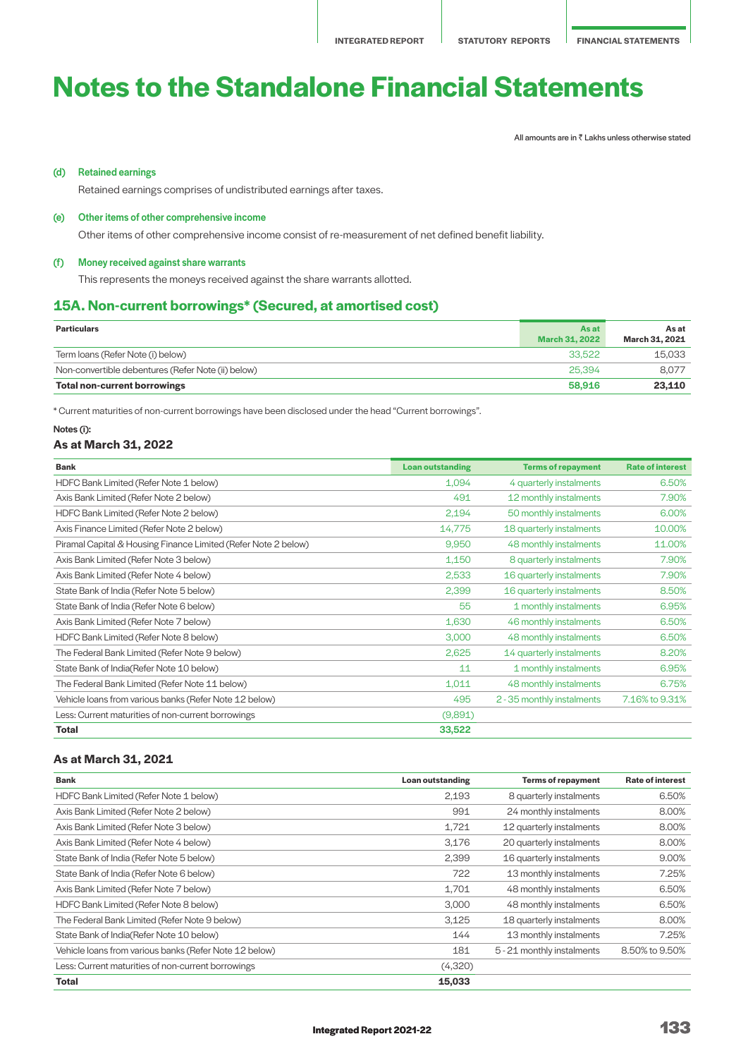# Notes to the Standalone Financial Statements

All amounts are in ₹ Lakhs unless otherwise stated

**(d) Retained earnings**

Retained earnings comprises of undistributed earnings after taxes.

**(e) Other items of other comprehensive income**

Other items of other comprehensive income consist of re-measurement of net defined benefit liability.

**(f) Money received against share warrants**

This represents the moneys received against the share warrants allotted.

## 15A. Non-current borrowings* (Secured, at amortised cost)

| Particulars | As at March 31, 2022 | As at March 31, 2021 |
|---|---|---|
| Term loans (Refer Note (i) below) | 33,522 | 15,033 |
| Non-convertible debentures (Refer Note (ii) below) | 25,394 | 8,077 |
| **Total non-current borrowings** | **58,916** | **23,110** |

* Current maturities of non-current borrowings have been disclosed under the head "Current borrowings".

**Notes (i):**

### As at March 31, 2022

| Bank | Loan outstanding | Terms of repayment | Rate of interest |
|---|---|---|---|
| HDFC Bank Limited (Refer Note 1 below) | 1,094 | 4 quarterly instalments | 6.50% |
| Axis Bank Limited (Refer Note 2 below) | 491 | 12 monthly instalments | 7.90% |
| HDFC Bank Limited (Refer Note 2 below) | 2,194 | 50 monthly instalments | 6.00% |
| Axis Finance Limited (Refer Note 2 below) | 14,775 | 18 quarterly instalments | 10.00% |
| Piramal Capital & Housing Finance Limited (Refer Note 2 below) | 9,950 | 48 monthly instalments | 11.00% |
| Axis Bank Limited (Refer Note 3 below) | 1,150 | 8 quarterly instalments | 7.90% |
| Axis Bank Limited (Refer Note 4 below) | 2,533 | 16 quarterly instalments | 7.90% |
| State Bank of India (Refer Note 5 below) | 2,399 | 16 quarterly instalments | 8.50% |
| State Bank of India (Refer Note 6 below) | 55 | 1 monthly instalments | 6.95% |
| Axis Bank Limited (Refer Note 7 below) | 1,630 | 46 monthly instalments | 6.50% |
| HDFC Bank Limited (Refer Note 8 below) | 3,000 | 48 monthly instalments | 6.50% |
| The Federal Bank Limited (Refer Note 9 below) | 2,625 | 14 quarterly instalments | 8.20% |
| State Bank of India(Refer Note 10 below) | 11 | 1 monthly instalments | 6.95% |
| The Federal Bank Limited (Refer Note 11 below) | 1,011 | 48 monthly instalments | 6.75% |
| Vehicle loans from various banks (Refer Note 12 below) | 495 | 2 - 35 monthly instalments | 7.16% to 9.31% |
| Less: Current maturities of non-current borrowings | (9,891) | | |
| **Total** | **33,522** | | |

### As at March 31, 2021

| Bank | Loan outstanding | Terms of repayment | Rate of interest |
|---|---|---|---|
| HDFC Bank Limited (Refer Note 1 below) | 2,193 | 8 quarterly instalments | 6.50% |
| Axis Bank Limited (Refer Note 2 below) | 991 | 24 monthly instalments | 8.00% |
| Axis Bank Limited (Refer Note 3 below) | 1,721 | 12 quarterly instalments | 8.00% |
| Axis Bank Limited (Refer Note 4 below) | 3,176 | 20 quarterly instalments | 8.00% |
| State Bank of India (Refer Note 5 below) | 2,399 | 16 quarterly instalments | 9.00% |
| State Bank of India (Refer Note 6 below) | 722 | 13 monthly instalments | 7.25% |
| Axis Bank Limited (Refer Note 7 below) | 1,701 | 48 monthly instalments | 6.50% |
| HDFC Bank Limited (Refer Note 8 below) | 3,000 | 48 monthly instalments | 6.50% |
| The Federal Bank Limited (Refer Note 9 below) | 3,125 | 18 quarterly instalments | 8.00% |
| State Bank of India(Refer Note 10 below) | 144 | 13 monthly instalments | 7.25% |
| Vehicle loans from various banks (Refer Note 12 below) | 181 | 5 - 21 monthly instalments | 8.50% to 9.50% |
| Less: Current maturities of non-current borrowings | (4,320) | | |
| **Total** | **15,033** | | |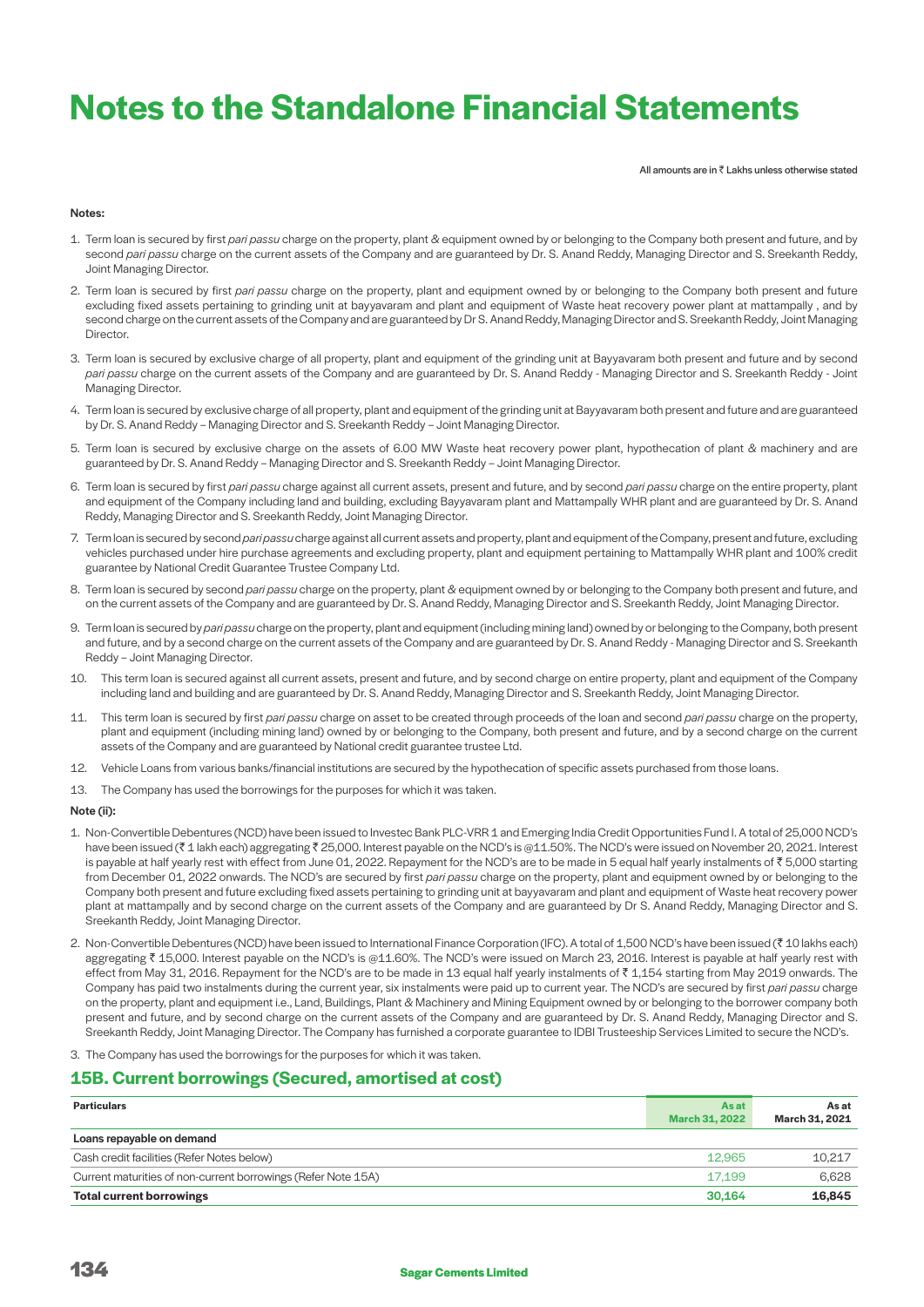# Notes to the Standalone Financial Statements

All amounts are in ₹ Lakhs unless otherwise stated

**Notes:**

1. Term loan is secured by first *pari passu* charge on the property, plant & equipment owned by or belonging to the Company both present and future, and by second *pari passu* charge on the current assets of the Company and are guaranteed by Dr. S. Anand Reddy, Managing Director and S. Sreekanth Reddy, Joint Managing Director.
2. Term loan is secured by first *pari passu* charge on the property, plant and equipment owned by or belonging to the Company both present and future excluding fixed assets pertaining to grinding unit at bayyavaram and plant and equipment of Waste heat recovery power plant at mattampally , and by second charge on the current assets of the Company and are guaranteed by Dr S. Anand Reddy, Managing Director and S. Sreekanth Reddy, Joint Managing Director.
3. Term loan is secured by exclusive charge of all property, plant and equipment of the grinding unit at Bayyavaram both present and future and by second *pari passu* charge on the current assets of the Company and are guaranteed by Dr. S. Anand Reddy - Managing Director and S. Sreekanth Reddy - Joint Managing Director.
4. Term loan is secured by exclusive charge of all property, plant and equipment of the grinding unit at Bayyavaram both present and future and are guaranteed by Dr. S. Anand Reddy – Managing Director and S. Sreekanth Reddy – Joint Managing Director.
5. Term loan is secured by exclusive charge on the assets of 6.00 MW Waste heat recovery power plant, hypothecation of plant & machinery and are guaranteed by Dr. S. Anand Reddy – Managing Director and S. Sreekanth Reddy – Joint Managing Director.
6. Term loan is secured by first *pari passu* charge against all current assets, present and future, and by second *pari passu* charge on the entire property, plant and equipment of the Company including land and building, excluding Bayyavaram plant and Mattampally WHR plant and are guaranteed by Dr. S. Anand Reddy, Managing Director and S. Sreekanth Reddy, Joint Managing Director.
7. Term loan is secured by second *pari passu* charge against all current assets and property, plant and equipment of the Company, present and future, excluding vehicles purchased under hire purchase agreements and excluding property, plant and equipment pertaining to Mattampally WHR plant and 100% credit guarantee by National Credit Guarantee Trustee Company Ltd.
8. Term loan is secured by second *pari passu* charge on the property, plant & equipment owned by or belonging to the Company both present and future, and on the current assets of the Company and are guaranteed by Dr. S. Anand Reddy, Managing Director and S. Sreekanth Reddy, Joint Managing Director.
9. Term loan is secured by *pari passu* charge on the property, plant and equipment (including mining land) owned by or belonging to the Company, both present and future, and by a second charge on the current assets of the Company and are guaranteed by Dr. S. Anand Reddy - Managing Director and S. Sreekanth Reddy – Joint Managing Director.
10. This term loan is secured against all current assets, present and future, and by second charge on entire property, plant and equipment of the Company including land and building and are guaranteed by Dr. S. Anand Reddy, Managing Director and S. Sreekanth Reddy, Joint Managing Director.
11. This term loan is secured by first *pari passu* charge on asset to be created through proceeds of the loan and second *pari passu* charge on the property, plant and equipment (including mining land) owned by or belonging to the Company, both present and future, and by a second charge on the current assets of the Company and are guaranteed by National credit guarantee trustee Ltd.
12. Vehicle Loans from various banks/financial institutions are secured by the hypothecation of specific assets purchased from those loans.
13. The Company has used the borrowings for the purposes for which it was taken.

**Note (ii):**

1. Non-Convertible Debentures (NCD) have been issued to Investec Bank PLC-VRR 1 and Emerging India Credit Opportunities Fund I. A total of 25,000 NCD's have been issued (₹ 1 lakh each) aggregating ₹ 25,000. Interest payable on the NCD's is @11.50%. The NCD's were issued on November 20, 2021. Interest is payable at half yearly rest with effect from June 01, 2022. Repayment for the NCD's are to be made in 5 equal half yearly instalments of ₹ 5,000 starting from December 01, 2022 onwards. The NCD's are secured by first *pari passu* charge on the property, plant and equipment owned by or belonging to the Company both present and future excluding fixed assets pertaining to grinding unit at bayyavaram and plant and equipment of Waste heat recovery power plant at mattampally and by second charge on the current assets of the Company and are guaranteed by Dr S. Anand Reddy, Managing Director and S. Sreekanth Reddy, Joint Managing Director.
2. Non-Convertible Debentures (NCD) have been issued to International Finance Corporation (IFC). A total of 1,500 NCD's have been issued (₹ 10 lakhs each) aggregating ₹ 15,000. Interest payable on the NCD's is @11.60%. The NCD's were issued on March 23, 2016. Interest is payable at half yearly rest with effect from May 31, 2016. Repayment for the NCD's are to be made in 13 equal half yearly instalments of ₹ 1,154 starting from May 2019 onwards. The Company has paid two instalments during the current year, six instalments were paid up to current year. The NCD's are secured by first *pari passu* charge on the property, plant and equipment i.e., Land, Buildings, Plant & Machinery and Mining Equipment owned by or belonging to the borrower company both present and future, and by second charge on the current assets of the Company and are guaranteed by Dr. S. Anand Reddy, Managing Director and S. Sreekanth Reddy, Joint Managing Director. The Company has furnished a corporate guarantee to IDBI Trusteeship Services Limited to secure the NCD's.
3. The Company has used the borrowings for the purposes for which it was taken.

## 15B. Current borrowings (Secured, amortised at cost)

| Particulars | As at March 31, 2022 | As at March 31, 2021 |
|---|---|---|
| **Loans repayable on demand** | | |
| Cash credit facilities (Refer Notes below) | 12,965 | 10,217 |
| Current maturities of non-current borrowings (Refer Note 15A) | 17,199 | 6,628 |
| **Total current borrowings** | **30,164** | **16,845** |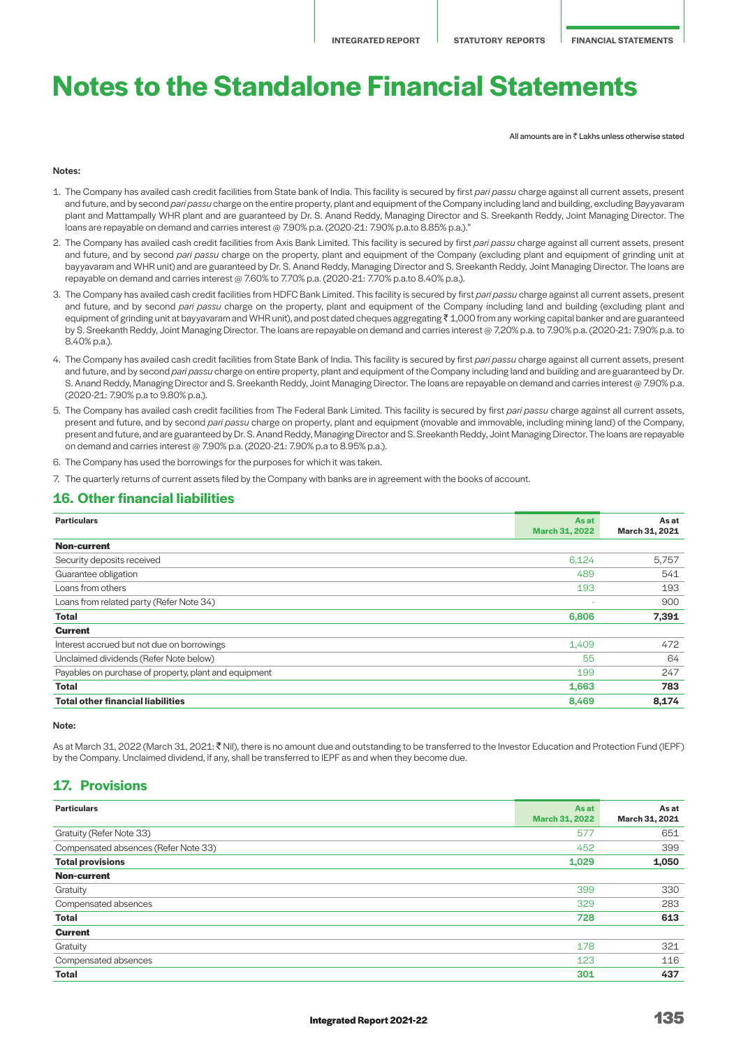# Notes to the Standalone Financial Statements

All amounts are in ₹ Lakhs unless otherwise stated

**Notes:**

1. The Company has availed cash credit facilities from State bank of India. This facility is secured by first *pari passu* charge against all current assets, present and future, and by second *pari passu* charge on the entire property, plant and equipment of the Company including land and building, excluding Bayyavaram plant and Mattampally WHR plant and are guaranteed by Dr. S. Anand Reddy, Managing Director and S. Sreekanth Reddy, Joint Managing Director. The loans are repayable on demand and carries interest @ 7.90% p.a. (2020-21: 7.90% p.a.to 8.85% p.a.)."
2. The Company has availed cash credit facilities from Axis Bank Limited. This facility is secured by first *pari passu* charge against all current assets, present and future, and by second *pari passu* charge on the property, plant and equipment of the Company (excluding plant and equipment of grinding unit at bayyavaram and WHR unit) and are guaranteed by Dr. S. Anand Reddy, Managing Director and S. Sreekanth Reddy, Joint Managing Director. The loans are repayable on demand and carries interest @ 7.60% to 7.70% p.a. (2020-21: 7.70% p.a.to 8.40% p.a.).
3. The Company has availed cash credit facilities from HDFC Bank Limited. This facility is secured by first *pari passu* charge against all current assets, present and future, and by second *pari passu* charge on the property, plant and equipment of the Company including land and building (excluding plant and equipment of grinding unit at bayyavaram and WHR unit), and post dated cheques aggregating ₹ 1,000 from any working capital banker and are guaranteed by S. Sreekanth Reddy, Joint Managing Director. The loans are repayable on demand and carries interest @ 7.20% p.a. to 7.90% p.a. (2020-21: 7.90% p.a. to 8.40% p.a.).
4. The Company has availed cash credit facilities from State Bank of India. This facility is secured by first *pari passu* charge against all current assets, present and future, and by second *pari passu* charge on entire property, plant and equipment of the Company including land and building and are guaranteed by Dr. S. Anand Reddy, Managing Director and S. Sreekanth Reddy, Joint Managing Director. The loans are repayable on demand and carries interest @ 7.90% p.a. (2020-21: 7.90% p.a to 9.80% p.a.).
5. The Company has availed cash credit facilities from The Federal Bank Limited. This facility is secured by first *pari passu* charge against all current assets, present and future, and by second *pari passu* charge on property, plant and equipment (movable and immovable, including mining land) of the Company, present and future, and are guaranteed by Dr. S. Anand Reddy, Managing Director and S. Sreekanth Reddy, Joint Managing Director. The loans are repayable on demand and carries interest @ 7.90% p.a. (2020-21: 7.90% p.a to 8.95% p.a.).
6. The Company has used the borrowings for the purposes for which it was taken.
7. The quarterly returns of current assets filed by the Company with banks are in agreement with the books of account.

## 16. Other financial liabilities

| Particulars | As at March 31, 2022 | As at March 31, 2021 |
|---|---|---|
| **Non-current** | | |
| Security deposits received | 6,124 | 5,757 |
| Guarantee obligation | 489 | 541 |
| Loans from others | 193 | 193 |
| Loans from related party (Refer Note 34) | - | 900 |
| **Total** | **6,806** | **7,391** |
| **Current** | | |
| Interest accrued but not due on borrowings | 1,409 | 472 |
| Unclaimed dividends (Refer Note below) | 55 | 64 |
| Payables on purchase of property, plant and equipment | 199 | 247 |
| **Total** | **1,663** | **783** |
| **Total other financial liabilities** | **8,469** | **8,174** |

**Note:**

As at March 31, 2022 (March 31, 2021: ₹ Nil), there is no amount due and outstanding to be transferred to the Investor Education and Protection Fund (IEPF) by the Company. Unclaimed dividend, if any, shall be transferred to IEPF as and when they become due.

## 17. Provisions

| Particulars | As at March 31, 2022 | As at March 31, 2021 |
|---|---|---|
| Gratuity (Refer Note 33) | 577 | 651 |
| Compensated absences (Refer Note 33) | 452 | 399 |
| **Total provisions** | **1,029** | **1,050** |
| **Non-current** | | |
| Gratuity | 399 | 330 |
| Compensated absences | 329 | 283 |
| **Total** | **728** | **613** |
| **Current** | | |
| Gratuity | 178 | 321 |
| Compensated absences | 123 | 116 |
| **Total** | **301** | **437** |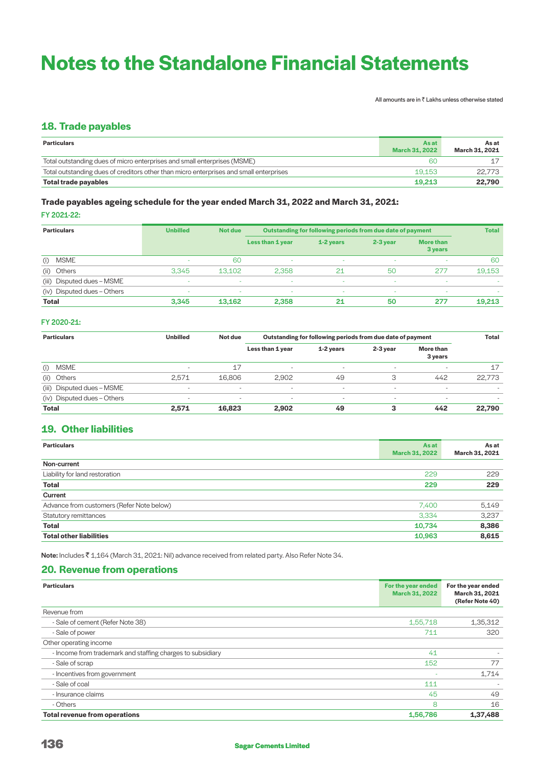# Notes to the Standalone Financial Statements

All amounts are in ₹ Lakhs unless otherwise stated

## 18. Trade payables

| Particulars | As at March 31, 2022 | As at March 31, 2021 |
|---|---|---|
| Total outstanding dues of micro enterprises and small enterprises (MSME) | 60 | 17 |
| Total outstanding dues of creditors other than micro enterprises and small enterprises | 19,153 | 22,773 |
| **Total trade payables** | **19,213** | **22,790** |

### Trade payables ageing schedule for the year ended March 31, 2022 and March 31, 2021:

FY 2021-22:

| Particulars | Unbilled | Not due | Outstanding for following periods from due date of payment | | | | Total |
|---|---|---|---|---|---|---|---|
| | | | Less than 1 year | 1-2 years | 2-3 year | More than 3 years | |
| (i) MSME | - | 60 | - | - | - | - | 60 |
| (ii) Others | 3,345 | 13,102 | 2,358 | 21 | 50 | 277 | 19,153 |
| (iii) Disputed dues – MSME | - | - | - | - | - | - | - |
| (iv) Disputed dues – Others | - | - | - | - | - | - | - |
| **Total** | **3,345** | **13,162** | **2,358** | **21** | **50** | **277** | **19,213** |

FY 2020-21:

| Particulars | Unbilled | Not due | Outstanding for following periods from due date of payment | | | | Total |
|---|---|---|---|---|---|---|---|
| | | | Less than 1 year | 1-2 years | 2-3 year | More than 3 years | |
| (i) MSME | - | 17 | - | - | - | - | 17 |
| (ii) Others | 2,571 | 16,806 | 2,902 | 49 | 3 | 442 | 22,773 |
| (iii) Disputed dues – MSME | - | - | - | - | - | - | - |
| (iv) Disputed dues – Others | - | - | - | - | - | - | - |
| **Total** | **2,571** | **16,823** | **2,902** | **49** | **3** | **442** | **22,790** |

## 19. Other liabilities

| Particulars | As at March 31, 2022 | As at March 31, 2021 |
|---|---|---|
| **Non-current** | | |
| Liability for land restoration | 229 | 229 |
| **Total** | **229** | **229** |
| **Current** | | |
| Advance from customers (Refer Note below) | 7,400 | 5,149 |
| Statutory remittances | 3,334 | 3,237 |
| **Total** | **10,734** | **8,386** |
| **Total other liabilities** | **10,963** | **8,615** |

**Note:** Includes ₹ 1,164 (March 31, 2021: Nil) advance received from related party. Also Refer Note 34.

## 20. Revenue from operations

| Particulars | For the year ended March 31, 2022 | For the year ended March 31, 2021 (Refer Note 40) |
|---|---|---|
| Revenue from | | |
| - Sale of cement (Refer Note 38) | 1,55,718 | 1,35,312 |
| - Sale of power | 711 | 320 |
| Other operating income | | |
| - Income from trademark and staffing charges to subsidiary | 41 | - |
| - Sale of scrap | 152 | 77 |
| - Incentives from government | - | 1,714 |
| - Sale of coal | 111 | - |
| - Insurance claims | 45 | 49 |
| - Others | 8 | 16 |
| **Total revenue from operations** | **1,56,786** | **1,37,488** |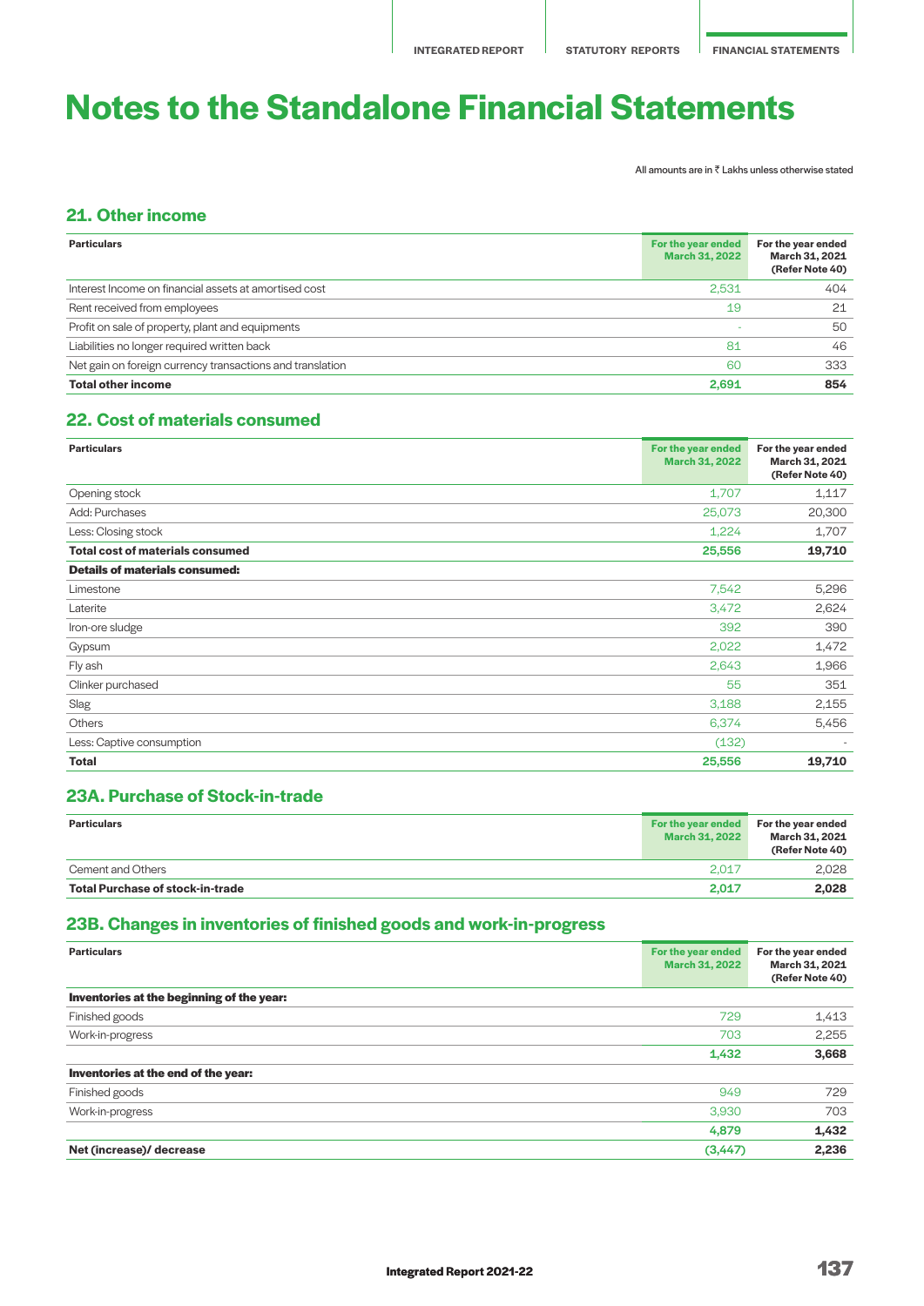# Notes to the Standalone Financial Statements

All amounts are in ₹ Lakhs unless otherwise stated

## 21. Other income

| Particulars | For the year ended March 31, 2022 | For the year ended March 31, 2021 (Refer Note 40) |
|---|---|---|
| Interest Income on financial assets at amortised cost | 2,531 | 404 |
| Rent received from employees | 19 | 21 |
| Profit on sale of property, plant and equipments | - | 50 |
| Liabilities no longer required written back | 81 | 46 |
| Net gain on foreign currency transactions and translation | 60 | 333 |
| **Total other income** | **2,691** | **854** |

## 22. Cost of materials consumed

| Particulars | For the year ended March 31, 2022 | For the year ended March 31, 2021 (Refer Note 40) |
|---|---|---|
| Opening stock | 1,707 | 1,117 |
| Add: Purchases | 25,073 | 20,300 |
| Less: Closing stock | 1,224 | 1,707 |
| **Total cost of materials consumed** | **25,556** | **19,710** |
| **Details of materials consumed:** | | |
| Limestone | 7,542 | 5,296 |
| Laterite | 3,472 | 2,624 |
| Iron-ore sludge | 392 | 390 |
| Gypsum | 2,022 | 1,472 |
| Fly ash | 2,643 | 1,966 |
| Clinker purchased | 55 | 351 |
| Slag | 3,188 | 2,155 |
| Others | 6,374 | 5,456 |
| Less: Captive consumption | (132) | - |
| **Total** | **25,556** | **19,710** |

## 23A. Purchase of Stock-in-trade

| Particulars | For the year ended March 31, 2022 | For the year ended March 31, 2021 (Refer Note 40) |
|---|---|---|
| Cement and Others | 2,017 | 2,028 |
| **Total Purchase of stock-in-trade** | **2,017** | **2,028** |

## 23B. Changes in inventories of finished goods and work-in-progress

| Particulars | For the year ended March 31, 2022 | For the year ended March 31, 2021 (Refer Note 40) |
|---|---|---|
| **Inventories at the beginning of the year:** | | |
| Finished goods | 729 | 1,413 |
| Work-in-progress | 703 | 2,255 |
| | **1,432** | **3,668** |
| **Inventories at the end of the year:** | | |
| Finished goods | 949 | 729 |
| Work-in-progress | 3,930 | 703 |
| | **4,879** | **1,432** |
| **Net (increase)/ decrease** | **(3,447)** | **2,236** |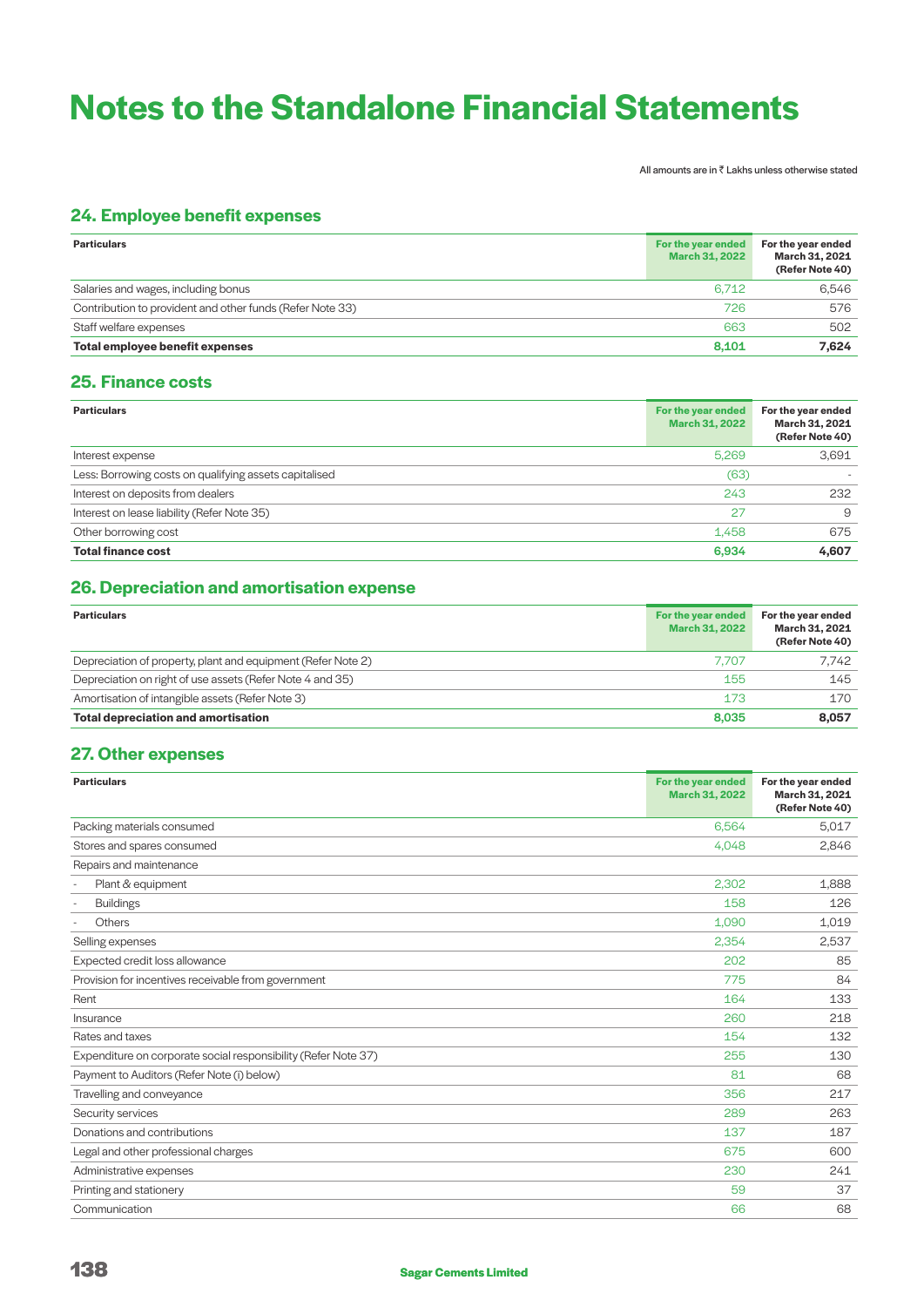# Notes to the Standalone Financial Statements

All amounts are in ₹ Lakhs unless otherwise stated

## 24. Employee benefit expenses

| Particulars | For the year ended March 31, 2022 | For the year ended March 31, 2021 (Refer Note 40) |
|---|---|---|
| Salaries and wages, including bonus | 6,712 | 6,546 |
| Contribution to provident and other funds (Refer Note 33) | 726 | 576 |
| Staff welfare expenses | 663 | 502 |
| **Total employee benefit expenses** | **8,101** | **7,624** |

## 25. Finance costs

| Particulars | For the year ended March 31, 2022 | For the year ended March 31, 2021 (Refer Note 40) |
|---|---|---|
| Interest expense | 5,269 | 3,691 |
| Less: Borrowing costs on qualifying assets capitalised | (63) | - |
| Interest on deposits from dealers | 243 | 232 |
| Interest on lease liability (Refer Note 35) | 27 | 9 |
| Other borrowing cost | 1,458 | 675 |
| **Total finance cost** | **6,934** | **4,607** |

## 26. Depreciation and amortisation expense

| Particulars | For the year ended March 31, 2022 | For the year ended March 31, 2021 (Refer Note 40) |
|---|---|---|
| Depreciation of property, plant and equipment (Refer Note 2) | 7,707 | 7,742 |
| Depreciation on right of use assets (Refer Note 4 and 35) | 155 | 145 |
| Amortisation of intangible assets (Refer Note 3) | 173 | 170 |
| **Total depreciation and amortisation** | **8,035** | **8,057** |

## 27. Other expenses

| Particulars | For the year ended March 31, 2022 | For the year ended March 31, 2021 (Refer Note 40) |
|---|---|---|
| Packing materials consumed | 6,564 | 5,017 |
| Stores and spares consumed | 4,048 | 2,846 |
| Repairs and maintenance | | |
| - Plant & equipment | 2,302 | 1,888 |
| - Buildings | 158 | 126 |
| - Others | 1,090 | 1,019 |
| Selling expenses | 2,354 | 2,537 |
| Expected credit loss allowance | 202 | 85 |
| Provision for incentives receivable from government | 775 | 84 |
| Rent | 164 | 133 |
| Insurance | 260 | 218 |
| Rates and taxes | 154 | 132 |
| Expenditure on corporate social responsibility (Refer Note 37) | 255 | 130 |
| Payment to Auditors (Refer Note (i) below) | 81 | 68 |
| Travelling and conveyance | 356 | 217 |
| Security services | 289 | 263 |
| Donations and contributions | 137 | 187 |
| Legal and other professional charges | 675 | 600 |
| Administrative expenses | 230 | 241 |
| Printing and stationery | 59 | 37 |
| Communication | 66 | 68 |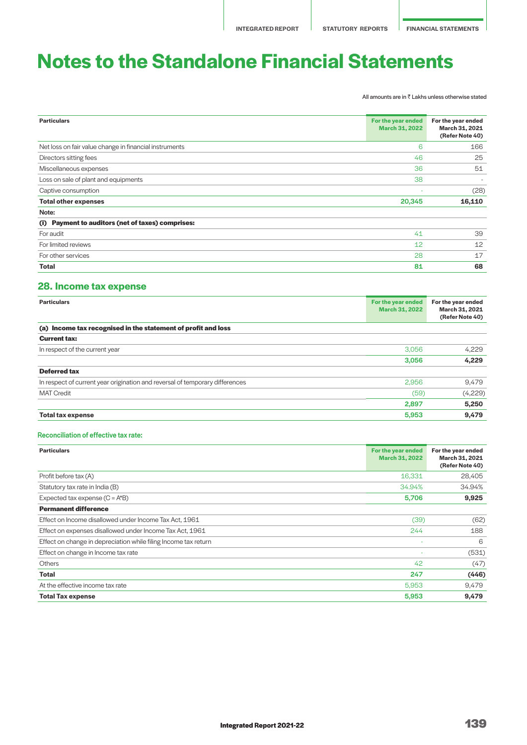# Notes to the Standalone Financial Statements

All amounts are in ₹ Lakhs unless otherwise stated

| Particulars | For the year ended March 31, 2022 | For the year ended March 31, 2021 (Refer Note 40) |
|---|---|---|
| Net loss on fair value change in financial instruments | 6 | 166 |
| Directors sitting fees | 46 | 25 |
| Miscellaneous expenses | 36 | 51 |
| Loss on sale of plant and equipments | 38 | - |
| Captive consumption | - | (28) |
| **Total other expenses** | **20,345** | **16,110** |
| **Note:** | | |
| **(i) Payment to auditors (net of taxes) comprises:** | | |
| For audit | 41 | 39 |
| For limited reviews | 12 | 12 |
| For other services | 28 | 17 |
| **Total** | **81** | **68** |

## 28. Income tax expense

| Particulars | For the year ended March 31, 2022 | For the year ended March 31, 2021 (Refer Note 40) |
|---|---|---|
| **(a) Income tax recognised in the statement of profit and loss** | | |
| **Current tax:** | | |
| In respect of the current year | 3,056 | 4,229 |
| | **3,056** | **4,229** |
| **Deferred tax** | | |
| In respect of current year origination and reversal of temporary differences | 2,956 | 9,479 |
| MAT Credit | (59) | (4,229) |
| | **2,897** | **5,250** |
| **Total tax expense** | **5,953** | **9,479** |

### Reconciliation of effective tax rate:

| Particulars | For the year ended March 31, 2022 | For the year ended March 31, 2021 (Refer Note 40) |
|---|---|---|
| Profit before tax (A) | 16,331 | 28,405 |
| Statutory tax rate in India (B) | 34.94% | 34.94% |
| Expected tax expense (C = A*B) | **5,706** | **9,925** |
| **Permanent difference** | | |
| Effect on Income disallowed under Income Tax Act, 1961 | (39) | (62) |
| Effect on expenses disallowed under Income Tax Act, 1961 | 244 | 188 |
| Effect on change in depreciation while filing Income tax return | - | 6 |
| Effect on change in Income tax rate | - | (531) |
| Others | 42 | (47) |
| **Total** | **247** | **(446)** |
| At the effective income tax rate | 5,953 | 9,479 |
| **Total Tax expense** | **5,953** | **9,479** |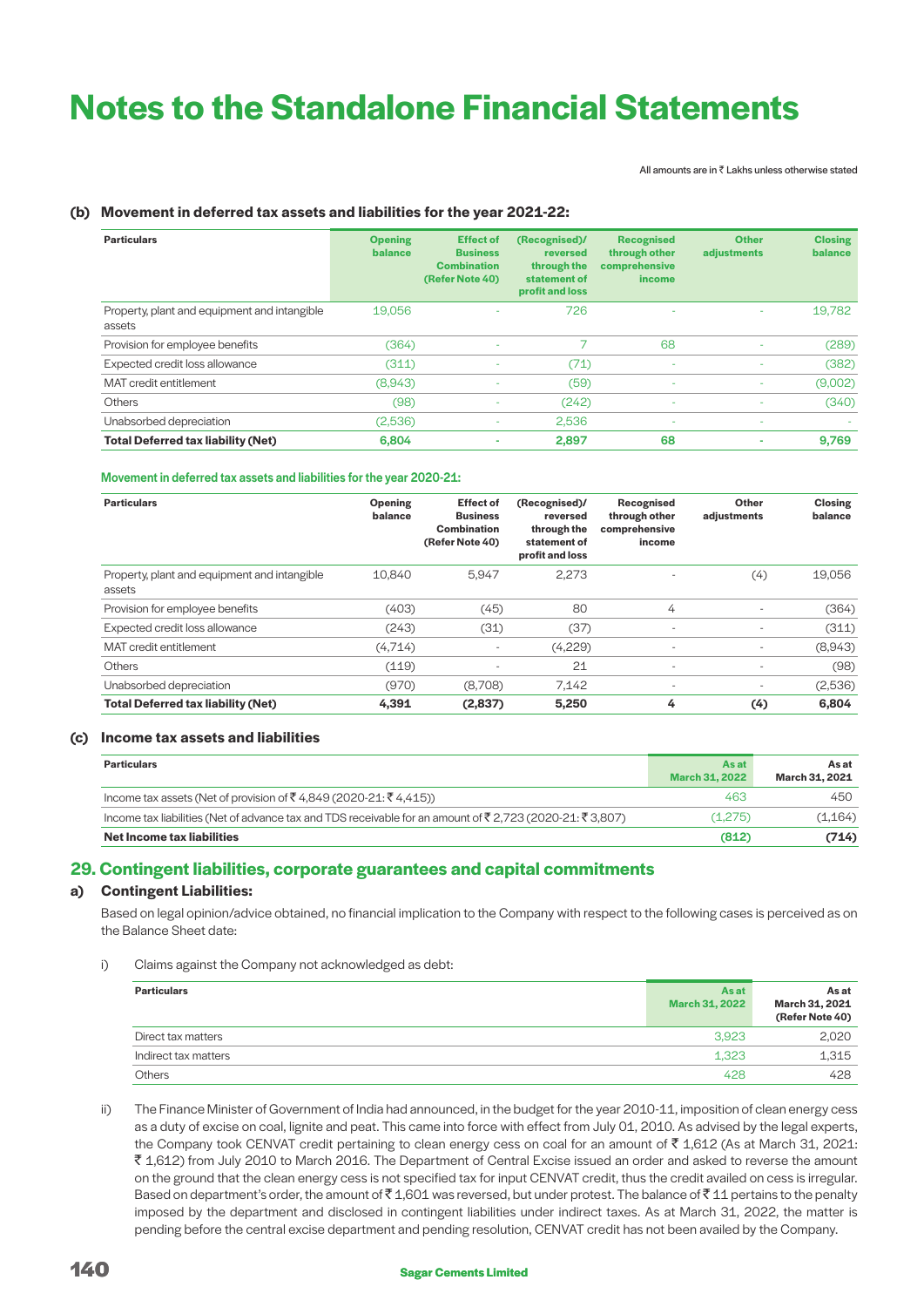# Notes to the Standalone Financial Statements

All amounts are in ₹ Lakhs unless otherwise stated

### (b) Movement in deferred tax assets and liabilities for the year 2021-22:

| Particulars | Opening balance | Effect of Business Combination (Refer Note 40) | (Recognised)/ reversed through the statement of profit and loss | Recognised through other comprehensive income | Other adjustments | Closing balance |
|---|---|---|---|---|---|---|
| Property, plant and equipment and intangible assets | 19,056 | - | 726 | - | - | 19,782 |
| Provision for employee benefits | (364) | - | 7 | 68 | - | (289) |
| Expected credit loss allowance | (311) | - | (71) | - | - | (382) |
| MAT credit entitlement | (8,943) | - | (59) | - | - | (9,002) |
| Others | (98) | - | (242) | - | - | (340) |
| Unabsorbed depreciation | (2,536) | - | 2,536 | - | - | - |
| **Total Deferred tax liability (Net)** | **6,804** | **-** | **2,897** | **68** | **-** | **9,769** |

**Movement in deferred tax assets and liabilities for the year 2020-21:**

| Particulars | Opening balance | Effect of Business Combination (Refer Note 40) | (Recognised)/ reversed through the statement of profit and loss | Recognised through other comprehensive income | Other adjustments | Closing balance |
|---|---|---|---|---|---|---|
| Property, plant and equipment and intangible assets | 10,840 | 5,947 | 2,273 | - | (4) | 19,056 |
| Provision for employee benefits | (403) | (45) | 80 | 4 | - | (364) |
| Expected credit loss allowance | (243) | (31) | (37) | - | - | (311) |
| MAT credit entitlement | (4,714) | - | (4,229) | - | - | (8,943) |
| Others | (119) | - | 21 | - | - | (98) |
| Unabsorbed depreciation | (970) | (8,708) | 7,142 | - | - | (2,536) |
| **Total Deferred tax liability (Net)** | **4,391** | **(2,837)** | **5,250** | **4** | **(4)** | **6,804** |

### (c) Income tax assets and liabilities

| Particulars | As at March 31, 2022 | As at March 31, 2021 |
|---|---|---|
| Income tax assets (Net of provision of ₹ 4,849 (2020-21: ₹ 4,415)) | 463 | 450 |
| Income tax liabilities (Net of advance tax and TDS receivable for an amount of ₹ 2,723 (2020-21: ₹ 3,807) | (1,275) | (1,164) |
| **Net Income tax liabilities** | **(812)** | **(714)** |

## 29. Contingent liabilities, corporate guarantees and capital commitments

### a) Contingent Liabilities:

Based on legal opinion/advice obtained, no financial implication to the Company with respect to the following cases is perceived as on the Balance Sheet date:

i) Claims against the Company not acknowledged as debt:

| Particulars | As at March 31, 2022 | As at March 31, 2021 (Refer Note 40) |
|---|---|---|
| Direct tax matters | 3,923 | 2,020 |
| Indirect tax matters | 1,323 | 1,315 |
| Others | 428 | 428 |

ii) The Finance Minister of Government of India had announced, in the budget for the year 2010-11, imposition of clean energy cess as a duty of excise on coal, lignite and peat. This came into force with effect from July 01, 2010. As advised by the legal experts, the Company took CENVAT credit pertaining to clean energy cess on coal for an amount of ₹ 1,612 (As at March 31, 2021: ₹ 1,612) from July 2010 to March 2016. The Department of Central Excise issued an order and asked to reverse the amount on the ground that the clean energy cess is not specified tax for input CENVAT credit, thus the credit availed on cess is irregular. Based on department's order, the amount of ₹ 1,601 was reversed, but under protest. The balance of ₹ 11 pertains to the penalty imposed by the department and disclosed in contingent liabilities under indirect taxes. As at March 31, 2022, the matter is pending before the central excise department and pending resolution, CENVAT credit has not been availed by the Company.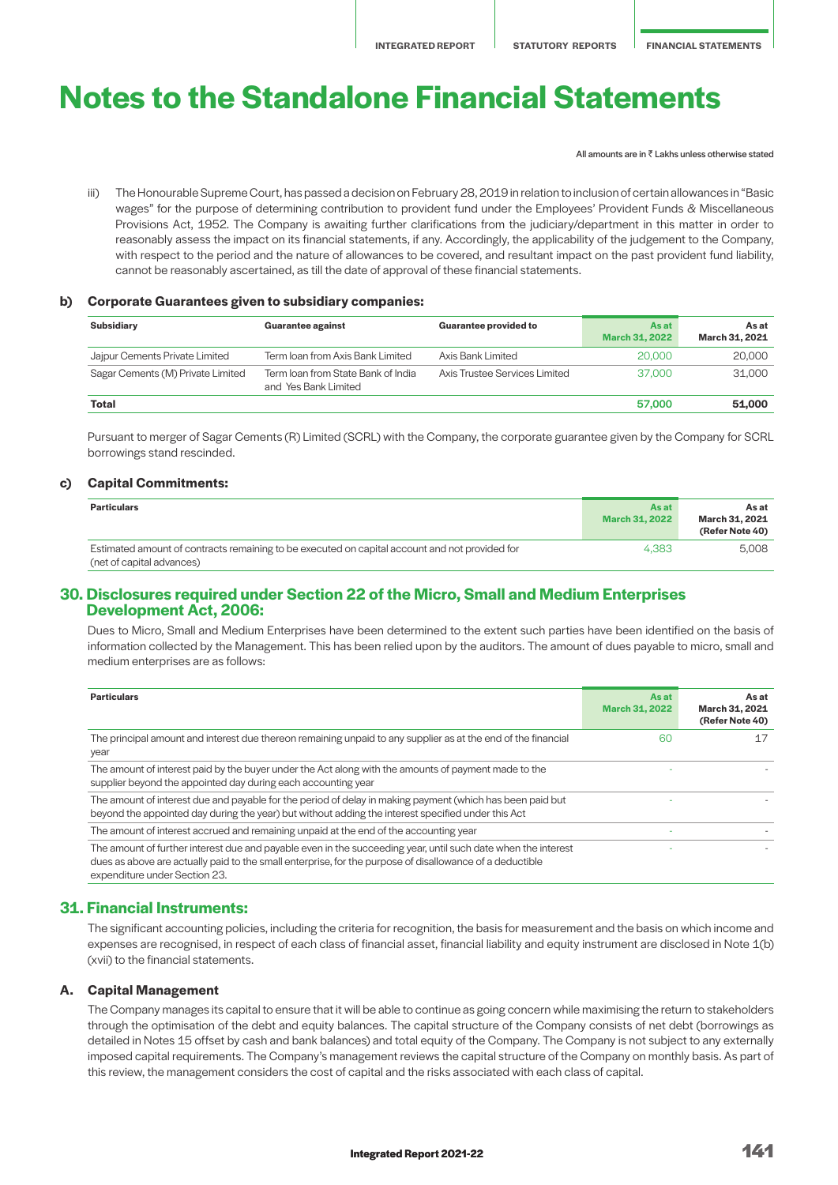# Notes to the Standalone Financial Statements

All amounts are in ₹ Lakhs unless otherwise stated

iii) The Honourable Supreme Court, has passed a decision on February 28, 2019 in relation to inclusion of certain allowances in "Basic wages" for the purpose of determining contribution to provident fund under the Employees' Provident Funds & Miscellaneous Provisions Act, 1952. The Company is awaiting further clarifications from the judiciary/department in this matter in order to reasonably assess the impact on its financial statements, if any. Accordingly, the applicability of the judgement to the Company, with respect to the period and the nature of allowances to be covered, and resultant impact on the past provident fund liability, cannot be reasonably ascertained, as till the date of approval of these financial statements.

### b) Corporate Guarantees given to subsidiary companies:

| Subsidiary | Guarantee against | Guarantee provided to | As at March 31, 2022 | As at March 31, 2021 |
|---|---|---|---|---|
| Jajpur Cements Private Limited | Term loan from Axis Bank Limited | Axis Bank Limited | 20,000 | 20,000 |
| Sagar Cements (M) Private Limited | Term loan from State Bank of India and Yes Bank Limited | Axis Trustee Services Limited | 37,000 | 31,000 |
| **Total** | | | **57,000** | **51,000** |

Pursuant to merger of Sagar Cements (R) Limited (SCRL) with the Company, the corporate guarantee given by the Company for SCRL borrowings stand rescinded.

### c) Capital Commitments:

| Particulars | As at March 31, 2022 | As at March 31, 2021 (Refer Note 40) |
|---|---|---|
| Estimated amount of contracts remaining to be executed on capital account and not provided for (net of capital advances) | 4,383 | 5,008 |

## 30. Disclosures required under Section 22 of the Micro, Small and Medium Enterprises Development Act, 2006:

Dues to Micro, Small and Medium Enterprises have been determined to the extent such parties have been identified on the basis of information collected by the Management. This has been relied upon by the auditors. The amount of dues payable to micro, small and medium enterprises are as follows:

| Particulars | As at March 31, 2022 | As at March 31, 2021 (Refer Note 40) |
|---|---|---|
| The principal amount and interest due thereon remaining unpaid to any supplier as at the end of the financial year | 60 | 17 |
| The amount of interest paid by the buyer under the Act along with the amounts of payment made to the supplier beyond the appointed day during each accounting year | - | - |
| The amount of interest due and payable for the period of delay in making payment (which has been paid but beyond the appointed day during the year) but without adding the interest specified under this Act | - | - |
| The amount of interest accrued and remaining unpaid at the end of the accounting year | - | - |
| The amount of further interest due and payable even in the succeeding year, until such date when the interest dues as above are actually paid to the small enterprise, for the purpose of disallowance of a deductible expenditure under Section 23. | - | - |

## 31. Financial Instruments:

The significant accounting policies, including the criteria for recognition, the basis for measurement and the basis on which income and expenses are recognised, in respect of each class of financial asset, financial liability and equity instrument are disclosed in Note 1(b)(xvii) to the financial statements.

### A. Capital Management

The Company manages its capital to ensure that it will be able to continue as going concern while maximising the return to stakeholders through the optimisation of the debt and equity balances. The capital structure of the Company consists of net debt (borrowings as detailed in Notes 15 offset by cash and bank balances) and total equity of the Company. The Company is not subject to any externally imposed capital requirements. The Company's management reviews the capital structure of the Company on monthly basis. As part of this review, the management considers the cost of capital and the risks associated with each class of capital.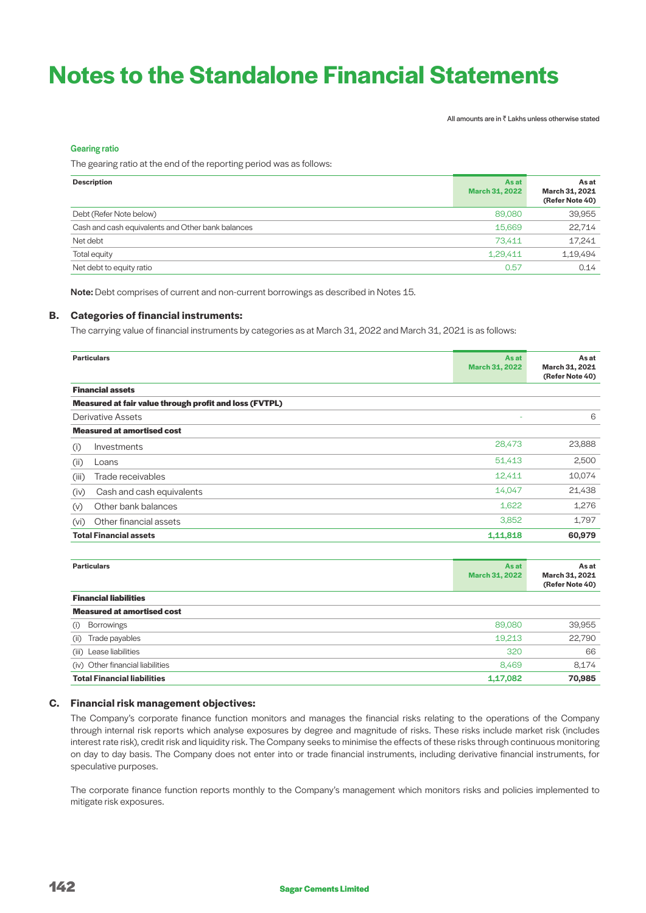# Notes to the Standalone Financial Statements

All amounts are in ₹ Lakhs unless otherwise stated

### Gearing ratio

The gearing ratio at the end of the reporting period was as follows:

| Description | As at March 31, 2022 | As at March 31, 2021 (Refer Note 40) |
|---|---|---|
| Debt (Refer Note below) | 89,080 | 39,955 |
| Cash and cash equivalents and Other bank balances | 15,669 | 22,714 |
| Net debt | 73,411 | 17,241 |
| Total equity | 1,29,411 | 1,19,494 |
| Net debt to equity ratio | 0.57 | 0.14 |

**Note:** Debt comprises of current and non-current borrowings as described in Notes 15.

## B. Categories of financial instruments:

The carrying value of financial instruments by categories as at March 31, 2022 and March 31, 2021 is as follows:

| Particulars | As at March 31, 2022 | As at March 31, 2021 (Refer Note 40) |
|---|---|---|
| **Financial assets** | | |
| **Measured at fair value through profit and loss (FVTPL)** | | |
| Derivative Assets | - | 6 |
| **Measured at amortised cost** | | |
| (i) Investments | 28,473 | 23,888 |
| (ii) Loans | 51,413 | 2,500 |
| (iii) Trade receivables | 12,411 | 10,074 |
| (iv) Cash and cash equivalents | 14,047 | 21,438 |
| (v) Other bank balances | 1,622 | 1,276 |
| (vi) Other financial assets | 3,852 | 1,797 |
| **Total Financial assets** | **1,11,818** | **60,979** |

| Particulars | As at March 31, 2022 | As at March 31, 2021 (Refer Note 40) |
|---|---|---|
| **Financial liabilities** | | |
| **Measured at amortised cost** | | |
| (i) Borrowings | 89,080 | 39,955 |
| (ii) Trade payables | 19,213 | 22,790 |
| (iii) Lease liabilities | 320 | 66 |
| (iv) Other financial liabilities | 8,469 | 8,174 |
| **Total Financial liabilities** | **1,17,082** | **70,985** |

## C. Financial risk management objectives:

The Company's corporate finance function monitors and manages the financial risks relating to the operations of the Company through internal risk reports which analyse exposures by degree and magnitude of risks. These risks include market risk (includes interest rate risk), credit risk and liquidity risk. The Company seeks to minimise the effects of these risks through continuous monitoring on day to day basis. The Company does not enter into or trade financial instruments, including derivative financial instruments, for speculative purposes.

The corporate finance function reports monthly to the Company's management which monitors risks and policies implemented to mitigate risk exposures.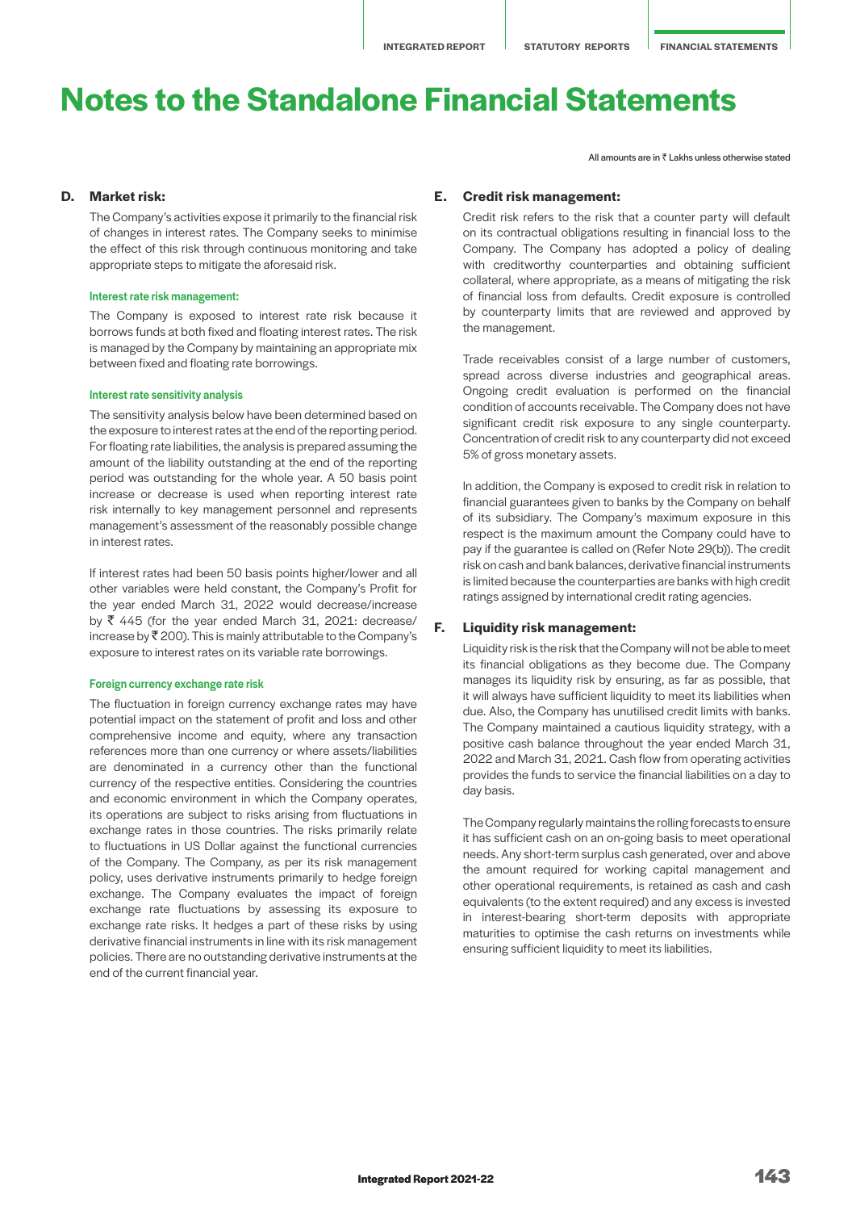# Notes to the Standalone Financial Statements

All amounts are in ₹ Lakhs unless otherwise stated

### D. Market risk:

The Company's activities expose it primarily to the financial risk of changes in interest rates. The Company seeks to minimise the effect of this risk through continuous monitoring and take appropriate steps to mitigate the aforesaid risk.

#### Interest rate risk management:

The Company is exposed to interest rate risk because it borrows funds at both fixed and floating interest rates. The risk is managed by the Company by maintaining an appropriate mix between fixed and floating rate borrowings.

#### Interest rate sensitivity analysis

The sensitivity analysis below have been determined based on the exposure to interest rates at the end of the reporting period. For floating rate liabilities, the analysis is prepared assuming the amount of the liability outstanding at the end of the reporting period was outstanding for the whole year. A 50 basis point increase or decrease is used when reporting interest rate risk internally to key management personnel and represents management's assessment of the reasonably possible change in interest rates.

If interest rates had been 50 basis points higher/lower and all other variables were held constant, the Company's Profit for the year ended March 31, 2022 would decrease/increase by ₹ 445 (for the year ended March 31, 2021: decrease/increase by ₹ 200). This is mainly attributable to the Company's exposure to interest rates on its variable rate borrowings.

#### Foreign currency exchange rate risk

The fluctuation in foreign currency exchange rates may have potential impact on the statement of profit and loss and other comprehensive income and equity, where any transaction references more than one currency or where assets/liabilities are denominated in a currency other than the functional currency of the respective entities. Considering the countries and economic environment in which the Company operates, its operations are subject to risks arising from fluctuations in exchange rates in those countries. The risks primarily relate to fluctuations in US Dollar against the functional currencies of the Company. The Company, as per its risk management policy, uses derivative instruments primarily to hedge foreign exchange. The Company evaluates the impact of foreign exchange rate fluctuations by assessing its exposure to exchange rate risks. It hedges a part of these risks by using derivative financial instruments in line with its risk management policies. There are no outstanding derivative instruments at the end of the current financial year.

### E. Credit risk management:

Credit risk refers to the risk that a counter party will default on its contractual obligations resulting in financial loss to the Company. The Company has adopted a policy of dealing with creditworthy counterparties and obtaining sufficient collateral, where appropriate, as a means of mitigating the risk of financial loss from defaults. Credit exposure is controlled by counterparty limits that are reviewed and approved by the management.

Trade receivables consist of a large number of customers, spread across diverse industries and geographical areas. Ongoing credit evaluation is performed on the financial condition of accounts receivable. The Company does not have significant credit risk exposure to any single counterparty. Concentration of credit risk to any counterparty did not exceed 5% of gross monetary assets.

In addition, the Company is exposed to credit risk in relation to financial guarantees given to banks by the Company on behalf of its subsidiary. The Company's maximum exposure in this respect is the maximum amount the Company could have to pay if the guarantee is called on (Refer Note 29(b)). The credit risk on cash and bank balances, derivative financial instruments is limited because the counterparties are banks with high credit ratings assigned by international credit rating agencies.

### F. Liquidity risk management:

Liquidity risk is the risk that the Company will not be able to meet its financial obligations as they become due. The Company manages its liquidity risk by ensuring, as far as possible, that it will always have sufficient liquidity to meet its liabilities when due. Also, the Company has unutilised credit limits with banks. The Company maintained a cautious liquidity strategy, with a positive cash balance throughout the year ended March 31, 2022 and March 31, 2021. Cash flow from operating activities provides the funds to service the financial liabilities on a day to day basis.

The Company regularly maintains the rolling forecasts to ensure it has sufficient cash on an on-going basis to meet operational needs. Any short-term surplus cash generated, over and above the amount required for working capital management and other operational requirements, is retained as cash and cash equivalents (to the extent required) and any excess is invested in interest-bearing short-term deposits with appropriate maturities to optimise the cash returns on investments while ensuring sufficient liquidity to meet its liabilities.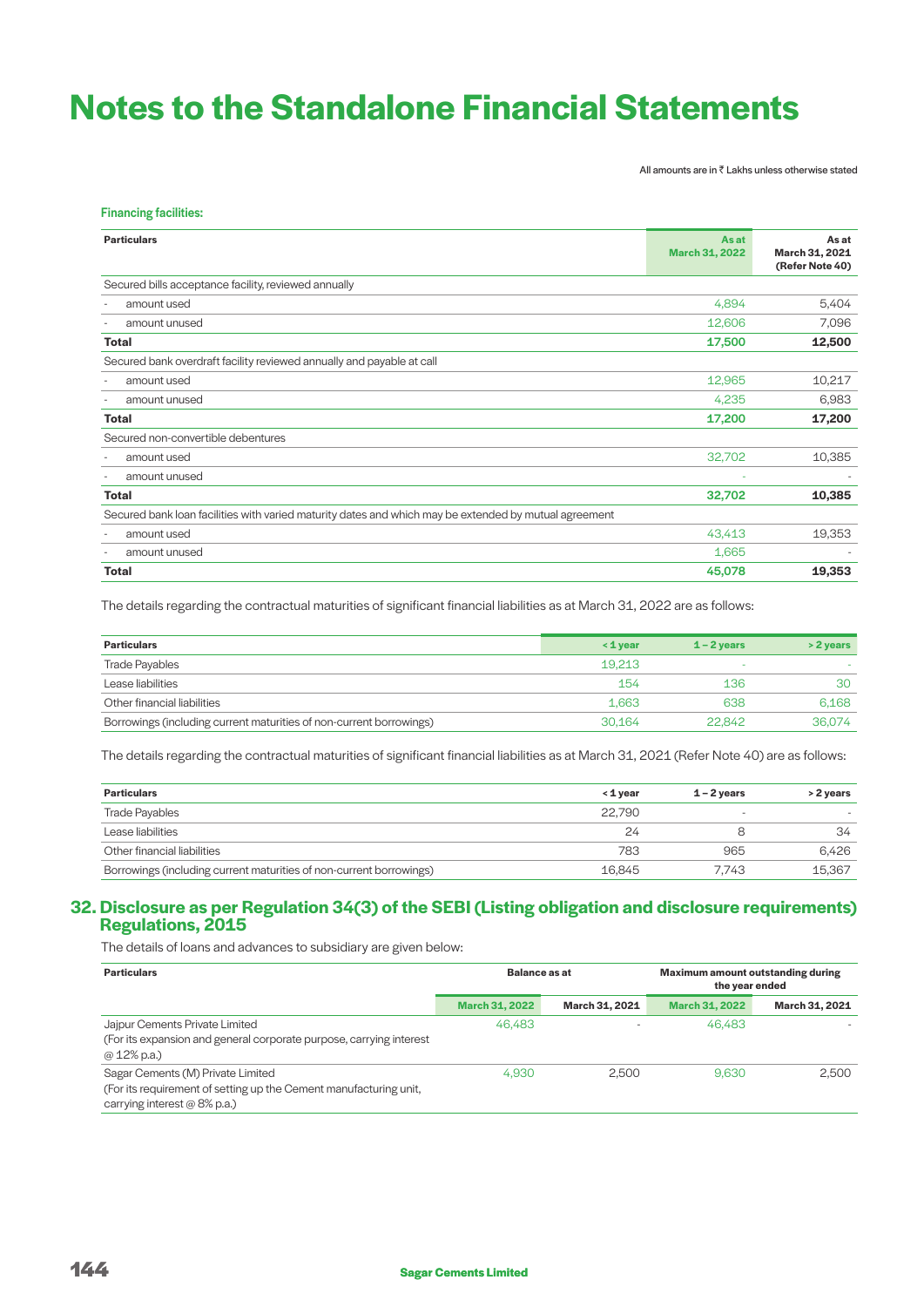# Notes to the Standalone Financial Statements

All amounts are in ₹ Lakhs unless otherwise stated

**Financing facilities:**

| Particulars | As at March 31, 2022 | As at March 31, 2021 (Refer Note 40) |
|---|---|---|
| Secured bills acceptance facility, reviewed annually | | |
| - amount used | 4,894 | 5,404 |
| - amount unused | 12,606 | 7,096 |
| **Total** | **17,500** | **12,500** |
| Secured bank overdraft facility reviewed annually and payable at call | | |
| - amount used | 12,965 | 10,217 |
| - amount unused | 4,235 | 6,983 |
| **Total** | **17,200** | **17,200** |
| Secured non-convertible debentures | | |
| - amount used | 32,702 | 10,385 |
| - amount unused | - | - |
| **Total** | **32,702** | **10,385** |
| Secured bank loan facilities with varied maturity dates and which may be extended by mutual agreement | | |
| - amount used | 43,413 | 19,353 |
| - amount unused | 1,665 | - |
| **Total** | **45,078** | **19,353** |

The details regarding the contractual maturities of significant financial liabilities as at March 31, 2022 are as follows:

| Particulars | < 1 year | 1 – 2 years | > 2 years |
|---|---|---|---|
| Trade Payables | 19,213 | - | - |
| Lease liabilities | 154 | 136 | 30 |
| Other financial liabilities | 1,663 | 638 | 6,168 |
| Borrowings (including current maturities of non-current borrowings) | 30,164 | 22,842 | 36,074 |

The details regarding the contractual maturities of significant financial liabilities as at March 31, 2021 (Refer Note 40) are as follows:

| Particulars | < 1 year | 1 – 2 years | > 2 years |
|---|---|---|---|
| Trade Payables | 22,790 | - | - |
| Lease liabilities | 24 | 8 | 34 |
| Other financial liabilities | 783 | 965 | 6,426 |
| Borrowings (including current maturities of non-current borrowings) | 16,845 | 7,743 | 15,367 |

## 32. Disclosure as per Regulation 34(3) of the SEBI (Listing obligation and disclosure requirements) Regulations, 2015

The details of loans and advances to subsidiary are given below:

| Particulars | Balance as at | | Maximum amount outstanding during the year ended | |
|---|---|---|---|---|
| | March 31, 2022 | March 31, 2021 | March 31, 2022 | March 31, 2021 |
| Jajpur Cements Private Limited (For its expansion and general corporate purpose, carrying interest @ 12% p.a.) | 46,483 | - | 46,483 | - |
| Sagar Cements (M) Private Limited (For its requirement of setting up the Cement manufacturing unit, carrying interest @ 8% p.a.) | 4,930 | 2,500 | 9,630 | 2,500 |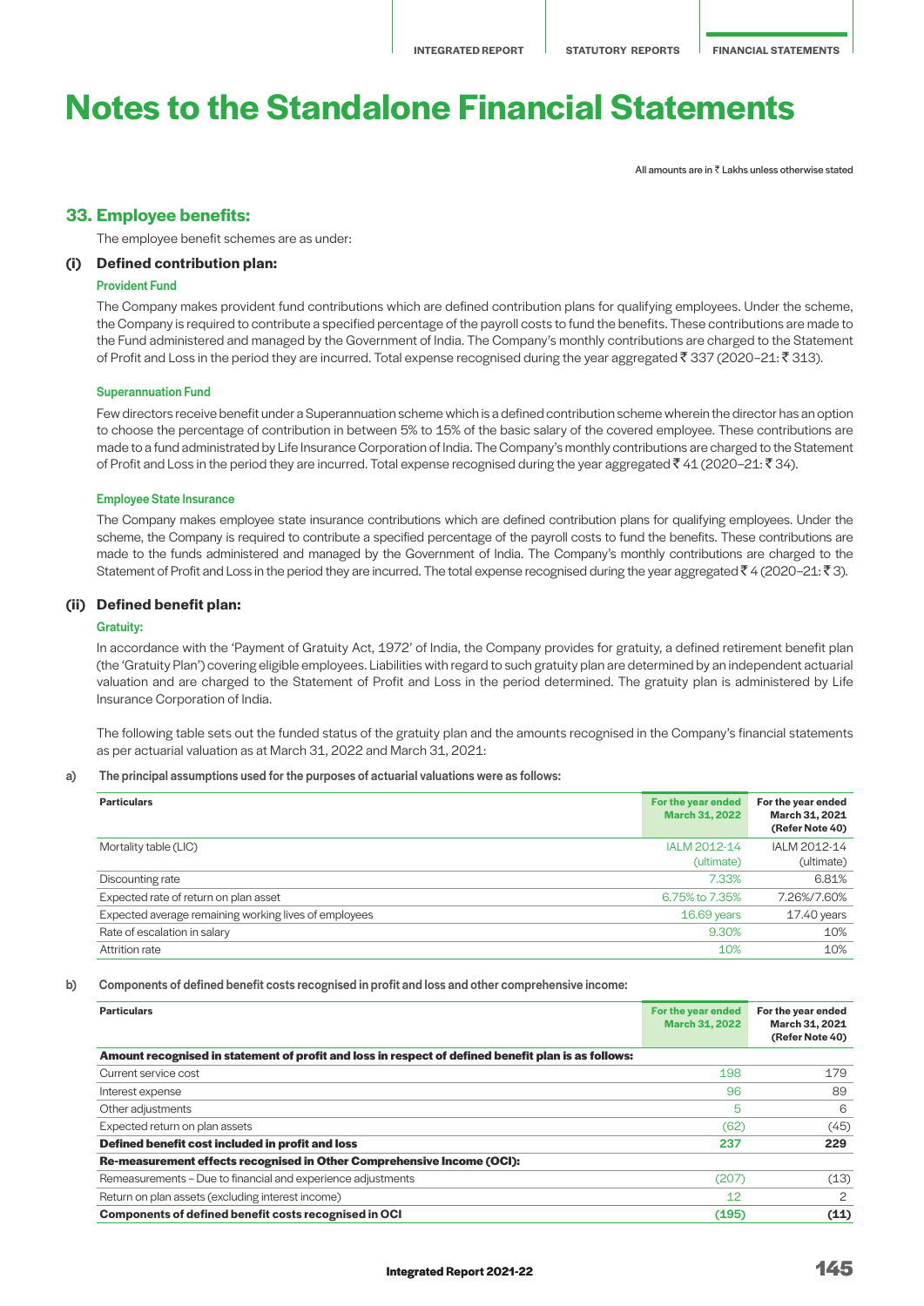# Notes to the Standalone Financial Statements

All amounts are in ₹ Lakhs unless otherwise stated

## 33. Employee benefits:

The employee benefit schemes are as under:

### (i) Defined contribution plan:

**Provident Fund**

The Company makes provident fund contributions which are defined contribution plans for qualifying employees. Under the scheme, the Company is required to contribute a specified percentage of the payroll costs to fund the benefits. These contributions are made to the Fund administered and managed by the Government of India. The Company's monthly contributions are charged to the Statement of Profit and Loss in the period they are incurred. Total expense recognised during the year aggregated ₹ 337 (2020–21: ₹ 313).

**Superannuation Fund**

Few directors receive benefit under a Superannuation scheme which is a defined contribution scheme wherein the director has an option to choose the percentage of contribution in between 5% to 15% of the basic salary of the covered employee. These contributions are made to a fund administrated by Life Insurance Corporation of India. The Company's monthly contributions are charged to the Statement of Profit and Loss in the period they are incurred. Total expense recognised during the year aggregated ₹ 41 (2020–21: ₹ 34).

**Employee State Insurance**

The Company makes employee state insurance contributions which are defined contribution plans for qualifying employees. Under the scheme, the Company is required to contribute a specified percentage of the payroll costs to fund the benefits. These contributions are made to the funds administered and managed by the Government of India. The Company's monthly contributions are charged to the Statement of Profit and Loss in the period they are incurred. The total expense recognised during the year aggregated ₹ 4 (2020–21: ₹ 3).

### (ii) Defined benefit plan:

**Gratuity:**

In accordance with the 'Payment of Gratuity Act, 1972' of India, the Company provides for gratuity, a defined retirement benefit plan (the 'Gratuity Plan') covering eligible employees. Liabilities with regard to such gratuity plan are determined by an independent actuarial valuation and are charged to the Statement of Profit and Loss in the period determined. The gratuity plan is administered by Life Insurance Corporation of India.

The following table sets out the funded status of the gratuity plan and the amounts recognised in the Company's financial statements as per actuarial valuation as at March 31, 2022 and March 31, 2021:

**a) The principal assumptions used for the purposes of actuarial valuations were as follows:**

| Particulars | For the year ended March 31, 2022 | For the year ended March 31, 2021 (Refer Note 40) |
|---|---|---|
| Mortality table (LIC) | IALM 2012-14 (ultimate) | IALM 2012-14 (ultimate) |
| Discounting rate | 7.33% | 6.81% |
| Expected rate of return on plan asset | 6.75% to 7.35% | 7.26%/7.60% |
| Expected average remaining working lives of employees | 16.69 years | 17.40 years |
| Rate of escalation in salary | 9.30% | 10% |
| Attrition rate | 10% | 10% |

**b) Components of defined benefit costs recognised in profit and loss and other comprehensive income:**

| Particulars | For the year ended March 31, 2022 | For the year ended March 31, 2021 (Refer Note 40) |
|---|---|---|
| **Amount recognised in statement of profit and loss in respect of defined benefit plan is as follows:** | | |
| Current service cost | 198 | 179 |
| Interest expense | 96 | 89 |
| Other adjustments | 5 | 6 |
| Expected return on plan assets | (62) | (45) |
| **Defined benefit cost included in profit and loss** | **237** | **229** |
| **Re-measurement effects recognised in Other Comprehensive Income (OCI):** | | |
| Remeasurements – Due to financial and experience adjustments | (207) | (13) |
| Return on plan assets (excluding interest income) | 12 | 2 |
| **Components of defined benefit costs recognised in OCI** | **(195)** | **(11)** |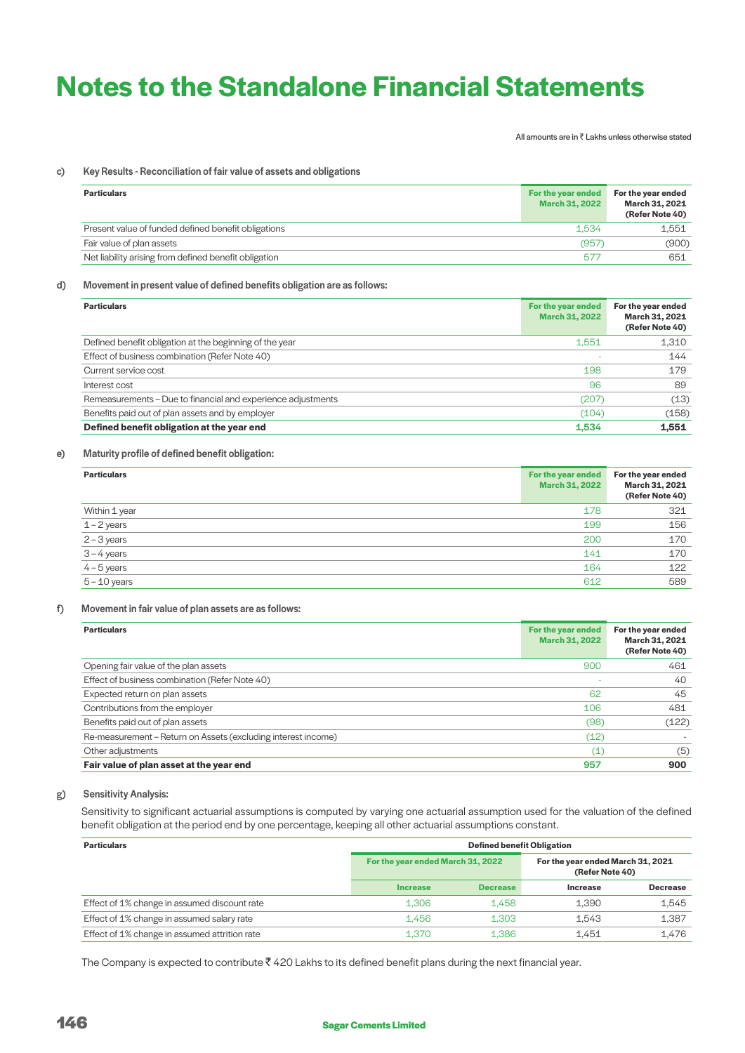# Notes to the Standalone Financial Statements

All amounts are in ₹ Lakhs unless otherwise stated

### c) Key Results - Reconciliation of fair value of assets and obligations

| Particulars | For the year ended March 31, 2022 | For the year ended March 31, 2021 (Refer Note 40) |
|---|---|---|
| Present value of funded defined benefit obligations | 1,534 | 1,551 |
| Fair value of plan assets | (957) | (900) |
| Net liability arising from defined benefit obligation | 577 | 651 |

### d) Movement in present value of defined benefits obligation are as follows:

| Particulars | For the year ended March 31, 2022 | For the year ended March 31, 2021 (Refer Note 40) |
|---|---|---|
| Defined benefit obligation at the beginning of the year | 1,551 | 1,310 |
| Effect of business combination (Refer Note 40) | - | 144 |
| Current service cost | 198 | 179 |
| Interest cost | 96 | 89 |
| Remeasurements – Due to financial and experience adjustments | (207) | (13) |
| Benefits paid out of plan assets and by employer | (104) | (158) |
| **Defined benefit obligation at the year end** | **1,534** | **1,551** |

### e) Maturity profile of defined benefit obligation:

| Particulars | For the year ended March 31, 2022 | For the year ended March 31, 2021 (Refer Note 40) |
|---|---|---|
| Within 1 year | 178 | 321 |
| 1 – 2 years | 199 | 156 |
| 2 – 3 years | 200 | 170 |
| 3 – 4 years | 141 | 170 |
| 4 – 5 years | 164 | 122 |
| 5 – 10 years | 612 | 589 |

### f) Movement in fair value of plan assets are as follows:

| Particulars | For the year ended March 31, 2022 | For the year ended March 31, 2021 (Refer Note 40) |
|---|---|---|
| Opening fair value of the plan assets | 900 | 461 |
| Effect of business combination (Refer Note 40) | - | 40 |
| Expected return on plan assets | 62 | 45 |
| Contributions from the employer | 106 | 481 |
| Benefits paid out of plan assets | (98) | (122) |
| Re-measurement – Return on Assets (excluding interest income) | (12) | - |
| Other adjustments | (1) | (5) |
| **Fair value of plan asset at the year end** | **957** | **900** |

### g) Sensitivity Analysis:

Sensitivity to significant actuarial assumptions is computed by varying one actuarial assumption used for the valuation of the defined benefit obligation at the period end by one percentage, keeping all other actuarial assumptions constant.

| Particulars | Defined benefit Obligation | | | |
|---|---|---|---|---|
| | For the year ended March 31, 2022 | | For the year ended March 31, 2021 (Refer Note 40) | |
| | Increase | Decrease | Increase | Decrease |
| Effect of 1% change in assumed discount rate | 1,306 | 1,458 | 1,390 | 1,545 |
| Effect of 1% change in assumed salary rate | 1,456 | 1,303 | 1,543 | 1,387 |
| Effect of 1% change in assumed attrition rate | 1,370 | 1,386 | 1,451 | 1,476 |

The Company is expected to contribute ₹ 420 Lakhs to its defined benefit plans during the next financial year.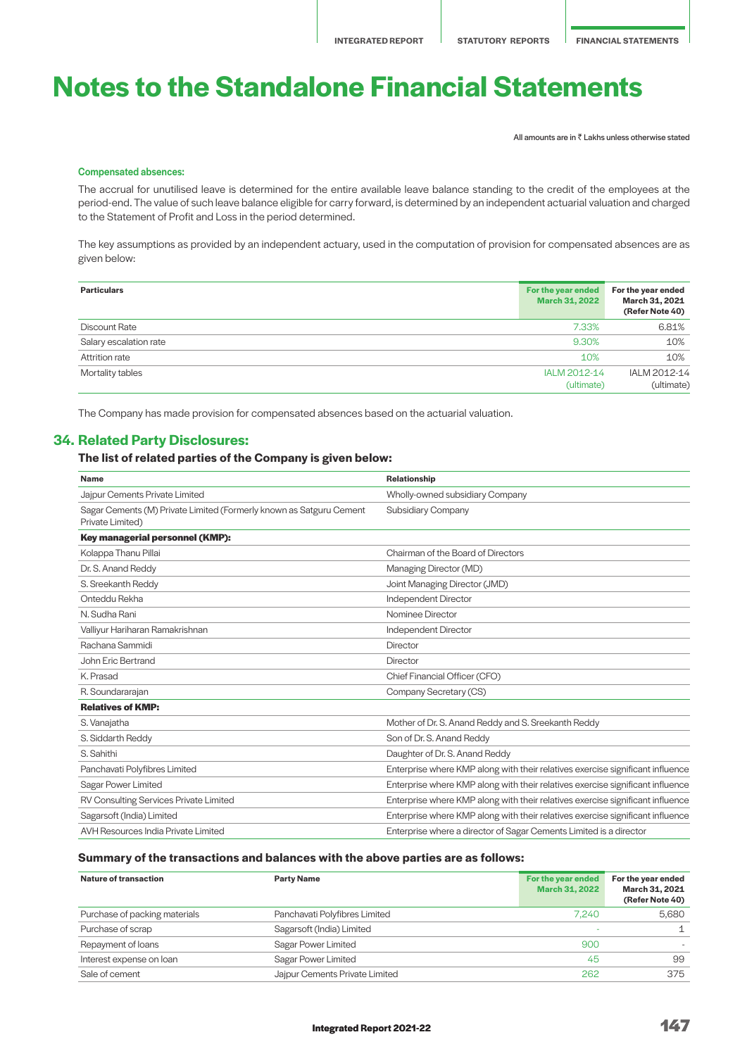# Notes to the Standalone Financial Statements

All amounts are in ₹ Lakhs unless otherwise stated

**Compensated absences:**

The accrual for unutilised leave is determined for the entire available leave balance standing to the credit of the employees at the period-end. The value of such leave balance eligible for carry forward, is determined by an independent actuarial valuation and charged to the Statement of Profit and Loss in the period determined.

The key assumptions as provided by an independent actuary, used in the computation of provision for compensated absences are as given below:

| Particulars | For the year ended March 31, 2022 | For the year ended March 31, 2021 (Refer Note 40) |
|---|---|---|
| Discount Rate | 7.33% | 6.81% |
| Salary escalation rate | 9.30% | 10% |
| Attrition rate | 10% | 10% |
| Mortality tables | IALM 2012-14 (ultimate) | IALM 2012-14 (ultimate) |

The Company has made provision for compensated absences based on the actuarial valuation.

## 34. Related Party Disclosures:

### The list of related parties of the Company is given below:

| Name | Relationship |
|---|---|
| Jajpur Cements Private Limited | Wholly-owned subsidiary Company |
| Sagar Cements (M) Private Limited (Formerly known as Satguru Cement Private Limited) | Subsidiary Company |
| **Key managerial personnel (KMP):** | |
| Kolappa Thanu Pillai | Chairman of the Board of Directors |
| Dr. S. Anand Reddy | Managing Director (MD) |
| S. Sreekanth Reddy | Joint Managing Director (JMD) |
| Onteddu Rekha | Independent Director |
| N. Sudha Rani | Nominee Director |
| Valliyur Hariharan Ramakrishnan | Independent Director |
| Rachana Sammidi | Director |
| John Eric Bertrand | Director |
| K. Prasad | Chief Financial Officer (CFO) |
| R. Soundararajan | Company Secretary (CS) |
| **Relatives of KMP:** | |
| S. Vanajatha | Mother of Dr. S. Anand Reddy and S. Sreekanth Reddy |
| S. Siddarth Reddy | Son of Dr. S. Anand Reddy |
| S. Sahithi | Daughter of Dr. S. Anand Reddy |
| Panchavati Polyfibres Limited | Enterprise where KMP along with their relatives exercise significant influence |
| Sagar Power Limited | Enterprise where KMP along with their relatives exercise significant influence |
| RV Consulting Services Private Limited | Enterprise where KMP along with their relatives exercise significant influence |
| Sagarsoft (India) Limited | Enterprise where KMP along with their relatives exercise significant influence |
| AVH Resources India Private Limited | Enterprise where a director of Sagar Cements Limited is a director |

### Summary of the transactions and balances with the above parties are as follows:

| Nature of transaction | Party Name | For the year ended March 31, 2022 | For the year ended March 31, 2021 (Refer Note 40) |
|---|---|---|---|
| Purchase of packing materials | Panchavati Polyfibres Limited | 7,240 | 5,680 |
| Purchase of scrap | Sagarsoft (India) Limited | - | 1 |
| Repayment of loans | Sagar Power Limited | 900 | - |
| Interest expense on loan | Sagar Power Limited | 45 | 99 |
| Sale of cement | Jajpur Cements Private Limited | 262 | 375 |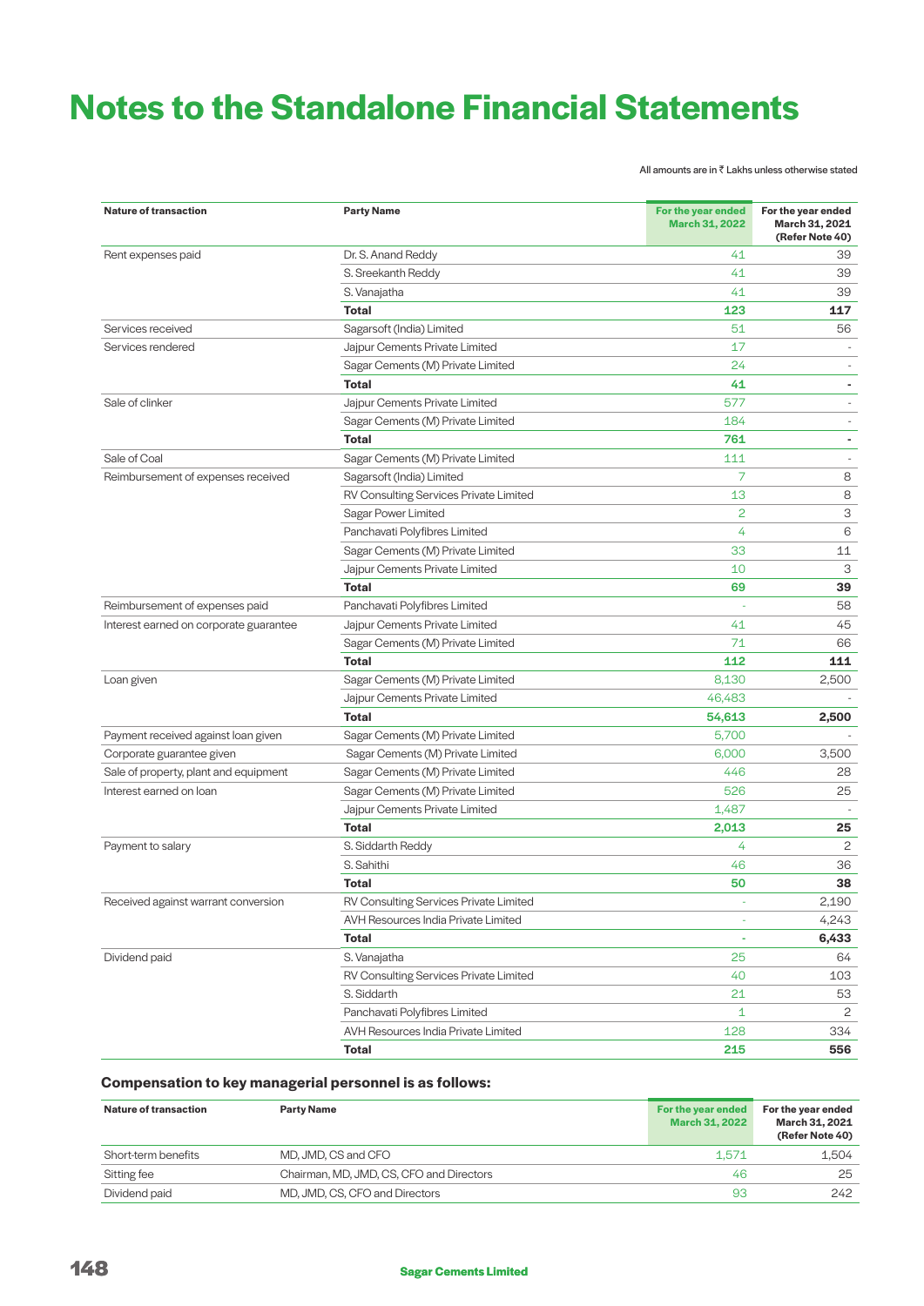# Notes to the Standalone Financial Statements

All amounts are in ₹ Lakhs unless otherwise stated

| Nature of transaction | Party Name | For the year ended March 31, 2022 | For the year ended March 31, 2021 (Refer Note 40) |
|---|---|---|---|
| Rent expenses paid | Dr. S. Anand Reddy | 41 | 39 |
| | S. Sreekanth Reddy | 41 | 39 |
| | S. Vanajatha | 41 | 39 |
| | **Total** | **123** | **117** |
| Services received | Sagarsoft (India) Limited | 51 | 56 |
| Services rendered | Jajpur Cements Private Limited | 17 | - |
| | Sagar Cements (M) Private Limited | 24 | - |
| | **Total** | **41** | **-** |
| Sale of clinker | Jajpur Cements Private Limited | 577 | - |
| | Sagar Cements (M) Private Limited | 184 | - |
| | **Total** | **761** | **-** |
| Sale of Coal | Sagar Cements (M) Private Limited | 111 | - |
| Reimbursement of expenses received | Sagarsoft (India) Limited | 7 | 8 |
| | RV Consulting Services Private Limited | 13 | 8 |
| | Sagar Power Limited | 2 | 3 |
| | Panchavati Polyfibres Limited | 4 | 6 |
| | Sagar Cements (M) Private Limited | 33 | 11 |
| | Jajpur Cements Private Limited | 10 | 3 |
| | **Total** | **69** | **39** |
| Reimbursement of expenses paid | Panchavati Polyfibres Limited | - | 58 |
| Interest earned on corporate guarantee | Jajpur Cements Private Limited | 41 | 45 |
| | Sagar Cements (M) Private Limited | 71 | 66 |
| | **Total** | **112** | **111** |
| Loan given | Sagar Cements (M) Private Limited | 8,130 | 2,500 |
| | Jajpur Cements Private Limited | 46,483 | - |
| | **Total** | **54,613** | **2,500** |
| Payment received against loan given | Sagar Cements (M) Private Limited | 5,700 | - |
| Corporate guarantee given | Sagar Cements (M) Private Limited | 6,000 | 3,500 |
| Sale of property, plant and equipment | Sagar Cements (M) Private Limited | 446 | 28 |
| Interest earned on loan | Sagar Cements (M) Private Limited | 526 | 25 |
| | Jajpur Cements Private Limited | 1,487 | - |
| | **Total** | **2,013** | **25** |
| Payment to salary | S. Siddarth Reddy | 4 | 2 |
| | S. Sahithi | 46 | 36 |
| | **Total** | **50** | **38** |
| Received against warrant conversion | RV Consulting Services Private Limited | - | 2,190 |
| | AVH Resources India Private Limited | - | 4,243 |
| | **Total** | **-** | **6,433** |
| Dividend paid | S. Vanajatha | 25 | 64 |
| | RV Consulting Services Private Limited | 40 | 103 |
| | S. Siddarth | 21 | 53 |
| | Panchavati Polyfibres Limited | 1 | 2 |
| | AVH Resources India Private Limited | 128 | 334 |
| | **Total** | **215** | **556** |

### Compensation to key managerial personnel is as follows:

| Nature of transaction | Party Name | For the year ended March 31, 2022 | For the year ended March 31, 2021 (Refer Note 40) |
|---|---|---|---|
| Short-term benefits | MD, JMD, CS and CFO | 1,571 | 1,504 |
| Sitting fee | Chairman, MD, JMD, CS, CFO and Directors | 46 | 25 |
| Dividend paid | MD, JMD, CS, CFO and Directors | 93 | 242 |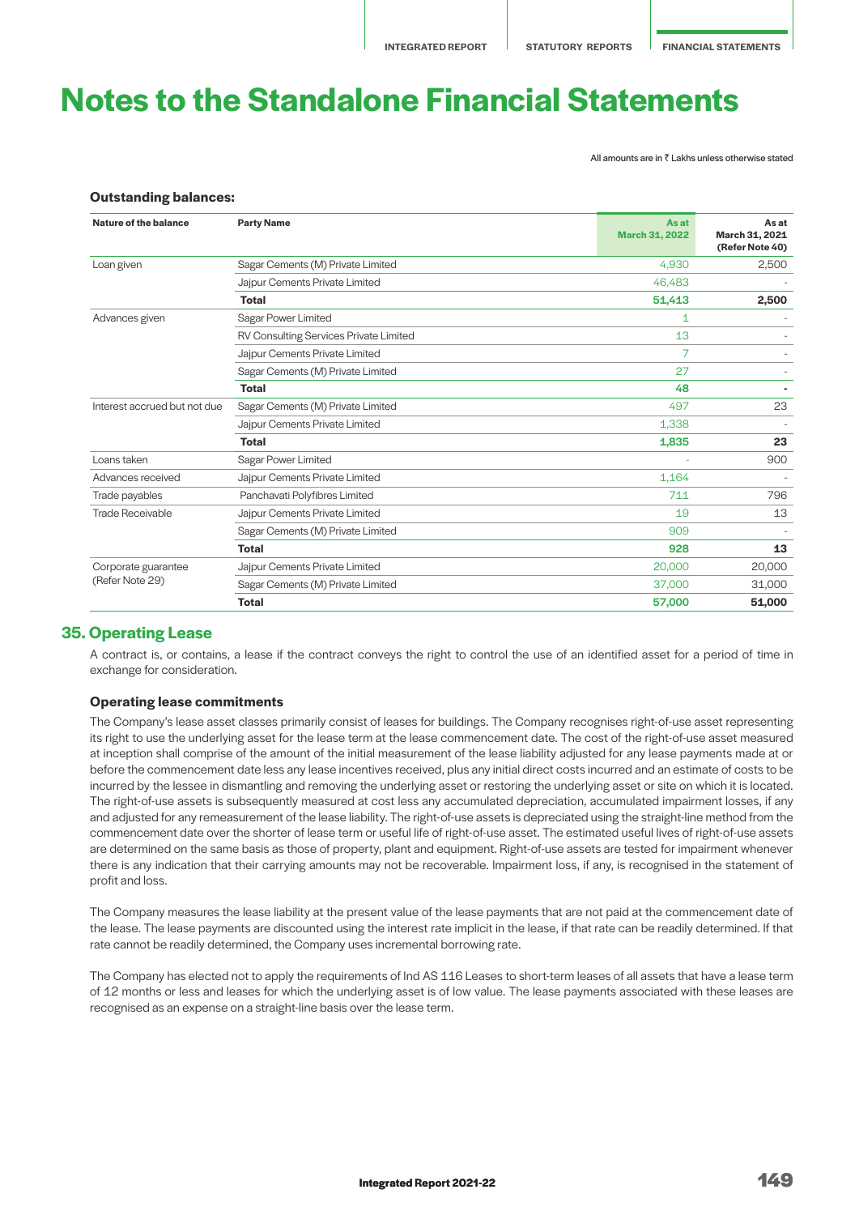# Notes to the Standalone Financial Statements

All amounts are in ₹ Lakhs unless otherwise stated

**Outstanding balances:**

| Nature of the balance | Party Name | As at March 31, 2022 | As at March 31, 2021 (Refer Note 40) |
|---|---|---|---|
| Loan given | Sagar Cements (M) Private Limited | 4,930 | 2,500 |
| | Jajpur Cements Private Limited | 46,483 | - |
| | **Total** | **51,413** | **2,500** |
| Advances given | Sagar Power Limited | 1 | - |
| | RV Consulting Services Private Limited | 13 | - |
| | Jajpur Cements Private Limited | 7 | - |
| | Sagar Cements (M) Private Limited | 27 | - |
| | **Total** | **48** | **-** |
| Interest accrued but not due | Sagar Cements (M) Private Limited | 497 | 23 |
| | Jajpur Cements Private Limited | 1,338 | - |
| | **Total** | **1,835** | **23** |
| Loans taken | Sagar Power Limited | - | 900 |
| Advances received | Jajpur Cements Private Limited | 1,164 | - |
| Trade payables | Panchavati Polyfibres Limited | 711 | 796 |
| Trade Receivable | Jajpur Cements Private Limited | 19 | 13 |
| | Sagar Cements (M) Private Limited | 909 | - |
| | **Total** | **928** | **13** |
| Corporate guarantee (Refer Note 29) | Jajpur Cements Private Limited | 20,000 | 20,000 |
| | Sagar Cements (M) Private Limited | 37,000 | 31,000 |
| | **Total** | **57,000** | **51,000** |

## 35. Operating Lease

A contract is, or contains, a lease if the contract conveys the right to control the use of an identified asset for a period of time in exchange for consideration.

### Operating lease commitments

The Company's lease asset classes primarily consist of leases for buildings. The Company recognises right-of-use asset representing its right to use the underlying asset for the lease term at the lease commencement date. The cost of the right-of-use asset measured at inception shall comprise of the amount of the initial measurement of the lease liability adjusted for any lease payments made at or before the commencement date less any lease incentives received, plus any initial direct costs incurred and an estimate of costs to be incurred by the lessee in dismantling and removing the underlying asset or restoring the underlying asset or site on which it is located. The right-of-use assets is subsequently measured at cost less any accumulated depreciation, accumulated impairment losses, if any and adjusted for any remeasurement of the lease liability. The right-of-use assets is depreciated using the straight-line method from the commencement date over the shorter of lease term or useful life of right-of-use asset. The estimated useful lives of right-of-use assets are determined on the same basis as those of property, plant and equipment. Right-of-use assets are tested for impairment whenever there is any indication that their carrying amounts may not be recoverable. Impairment loss, if any, is recognised in the statement of profit and loss.

The Company measures the lease liability at the present value of the lease payments that are not paid at the commencement date of the lease. The lease payments are discounted using the interest rate implicit in the lease, if that rate can be readily determined. If that rate cannot be readily determined, the Company uses incremental borrowing rate.

The Company has elected not to apply the requirements of Ind AS 116 Leases to short-term leases of all assets that have a lease term of 12 months or less and leases for which the underlying asset is of low value. The lease payments associated with these leases are recognised as an expense on a straight-line basis over the lease term.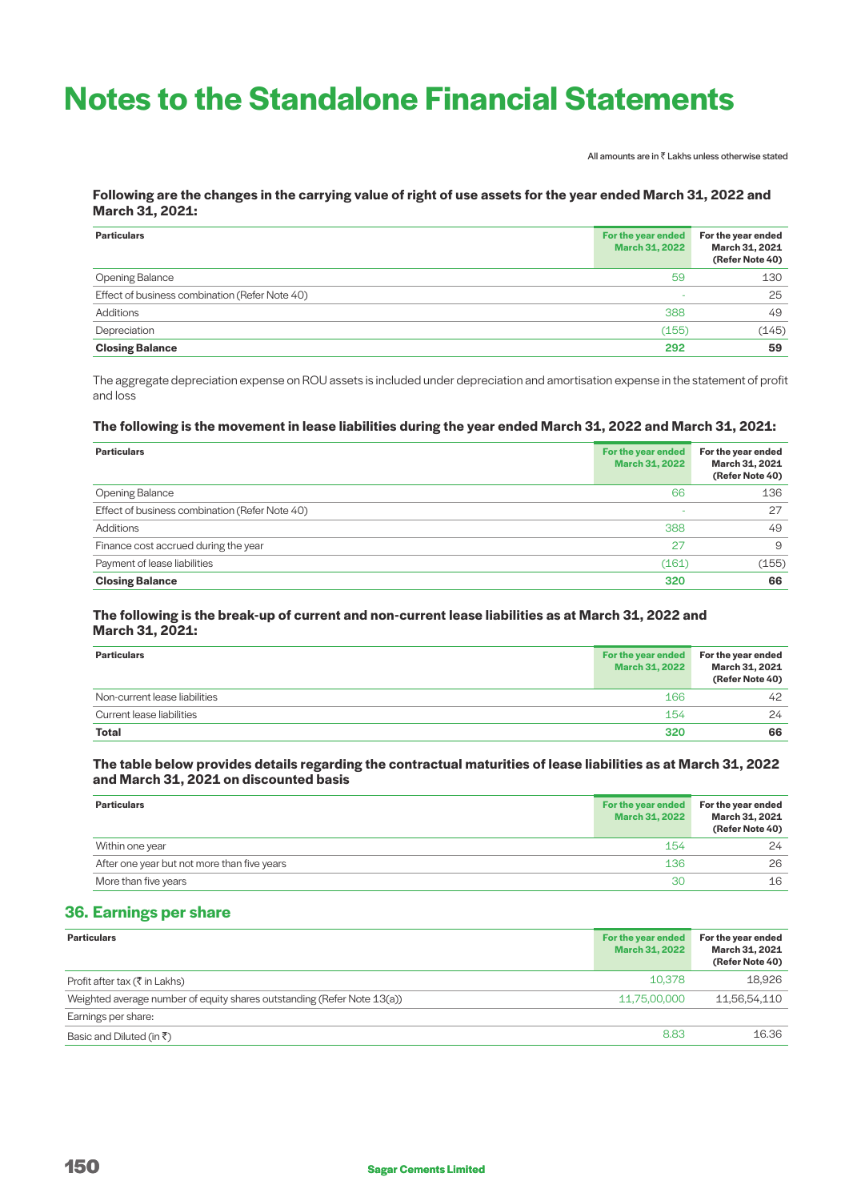# Notes to the Standalone Financial Statements

All amounts are in ₹ Lakhs unless otherwise stated

**Following are the changes in the carrying value of right of use assets for the year ended March 31, 2022 and March 31, 2021:**

| Particulars | For the year ended March 31, 2022 | For the year ended March 31, 2021 (Refer Note 40) |
|---|---|---|
| Opening Balance | 59 | 130 |
| Effect of business combination (Refer Note 40) | - | 25 |
| Additions | 388 | 49 |
| Depreciation | (155) | (145) |
| **Closing Balance** | **292** | **59** |

The aggregate depreciation expense on ROU assets is included under depreciation and amortisation expense in the statement of profit and loss

**The following is the movement in lease liabilities during the year ended March 31, 2022 and March 31, 2021:**

| Particulars | For the year ended March 31, 2022 | For the year ended March 31, 2021 (Refer Note 40) |
|---|---|---|
| Opening Balance | 66 | 136 |
| Effect of business combination (Refer Note 40) | - | 27 |
| Additions | 388 | 49 |
| Finance cost accrued during the year | 27 | 9 |
| Payment of lease liabilities | (161) | (155) |
| **Closing Balance** | **320** | **66** |

**The following is the break-up of current and non-current lease liabilities as at March 31, 2022 and March 31, 2021:**

| Particulars | For the year ended March 31, 2022 | For the year ended March 31, 2021 (Refer Note 40) |
|---|---|---|
| Non-current lease liabilities | 166 | 42 |
| Current lease liabilities | 154 | 24 |
| **Total** | **320** | **66** |

**The table below provides details regarding the contractual maturities of lease liabilities as at March 31, 2022 and March 31, 2021 on discounted basis**

| Particulars | For the year ended March 31, 2022 | For the year ended March 31, 2021 (Refer Note 40) |
|---|---|---|
| Within one year | 154 | 24 |
| After one year but not more than five years | 136 | 26 |
| More than five years | 30 | 16 |

## 36. Earnings per share

| Particulars | For the year ended March 31, 2022 | For the year ended March 31, 2021 (Refer Note 40) |
|---|---|---|
| Profit after tax (₹ in Lakhs) | 10,378 | 18,926 |
| Weighted average number of equity shares outstanding (Refer Note 13(a)) | 11,75,00,000 | 11,56,54,110 |
| Earnings per share: | | |
| Basic and Diluted (in ₹) | 8.83 | 16.36 |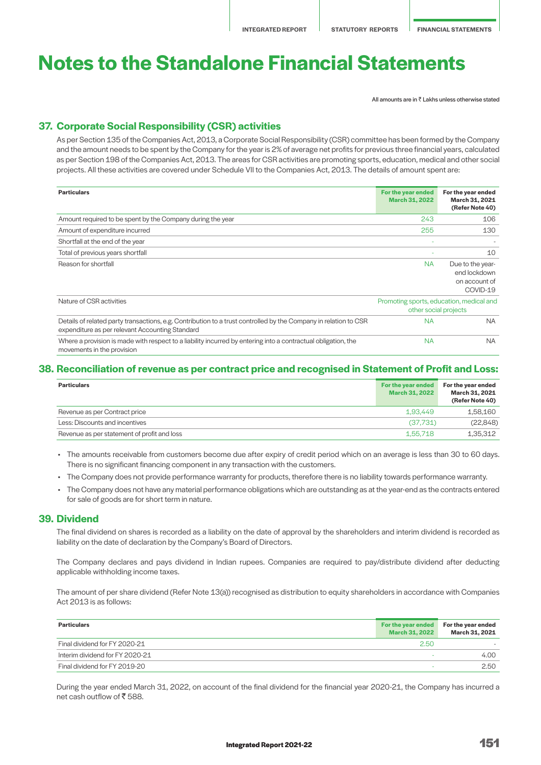# Notes to the Standalone Financial Statements

All amounts are in ₹ Lakhs unless otherwise stated

## 37. Corporate Social Responsibility (CSR) activities

As per Section 135 of the Companies Act, 2013, a Corporate Social Responsibility (CSR) committee has been formed by the Company and the amount needs to be spent by the Company for the year is 2% of average net profits for previous three financial years, calculated as per Section 198 of the Companies Act, 2013. The areas for CSR activities are promoting sports, education, medical and other social projects. All these activities are covered under Schedule VII to the Companies Act, 2013. The details of amount spent are:

| Particulars | For the year ended March 31, 2022 | For the year ended March 31, 2021 (Refer Note 40) |
|---|---|---|
| Amount required to be spent by the Company during the year | 243 | 106 |
| Amount of expenditure incurred | 255 | 130 |
| Shortfall at the end of the year | - | - |
| Total of previous years shortfall | - | 10 |
| Reason for shortfall | NA | Due to the year-end lockdown on account of COVID-19 |
| Nature of CSR activities | Promoting sports, education, medical and other social projects | |
| Details of related party transactions, e.g. Contribution to a trust controlled by the Company in relation to CSR expenditure as per relevant Accounting Standard | NA | NA |
| Where a provision is made with respect to a liability incurred by entering into a contractual obligation, the movements in the provision | NA | NA |

## 38. Reconciliation of revenue as per contract price and recognised in Statement of Profit and Loss:

| Particulars | For the year ended March 31, 2022 | For the year ended March 31, 2021 (Refer Note 40) |
|---|---|---|
| Revenue as per Contract price | 1,93,449 | 1,58,160 |
| Less: Discounts and incentives | (37,731) | (22,848) |
| Revenue as per statement of profit and loss | 1,55,718 | 1,35,312 |

- The amounts receivable from customers become due after expiry of credit period which on an average is less than 30 to 60 days. There is no significant financing component in any transaction with the customers.
- The Company does not provide performance warranty for products, therefore there is no liability towards performance warranty.
- The Company does not have any material performance obligations which are outstanding as at the year-end as the contracts entered for sale of goods are for short term in nature.

## 39. Dividend

The final dividend on shares is recorded as a liability on the date of approval by the shareholders and interim dividend is recorded as liability on the date of declaration by the Company's Board of Directors.

The Company declares and pays dividend in Indian rupees. Companies are required to pay/distribute dividend after deducting applicable withholding income taxes.

The amount of per share dividend (Refer Note 13(a)) recognised as distribution to equity shareholders in accordance with Companies Act 2013 is as follows:

| Particulars | For the year ended March 31, 2022 | For the year ended March 31, 2021 |
|---|---|---|
| Final dividend for FY 2020-21 | 2.50 | - |
| Interim dividend for FY 2020-21 | - | 4.00 |
| Final dividend for FY 2019-20 | - | 2.50 |

During the year ended March 31, 2022, on account of the final dividend for the financial year 2020-21, the Company has incurred a net cash outflow of ₹ 588.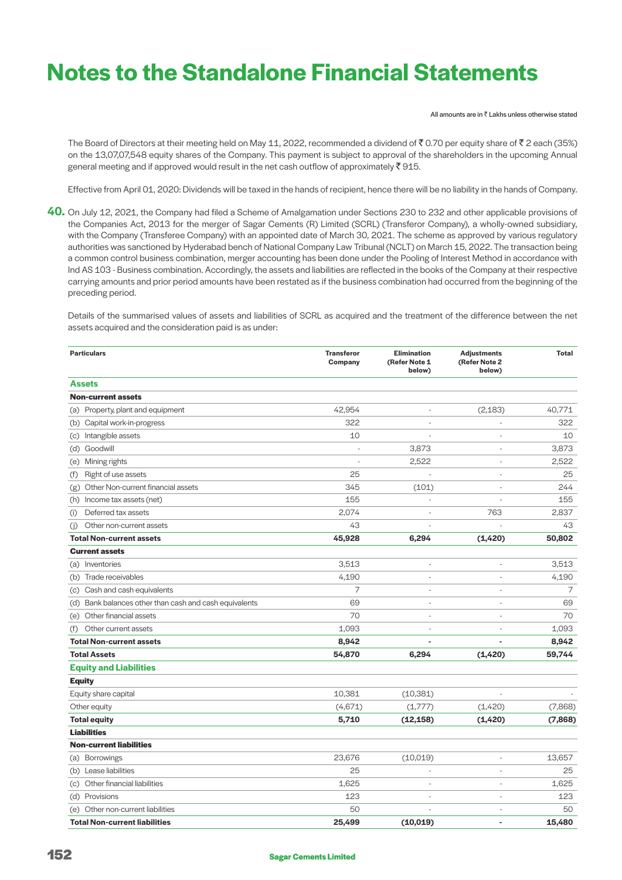# Notes to the Standalone Financial Statements

All amounts are in ₹ Lakhs unless otherwise stated

The Board of Directors at their meeting held on May 11, 2022, recommended a dividend of ₹ 0.70 per equity share of ₹ 2 each (35%) on the 13,07,07,548 equity shares of the Company. This payment is subject to approval of the shareholders in the upcoming Annual general meeting and if approved would result in the net cash outflow of approximately ₹ 915.

Effective from April 01, 2020: Dividends will be taxed in the hands of recipient, hence there will be no liability in the hands of Company.

**40.** On July 12, 2021, the Company had filed a Scheme of Amalgamation under Sections 230 to 232 and other applicable provisions of the Companies Act, 2013 for the merger of Sagar Cements (R) Limited (SCRL) (Transferor Company), a wholly-owned subsidiary, with the Company (Transferee Company) with an appointed date of March 30, 2021. The scheme as approved by various regulatory authorities was sanctioned by Hyderabad bench of National Company Law Tribunal (NCLT) on March 15, 2022. The transaction being a common control business combination, merger accounting has been done under the Pooling of Interest Method in accordance with Ind AS 103 - Business combination. Accordingly, the assets and liabilities are reflected in the books of the Company at their respective carrying amounts and prior period amounts have been restated as if the business combination had occurred from the beginning of the preceding period.

Details of the summarised values of assets and liabilities of SCRL as acquired and the treatment of the difference between the net assets acquired and the consideration paid is as under:

| Particulars | Transferor Company | Elimination (Refer Note 1 below) | Adjustments (Refer Note 2 below) | Total |
|---|---|---|---|---|
| **Assets** | | | | |
| **Non-current assets** | | | | |
| (a) Property, plant and equipment | 42,954 | - | (2,183) | 40,771 |
| (b) Capital work-in-progress | 322 | - | - | 322 |
| (c) Intangible assets | 10 | - | - | 10 |
| (d) Goodwill | - | 3,873 | - | 3,873 |
| (e) Mining rights | - | 2,522 | - | 2,522 |
| (f) Right of use assets | 25 | - | - | 25 |
| (g) Other Non-current financial assets | 345 | (101) | - | 244 |
| (h) Income tax assets (net) | 155 | - | - | 155 |
| (i) Deferred tax assets | 2,074 | - | 763 | 2,837 |
| (j) Other non-current assets | 43 | - | - | 43 |
| **Total Non-current assets** | **45,928** | **6,294** | **(1,420)** | **50,802** |
| **Current assets** | | | | |
| (a) Inventories | 3,513 | - | - | 3,513 |
| (b) Trade receivables | 4,190 | - | - | 4,190 |
| (c) Cash and cash equivalents | 7 | - | - | 7 |
| (d) Bank balances other than cash and cash equivalents | 69 | - | - | 69 |
| (e) Other financial assets | 70 | - | - | 70 |
| (f) Other current assets | 1,093 | - | - | 1,093 |
| **Total Non-current assets** | **8,942** | **-** | **-** | **8,942** |
| **Total Assets** | **54,870** | **6,294** | **(1,420)** | **59,744** |
| **Equity and Liabilities** | | | | |
| **Equity** | | | | |
| Equity share capital | 10,381 | (10,381) | - | - |
| Other equity | (4,671) | (1,777) | (1,420) | (7,868) |
| **Total equity** | **5,710** | **(12,158)** | **(1,420)** | **(7,868)** |
| **Liabilities** | | | | |
| **Non-current liabilities** | | | | |
| (a) Borrowings | 23,676 | (10,019) | - | 13,657 |
| (b) Lease liabilities | 25 | - | - | 25 |
| (c) Other financial liabilities | 1,625 | - | - | 1,625 |
| (d) Provisions | 123 | - | - | 123 |
| (e) Other non-current liabilities | 50 | - | - | 50 |
| **Total Non-current liabilities** | **25,499** | **(10,019)** | **-** | **15,480** |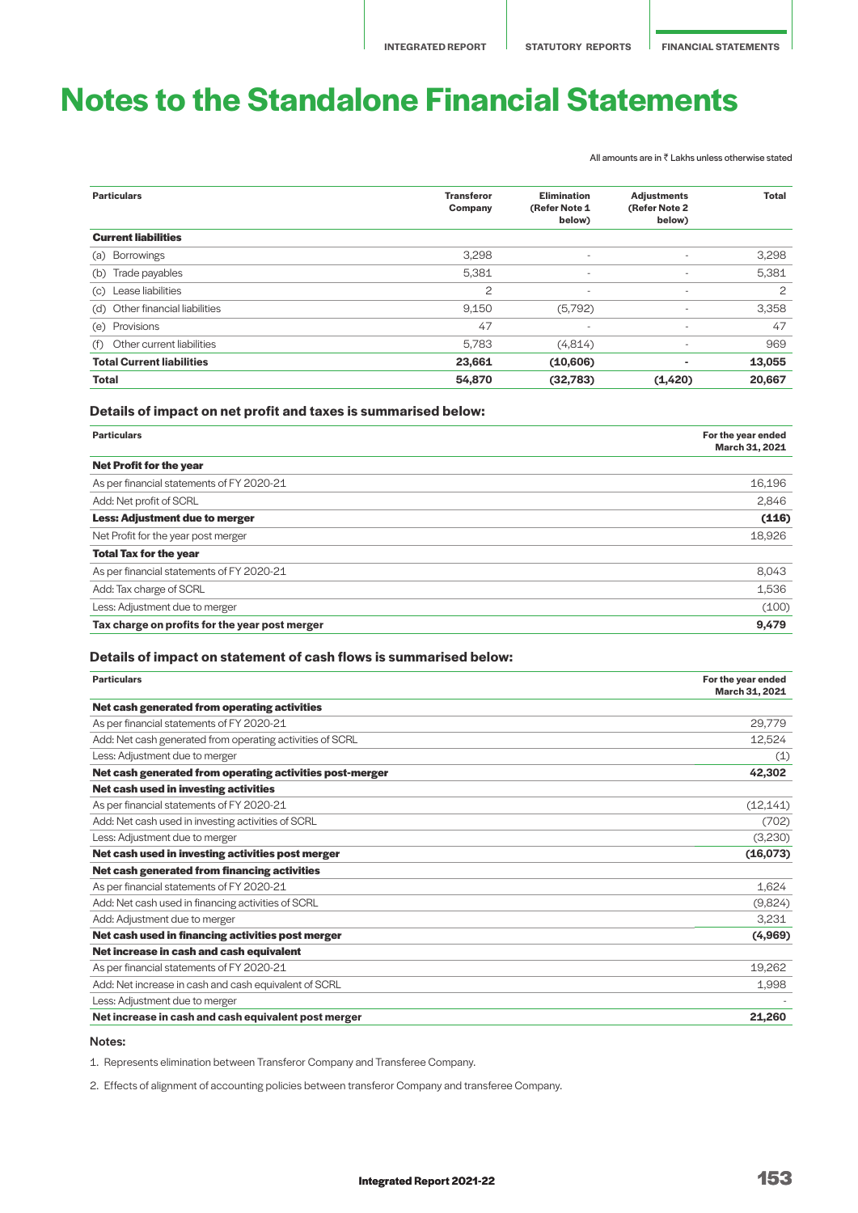# Notes to the Standalone Financial Statements

All amounts are in ₹ Lakhs unless otherwise stated

| Particulars | Transferor Company | Elimination (Refer Note 1 below) | Adjustments (Refer Note 2 below) | Total |
|---|---|---|---|---|
| **Current liabilities** | | | | |
| (a) Borrowings | 3,298 | - | - | 3,298 |
| (b) Trade payables | 5,381 | - | - | 5,381 |
| (c) Lease liabilities | 2 | - | - | 2 |
| (d) Other financial liabilities | 9,150 | (5,792) | - | 3,358 |
| (e) Provisions | 47 | - | - | 47 |
| (f) Other current liabilities | 5,783 | (4,814) | - | 969 |
| **Total Current liabilities** | **23,661** | **(10,606)** | **-** | **13,055** |
| **Total** | **54,870** | **(32,783)** | **(1,420)** | **20,667** |

### Details of impact on net profit and taxes is summarised below:

| Particulars | For the year ended March 31, 2021 |
|---|---|
| **Net Profit for the year** | |
| As per financial statements of FY 2020-21 | 16,196 |
| Add: Net profit of SCRL | 2,846 |
| **Less: Adjustment due to merger** | **(116)** |
| Net Profit for the year post merger | 18,926 |
| **Total Tax for the year** | |
| As per financial statements of FY 2020-21 | 8,043 |
| Add: Tax charge of SCRL | 1,536 |
| Less: Adjustment due to merger | (100) |
| **Tax charge on profits for the year post merger** | **9,479** |

### Details of impact on statement of cash flows is summarised below:

| Particulars | For the year ended March 31, 2021 |
|---|---|
| **Net cash generated from operating activities** | |
| As per financial statements of FY 2020-21 | 29,779 |
| Add: Net cash generated from operating activities of SCRL | 12,524 |
| Less: Adjustment due to merger | (1) |
| **Net cash generated from operating activities post-merger** | **42,302** |
| **Net cash used in investing activities** | |
| As per financial statements of FY 2020-21 | (12,141) |
| Add: Net cash used in investing activities of SCRL | (702) |
| Less: Adjustment due to merger | (3,230) |
| **Net cash used in investing activities post merger** | **(16,073)** |
| **Net cash generated from financing activities** | |
| As per financial statements of FY 2020-21 | 1,624 |
| Add: Net cash used in financing activities of SCRL | (9,824) |
| Add: Adjustment due to merger | 3,231 |
| **Net cash used in financing activities post merger** | **(4,969)** |
| **Net increase in cash and cash equivalent** | |
| As per financial statements of FY 2020-21 | 19,262 |
| Add: Net increase in cash and cash equivalent of SCRL | 1,998 |
| Less: Adjustment due to merger | - |
| **Net increase in cash and cash equivalent post merger** | **21,260** |

**Notes:**

1. Represents elimination between Transferor Company and Transferee Company.
2. Effects of alignment of accounting policies between transferor Company and transferee Company.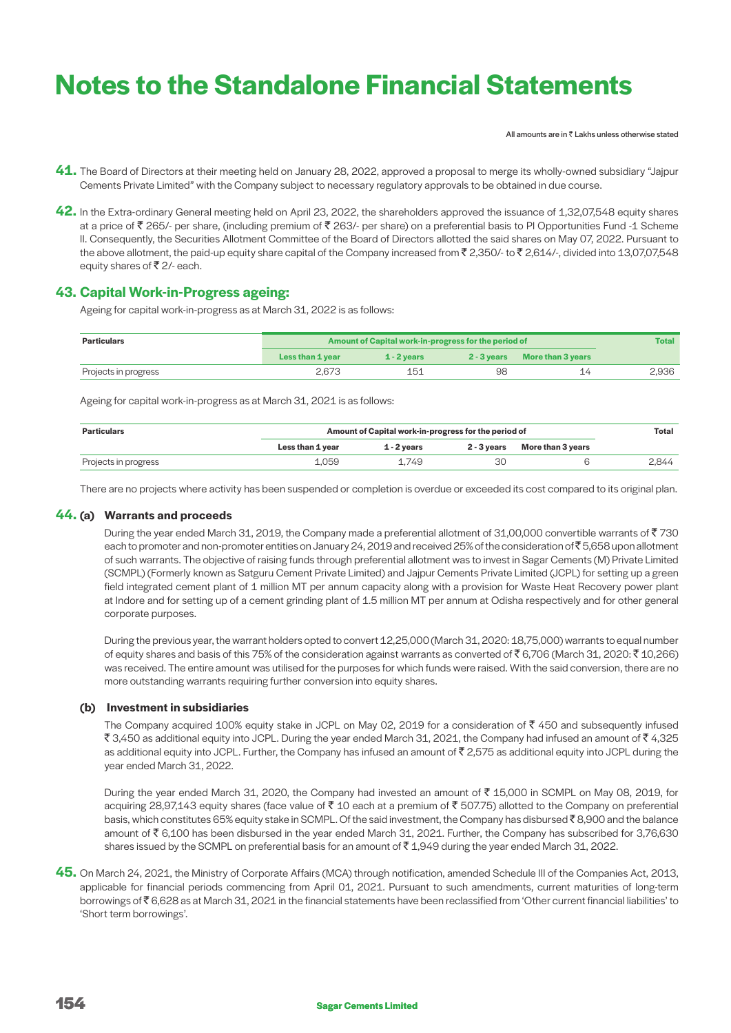# Notes to the Standalone Financial Statements

All amounts are in ₹ Lakhs unless otherwise stated

**41.** The Board of Directors at their meeting held on January 28, 2022, approved a proposal to merge its wholly-owned subsidiary "Jajpur Cements Private Limited" with the Company subject to necessary regulatory approvals to be obtained in due course.

**42.** In the Extra-ordinary General meeting held on April 23, 2022, the shareholders approved the issuance of 1,32,07,548 equity shares at a price of ₹ 265/- per share, (including premium of ₹ 263/- per share) on a preferential basis to PI Opportunities Fund -1 Scheme II. Consequently, the Securities Allotment Committee of the Board of Directors allotted the said shares on May 07, 2022. Pursuant to the above allotment, the paid-up equity share capital of the Company increased from ₹ 2,350/- to ₹ 2,614/-, divided into 13,07,07,548 equity shares of ₹ 2/- each.

## 43. Capital Work-in-Progress ageing:

Ageing for capital work-in-progress as at March 31, 2022 is as follows:

| Particulars | Amount of Capital work-in-progress for the period of | | | | Total |
|---|---|---|---|---|---|
| | Less than 1 year | 1 - 2 years | 2 - 3 years | More than 3 years | |
| Projects in progress | 2,673 | 151 | 98 | 14 | 2,936 |

Ageing for capital work-in-progress as at March 31, 2021 is as follows:

| Particulars | Amount of Capital work-in-progress for the period of | | | | Total |
|---|---|---|---|---|---|
| | Less than 1 year | 1 - 2 years | 2 - 3 years | More than 3 years | |
| Projects in progress | 1,059 | 1,749 | 30 | 6 | 2,844 |

There are no projects where activity has been suspended or completion is overdue or exceeded its cost compared to its original plan.

**44. (a) Warrants and proceeds**

During the year ended March 31, 2019, the Company made a preferential allotment of 31,00,000 convertible warrants of ₹ 730 each to promoter and non-promoter entities on January 24, 2019 and received 25% of the consideration of ₹ 5,658 upon allotment of such warrants. The objective of raising funds through preferential allotment was to invest in Sagar Cements (M) Private Limited (SCMPL) (Formerly known as Satguru Cement Private Limited) and Jajpur Cements Private Limited (JCPL) for setting up a green field integrated cement plant of 1 million MT per annum capacity along with a provision for Waste Heat Recovery power plant at Indore and for setting up of a cement grinding plant of 1.5 million MT per annum at Odisha respectively and for other general corporate purposes.

During the previous year, the warrant holders opted to convert 12,25,000 (March 31, 2020: 18,75,000) warrants to equal number of equity shares and basis of this 75% of the consideration against warrants as converted of ₹ 6,706 (March 31, 2020: ₹ 10,266) was received. The entire amount was utilised for the purposes for which funds were raised. With the said conversion, there are no more outstanding warrants requiring further conversion into equity shares.

**(b) Investment in subsidiaries**

The Company acquired 100% equity stake in JCPL on May 02, 2019 for a consideration of ₹ 450 and subsequently infused ₹ 3,450 as additional equity into JCPL. During the year ended March 31, 2021, the Company had infused an amount of ₹ 4,325 as additional equity into JCPL. Further, the Company has infused an amount of ₹ 2,575 as additional equity into JCPL during the year ended March 31, 2022.

During the year ended March 31, 2020, the Company had invested an amount of ₹ 15,000 in SCMPL on May 08, 2019, for acquiring 28,97,143 equity shares (face value of ₹ 10 each at a premium of ₹ 507.75) allotted to the Company on preferential basis, which constitutes 65% equity stake in SCMPL. Of the said investment, the Company has disbursed ₹ 8,900 and the balance amount of ₹ 6,100 has been disbursed in the year ended March 31, 2021. Further, the Company has subscribed for 3,76,630 shares issued by the SCMPL on preferential basis for an amount of ₹ 1,949 during the year ended March 31, 2022.

**45.** On March 24, 2021, the Ministry of Corporate Affairs (MCA) through notification, amended Schedule III of the Companies Act, 2013, applicable for financial periods commencing from April 01, 2021. Pursuant to such amendments, current maturities of long-term borrowings of ₹ 6,628 as at March 31, 2021 in the financial statements have been reclassified from 'Other current financial liabilities' to 'Short term borrowings'.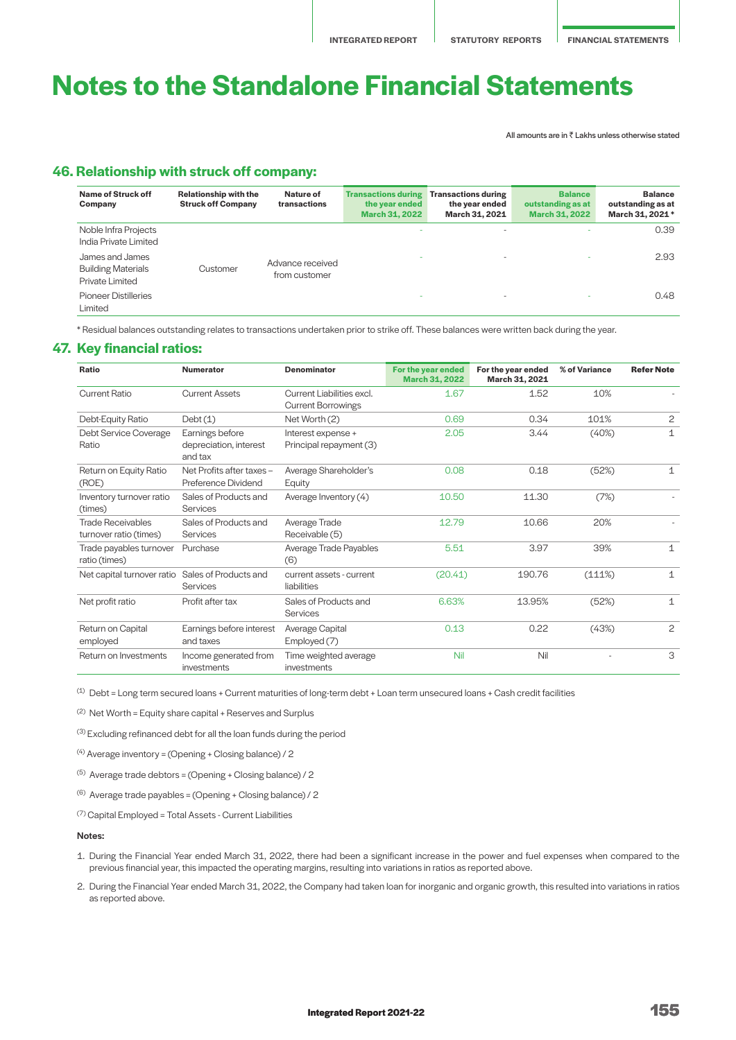# Notes to the Standalone Financial Statements

All amounts are in ₹ Lakhs unless otherwise stated

## 46. Relationship with struck off company:

| Name of Struck off Company | Relationship with the Struck off Company | Nature of transactions | Transactions during the year ended March 31, 2022 | Transactions during the year ended March 31, 2021 | Balance outstanding as at March 31, 2022 | Balance outstanding as at March 31, 2021 * |
|---|---|---|---|---|---|---|
| Noble Infra Projects India Private Limited | Customer | Advance received from customer | - | - | - | 0.39 |
| James and James Building Materials Private Limited | Customer | Advance received from customer | - | - | - | 2.93 |
| Pioneer Distilleries Limited | Customer | Advance received from customer | - | - | - | 0.48 |

* Residual balances outstanding relates to transactions undertaken prior to strike off. These balances were written back during the year.

## 47. Key financial ratios:

| Ratio | Numerator | Denominator | For the year ended March 31, 2022 | For the year ended March 31, 2021 | % of Variance | Refer Note |
|---|---|---|---|---|---|---|
| Current Ratio | Current Assets | Current Liabilities excl. Current Borrowings | 1.67 | 1.52 | 10% | - |
| Debt-Equity Ratio | Debt (1) | Net Worth (2) | 0.69 | 0.34 | 101% | 2 |
| Debt Service Coverage Ratio | Earnings before depreciation, interest and tax | Interest expense + Principal repayment (3) | 2.05 | 3.44 | (40%) | 1 |
| Return on Equity Ratio (ROE) | Net Profits after taxes – Preference Dividend | Average Shareholder's Equity | 0.08 | 0.18 | (52%) | 1 |
| Inventory turnover ratio (times) | Sales of Products and Services | Average Inventory (4) | 10.50 | 11.30 | (7%) | - |
| Trade Receivables turnover ratio (times) | Sales of Products and Services | Average Trade Receivable (5) | 12.79 | 10.66 | 20% | - |
| Trade payables turnover ratio (times) | Purchase | Average Trade Payables (6) | 5.51 | 3.97 | 39% | 1 |
| Net capital turnover ratio | Sales of Products and Services | current assets - current liabilities | (20.41) | 190.76 | (111%) | 1 |
| Net profit ratio | Profit after tax | Sales of Products and Services | 6.63% | 13.95% | (52%) | 1 |
| Return on Capital employed | Earnings before interest and taxes | Average Capital Employed (7) | 0.13 | 0.22 | (43%) | 2 |
| Return on Investments | Income generated from investments | Time weighted average investments | Nil | Nil | - | 3 |

(1) Debt = Long term secured loans + Current maturities of long-term debt + Loan term unsecured loans + Cash credit facilities

(2) Net Worth = Equity share capital + Reserves and Surplus

(3) Excluding refinanced debt for all the loan funds during the period

(4) Average inventory = (Opening + Closing balance) / 2

(5) Average trade debtors = (Opening + Closing balance) / 2

(6) Average trade payables = (Opening + Closing balance) / 2

(7) Capital Employed = Total Assets - Current Liabilities

**Notes:**

1. During the Financial Year ended March 31, 2022, there had been a significant increase in the power and fuel expenses when compared to the previous financial year, this impacted the operating margins, resulting into variations in ratios as reported above.
2. During the Financial Year ended March 31, 2022, the Company had taken loan for inorganic and organic growth, this resulted into variations in ratios as reported above.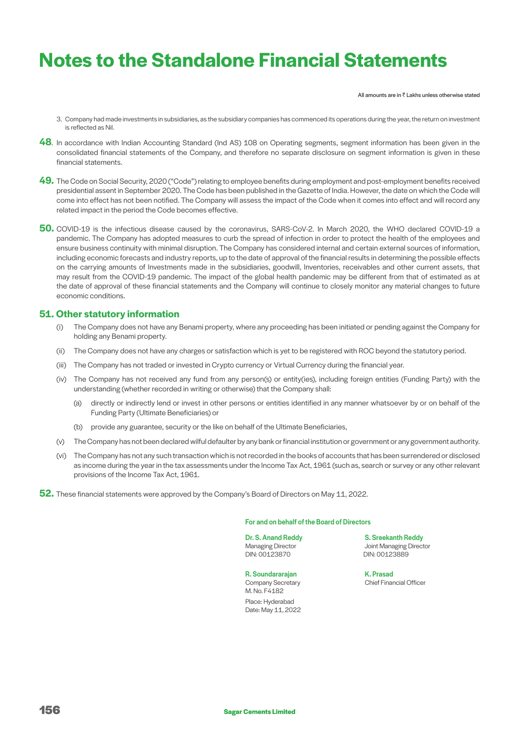# Notes to the Standalone Financial Statements

All amounts are in ₹ Lakhs unless otherwise stated

3. Company had made investments in subsidiaries, as the subsidiary companies has commenced its operations during the year, the return on investment is reflected as Nil.

**48**. In accordance with Indian Accounting Standard (Ind AS) 108 on Operating segments, segment information has been given in the consolidated financial statements of the Company, and therefore no separate disclosure on segment information is given in these financial statements.

**49.** The Code on Social Security, 2020 ("Code") relating to employee benefits during employment and post-employment benefits received presidential assent in September 2020. The Code has been published in the Gazette of India. However, the date on which the Code will come into effect has not been notified. The Company will assess the impact of the Code when it comes into effect and will record any related impact in the period the Code becomes effective.

**50.** COVID-19 is the infectious disease caused by the coronavirus, SARS-CoV-2. In March 2020, the WHO declared COVID-19 a pandemic. The Company has adopted measures to curb the spread of infection in order to protect the health of the employees and ensure business continuity with minimal disruption. The Company has considered internal and certain external sources of information, including economic forecasts and industry reports, up to the date of approval of the financial results in determining the possible effects on the carrying amounts of Investments made in the subsidiaries, goodwill, Inventories, receivables and other current assets, that may result from the COVID-19 pandemic. The impact of the global health pandemic may be different from that of estimated as at the date of approval of these financial statements and the Company will continue to closely monitor any material changes to future economic conditions.

## 51. Other statutory information

(i) The Company does not have any Benami property, where any proceeding has been initiated or pending against the Company for holding any Benami property.

(ii) The Company does not have any charges or satisfaction which is yet to be registered with ROC beyond the statutory period.

(iii) The Company has not traded or invested in Crypto currency or Virtual Currency during the financial year.

(iv) The Company has not received any fund from any person(s) or entity(ies), including foreign entities (Funding Party) with the understanding (whether recorded in writing or otherwise) that the Company shall:

  (a) directly or indirectly lend or invest in other persons or entities identified in any manner whatsoever by or on behalf of the Funding Party (Ultimate Beneficiaries) or

  (b) provide any guarantee, security or the like on behalf of the Ultimate Beneficiaries,

(v) The Company has not been declared wilful defaulter by any bank or financial institution or government or any government authority.

(vi) The Company has not any such transaction which is not recorded in the books of accounts that has been surrendered or disclosed as income during the year in the tax assessments under the Income Tax Act, 1961 (such as, search or survey or any other relevant provisions of the Income Tax Act, 1961.

**52.** These financial statements were approved by the Company's Board of Directors on May 11, 2022.

**For and on behalf of the Board of Directors**

**Dr. S. Anand Reddy**
Managing Director
DIN: 00123870

**S. Sreekanth Reddy**
Joint Managing Director
DIN: 00123889

**R. Soundararajan**
Company Secretary
M. No. F4182

**K. Prasad**
Chief Financial Officer

Place: Hyderabad
Date: May 11, 2022